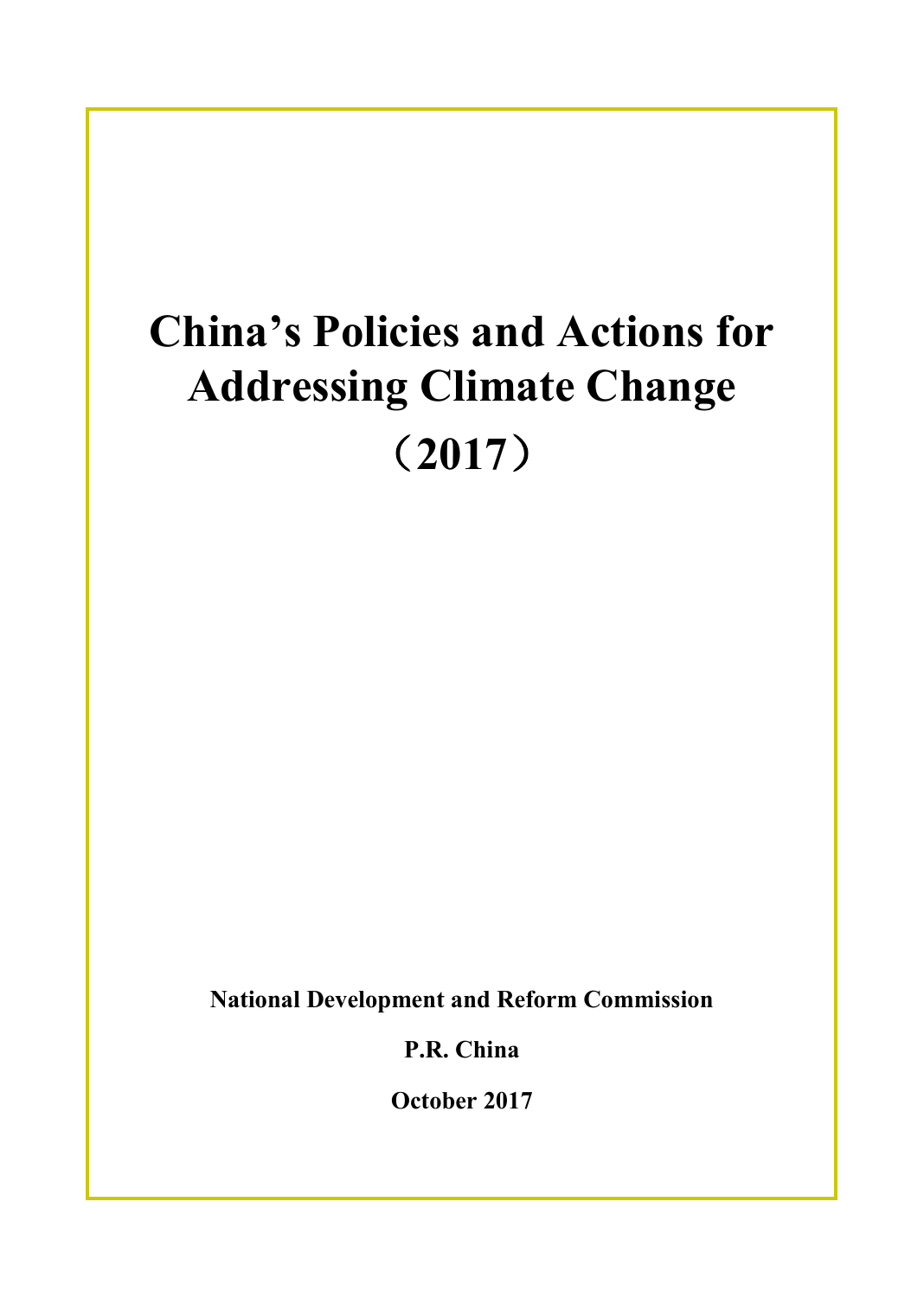# China's Policies and Actions for Addressing Climate Change

# （2017）

**National Development and Reform Commission**

**P.R. China**

**October 2017**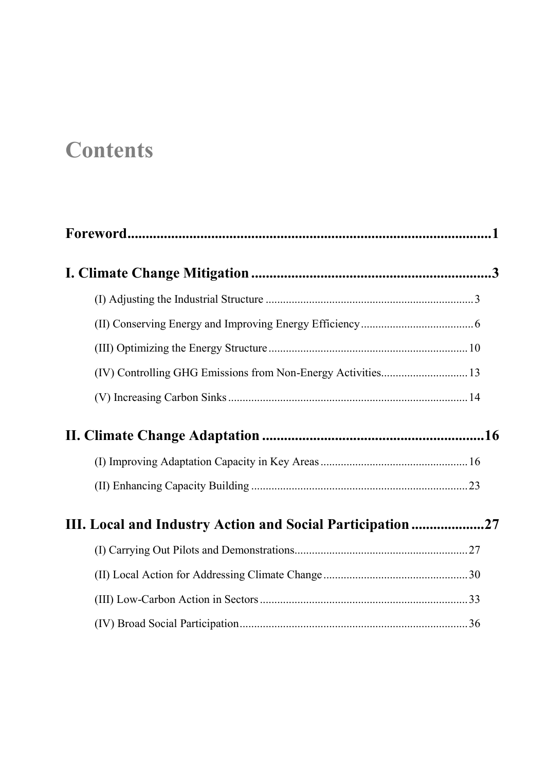# Contents

**Foreword......1**

**I. Climate Change Mitigation......3**

- (I) Adjusting the Industrial Structure......3
- (II) Conserving Energy and Improving Energy Efficiency......6
- (III) Optimizing the Energy Structure......10
- (IV) Controlling GHG Emissions from Non-Energy Activities......13
- (V) Increasing Carbon Sinks......14

**II. Climate Change Adaptation......16**

- (I) Improving Adaptation Capacity in Key Areas......16
- (II) Enhancing Capacity Building......23

**III. Local and Industry Action and Social Participation......27**

- (I) Carrying Out Pilots and Demonstrations......27
- (II) Local Action for Addressing Climate Change......30
- (III) Low-Carbon Action in Sectors......33
- (IV) Broad Social Participation......36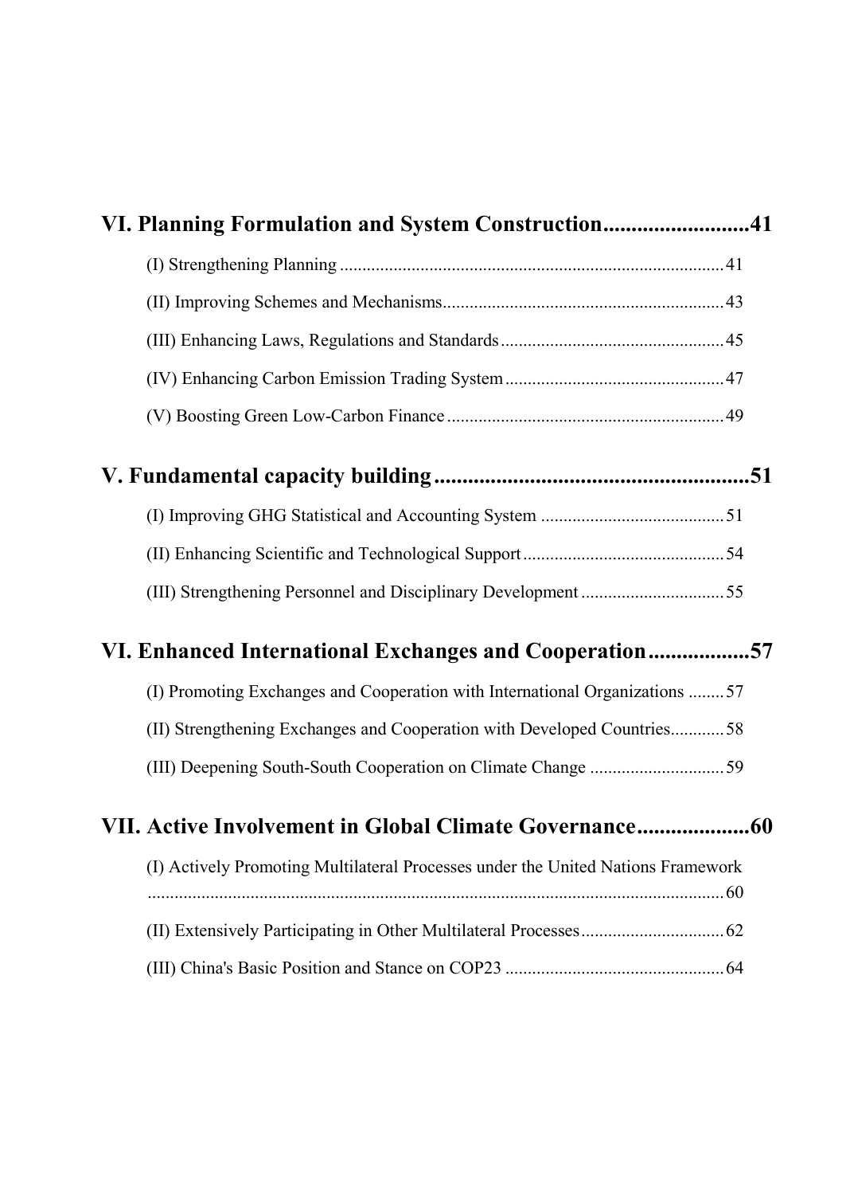**VI. Planning Formulation and System Construction.........................41**

(I) Strengthening Planning .....................................................................................41

(II) Improving Schemes and Mechanisms...............................................................43

(III) Enhancing Laws, Regulations and Standards..................................................45

(IV) Enhancing Carbon Emission Trading System.................................................47

(V) Boosting Green Low-Carbon Finance..............................................................49

**V. Fundamental capacity building........................................................51**

(I) Improving GHG Statistical and Accounting System .........................................51

(II) Enhancing Scientific and Technological Support.............................................54

(III) Strengthening Personnel and Disciplinary Development................................55

**VI. Enhanced International Exchanges and Cooperation.................57**

(I) Promoting Exchanges and Cooperation with International Organizations ........57

(II) Strengthening Exchanges and Cooperation with Developed Countries............58

(III) Deepening South-South Cooperation on Climate Change .............................59

**VII. Active Involvement in Global Climate Governance...................60**

(I) Actively Promoting Multilateral Processes under the United Nations Framework ....................................................................................................................60

(II) Extensively Participating in Other Multilateral Processes................................62

(III) China's Basic Position and Stance on COP23 .................................................64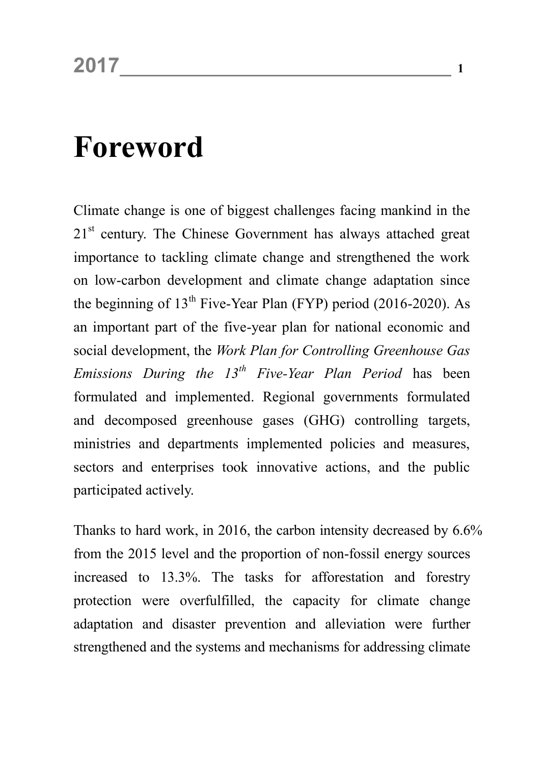# Foreword

Climate change is one of biggest challenges facing mankind in the 21st century. The Chinese Government has always attached great importance to tackling climate change and strengthened the work on low-carbon development and climate change adaptation since the beginning of 13th Five-Year Plan (FYP) period (2016-2020). As an important part of the five-year plan for national economic and social development, the *Work Plan for Controlling Greenhouse Gas Emissions During the 13th Five-Year Plan Period* has been formulated and implemented. Regional governments formulated and decomposed greenhouse gases (GHG) controlling targets, ministries and departments implemented policies and measures, sectors and enterprises took innovative actions, and the public participated actively.

Thanks to hard work, in 2016, the carbon intensity decreased by 6.6% from the 2015 level and the proportion of non-fossil energy sources increased to 13.3%. The tasks for afforestation and forestry protection were overfulfilled, the capacity for climate change adaptation and disaster prevention and alleviation were further strengthened and the systems and mechanisms for addressing climate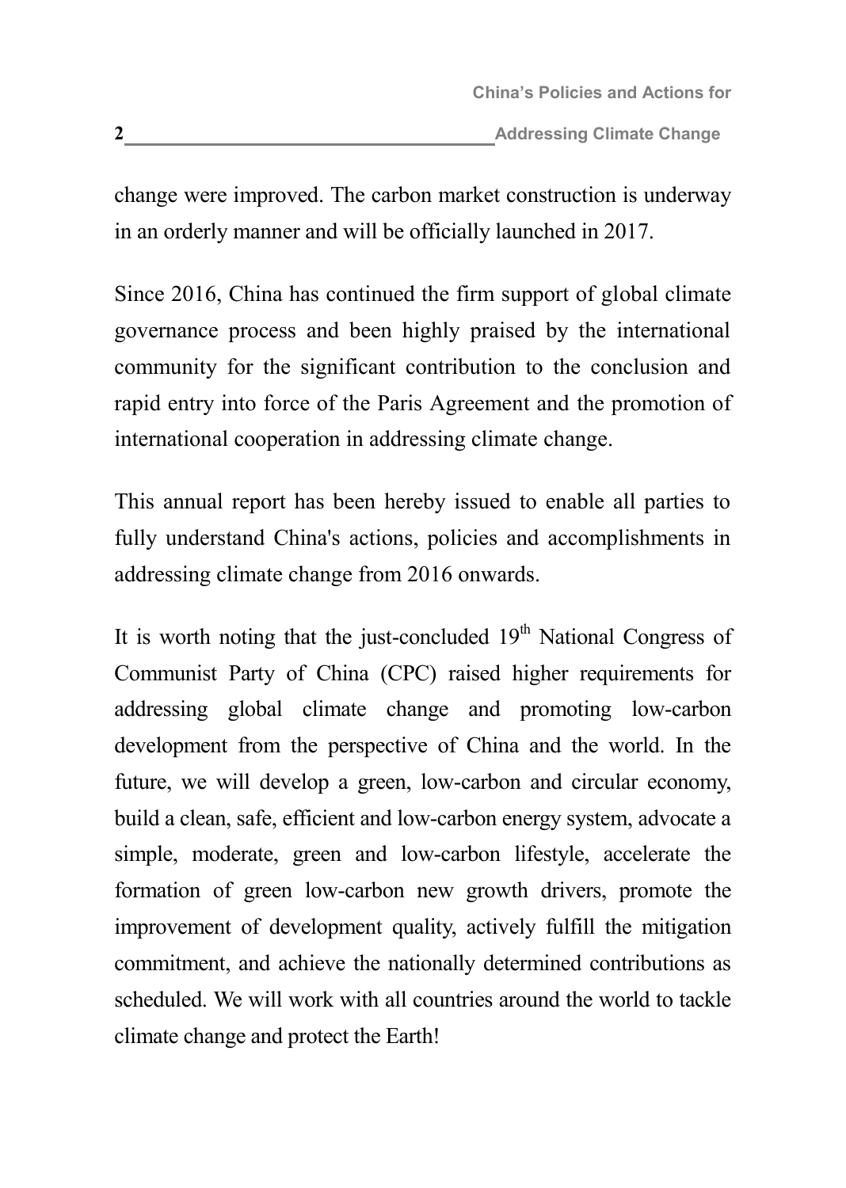change were improved. The carbon market construction is underway in an orderly manner and will be officially launched in 2017.

Since 2016, China has continued the firm support of global climate governance process and been highly praised by the international community for the significant contribution to the conclusion and rapid entry into force of the Paris Agreement and the promotion of international cooperation in addressing climate change.

This annual report has been hereby issued to enable all parties to fully understand China's actions, policies and accomplishments in addressing climate change from 2016 onwards.

It is worth noting that the just-concluded 19th National Congress of Communist Party of China (CPC) raised higher requirements for addressing global climate change and promoting low-carbon development from the perspective of China and the world. In the future, we will develop a green, low-carbon and circular economy, build a clean, safe, efficient and low-carbon energy system, advocate a simple, moderate, green and low-carbon lifestyle, accelerate the formation of green low-carbon new growth drivers, promote the improvement of development quality, actively fulfill the mitigation commitment, and achieve the nationally determined contributions as scheduled. We will work with all countries around the world to tackle climate change and protect the Earth!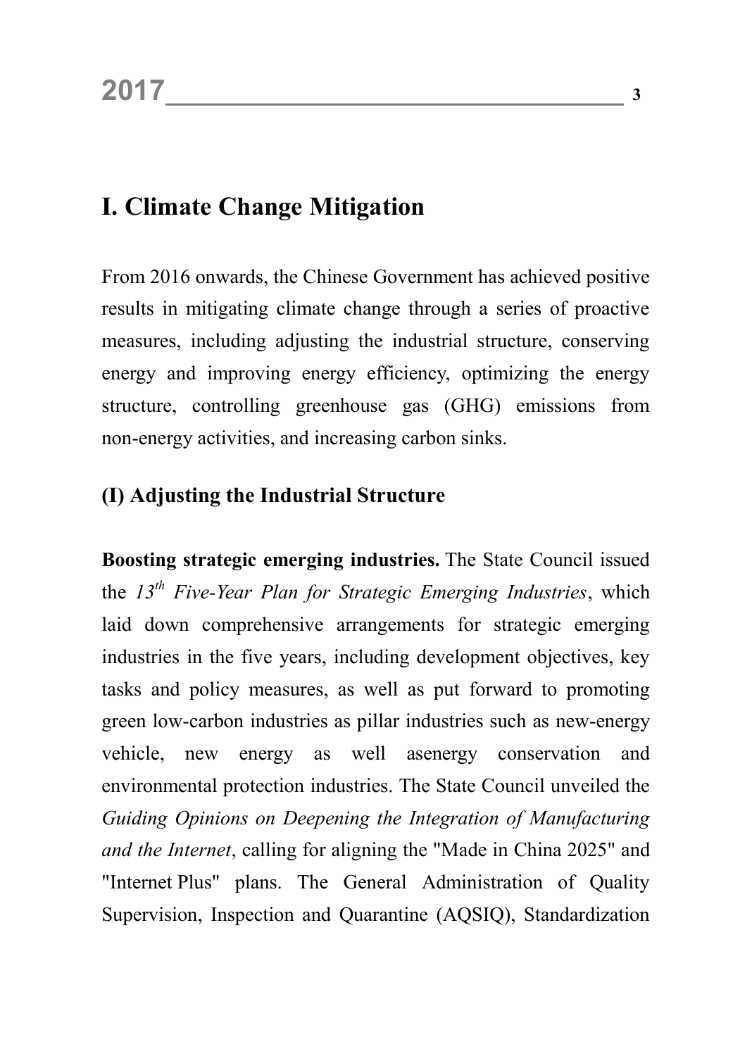# I. Climate Change Mitigation

From 2016 onwards, the Chinese Government has achieved positive results in mitigating climate change through a series of proactive measures, including adjusting the industrial structure, conserving energy and improving energy efficiency, optimizing the energy structure, controlling greenhouse gas (GHG) emissions from non-energy activities, and increasing carbon sinks.

## (I) Adjusting the Industrial Structure

**Boosting strategic emerging industries.** The State Council issued the *13th Five-Year Plan for Strategic Emerging Industries*, which laid down comprehensive arrangements for strategic emerging industries in the five years, including development objectives, key tasks and policy measures, as well as put forward to promoting green low-carbon industries as pillar industries such as new-energy vehicle, new energy as well asenergy conservation and environmental protection industries. The State Council unveiled the *Guiding Opinions on Deepening the Integration of Manufacturing and the Internet*, calling for aligning the "Made in China 2025" and "Internet Plus" plans. The General Administration of Quality Supervision, Inspection and Quarantine (AQSIQ), Standardization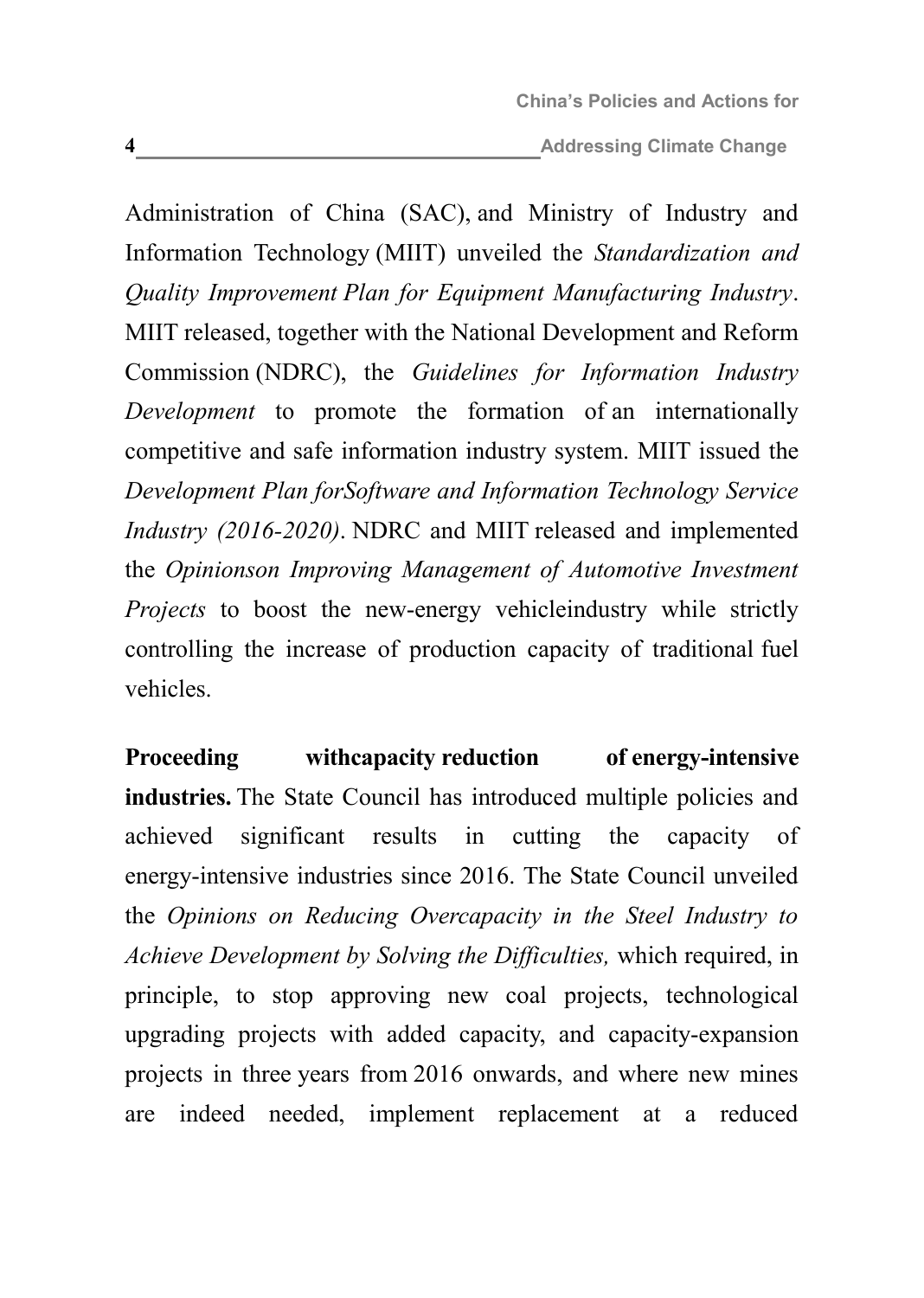Administration of China (SAC), and Ministry of Industry and Information Technology (MIIT) unveiled the *Standardization and Quality Improvement Plan for Equipment Manufacturing Industry*. MIIT released, together with the National Development and Reform Commission (NDRC), the *Guidelines for Information Industry Development* to promote the formation of an internationally competitive and safe information industry system. MIIT issued the *Development Plan forSoftware and Information Technology Service Industry (2016-2020)*. NDRC and MIIT released and implemented the *Opinionson Improving Management of Automotive Investment Projects* to boost the new-energy vehicleindustry while strictly controlling the increase of production capacity of traditional fuel vehicles.

**Proceeding withcapacity reduction of energy-intensive industries.** The State Council has introduced multiple policies and achieved significant results in cutting the capacity of energy-intensive industries since 2016. The State Council unveiled the *Opinions on Reducing Overcapacity in the Steel Industry to Achieve Development by Solving the Difficulties,* which required, in principle, to stop approving new coal projects, technological upgrading projects with added capacity, and capacity-expansion projects in three years from 2016 onwards, and where new mines are indeed needed, implement replacement at a reduced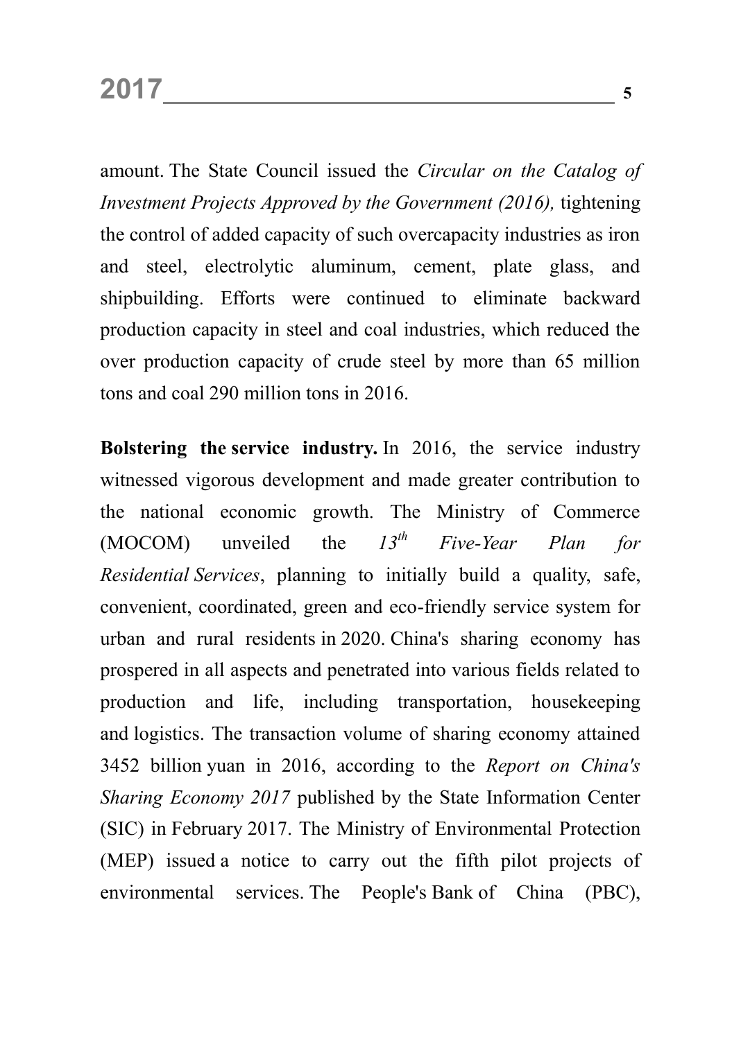amount. The State Council issued the *Circular on the Catalog of Investment Projects Approved by the Government (2016),* tightening the control of added capacity of such overcapacity industries as iron and steel, electrolytic aluminum, cement, plate glass, and shipbuilding. Efforts were continued to eliminate backward production capacity in steel and coal industries, which reduced the over production capacity of crude steel by more than 65 million tons and coal 290 million tons in 2016.

**Bolstering the service industry.** In 2016, the service industry witnessed vigorous development and made greater contribution to the national economic growth. The Ministry of Commerce (MOCOM) unveiled the *13th Five-Year Plan for Residential Services*, planning to initially build a quality, safe, convenient, coordinated, green and eco-friendly service system for urban and rural residents in 2020. China's sharing economy has prospered in all aspects and penetrated into various fields related to production and life, including transportation, housekeeping and logistics. The transaction volume of sharing economy attained 3452 billion yuan in 2016, according to the *Report on China's Sharing Economy 2017* published by the State Information Center (SIC) in February 2017. The Ministry of Environmental Protection (MEP) issued a notice to carry out the fifth pilot projects of environmental services. The People's Bank of China (PBC),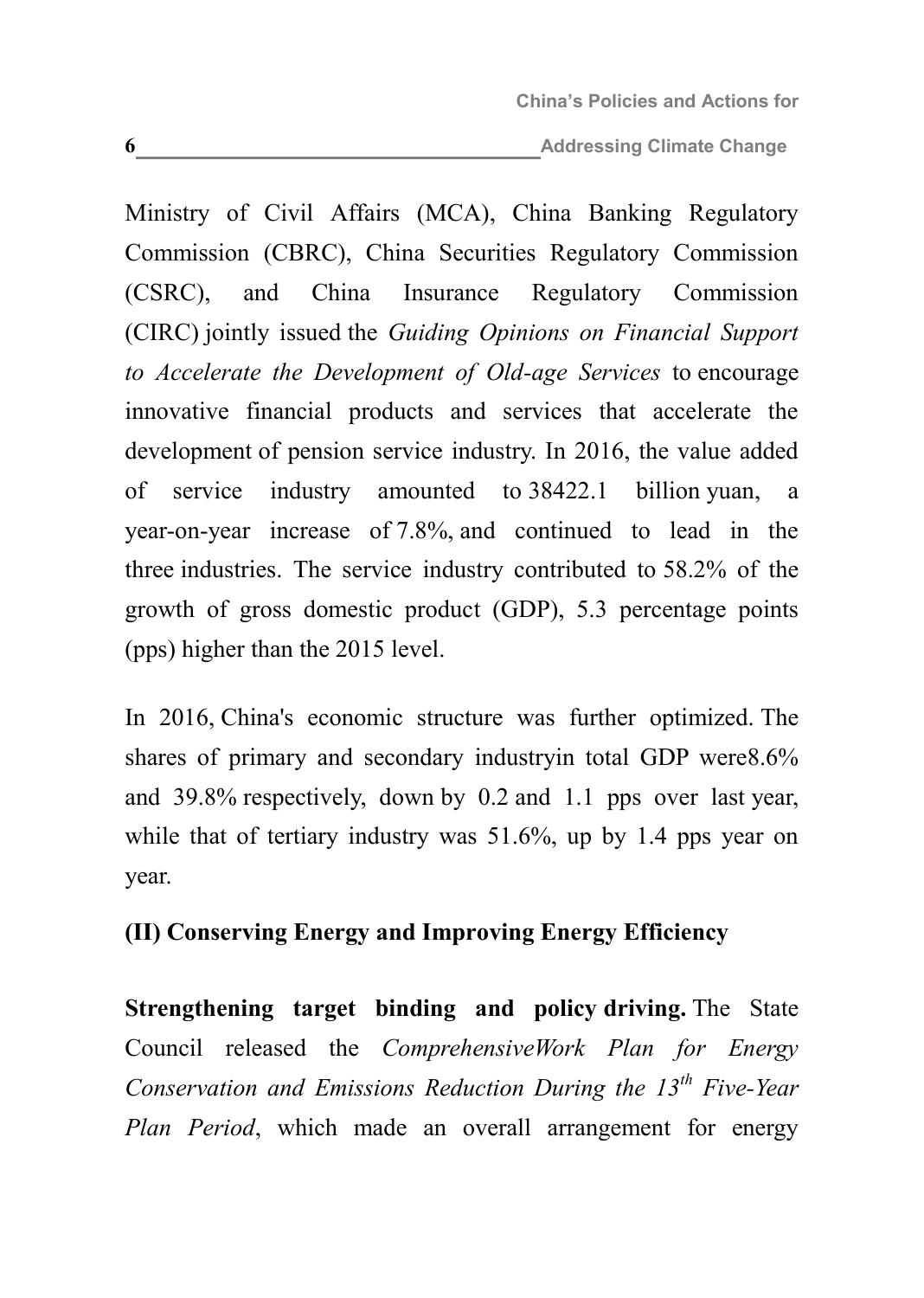Ministry of Civil Affairs (MCA), China Banking Regulatory Commission (CBRC), China Securities Regulatory Commission (CSRC), and China Insurance Regulatory Commission (CIRC) jointly issued the *Guiding Opinions on Financial Support to Accelerate the Development of Old-age Services* to encourage innovative financial products and services that accelerate the development of pension service industry. In 2016, the value added of service industry amounted to 38422.1 billion yuan, a year-on-year increase of 7.8%, and continued to lead in the three industries. The service industry contributed to 58.2% of the growth of gross domestic product (GDP), 5.3 percentage points (pps) higher than the 2015 level.

In 2016, China's economic structure was further optimized. The shares of primary and secondary industryin total GDP were8.6% and 39.8% respectively, down by 0.2 and 1.1 pps over last year, while that of tertiary industry was 51.6%, up by 1.4 pps year on year.

### (II) Conserving Energy and Improving Energy Efficiency

**Strengthening target binding and policy driving.** The State Council released the *ComprehensiveWork Plan for Energy Conservation and Emissions Reduction During the 13th Five-Year Plan Period*, which made an overall arrangement for energy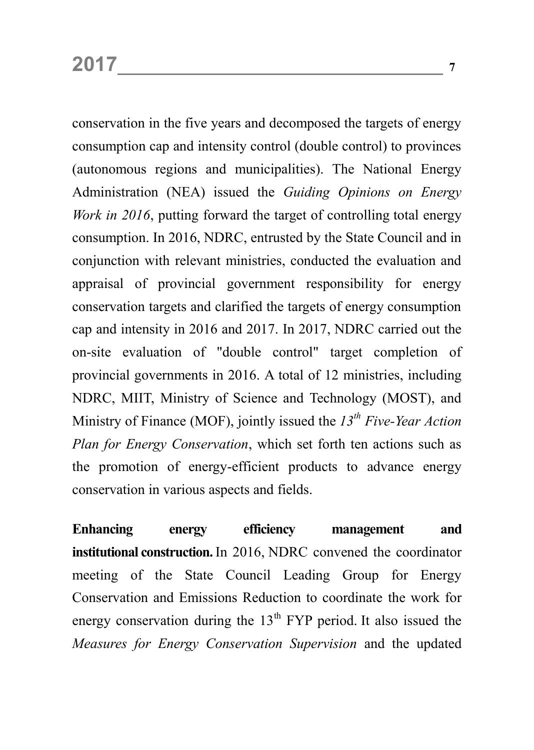conservation in the five years and decomposed the targets of energy consumption cap and intensity control (double control) to provinces (autonomous regions and municipalities). The National Energy Administration (NEA) issued the *Guiding Opinions on Energy Work in 2016*, putting forward the target of controlling total energy consumption. In 2016, NDRC, entrusted by the State Council and in conjunction with relevant ministries, conducted the evaluation and appraisal of provincial government responsibility for energy conservation targets and clarified the targets of energy consumption cap and intensity in 2016 and 2017. In 2017, NDRC carried out the on-site evaluation of "double control" target completion of provincial governments in 2016. A total of 12 ministries, including NDRC, MIIT, Ministry of Science and Technology (MOST), and Ministry of Finance (MOF), jointly issued the *13th Five-Year Action Plan for Energy Conservation*, which set forth ten actions such as the promotion of energy-efficient products to advance energy conservation in various aspects and fields.

**Enhancing energy efficiency management and institutional construction.** In 2016, NDRC convened the coordinator meeting of the State Council Leading Group for Energy Conservation and Emissions Reduction to coordinate the work for energy conservation during the 13th FYP period. It also issued the *Measures for Energy Conservation Supervision* and the updated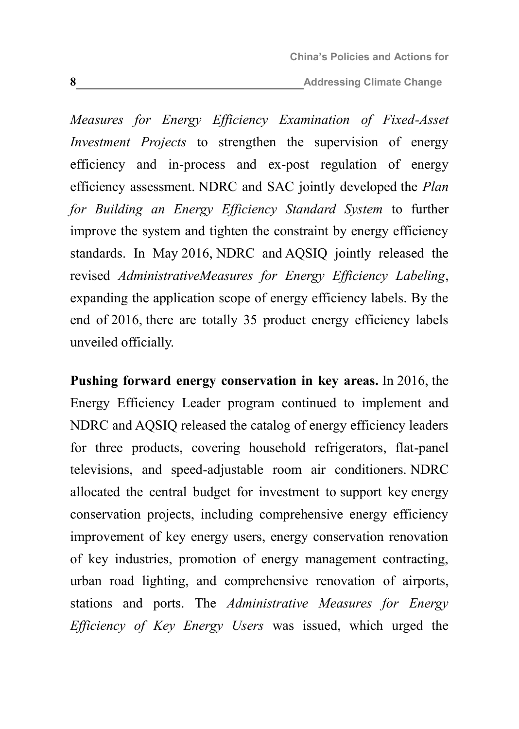*Measures for Energy Efficiency Examination of Fixed-Asset Investment Projects* to strengthen the supervision of energy efficiency and in-process and ex-post regulation of energy efficiency assessment. NDRC and SAC jointly developed the *Plan for Building an Energy Efficiency Standard System* to further improve the system and tighten the constraint by energy efficiency standards. In May 2016, NDRC and AQSIQ jointly released the revised *AdministrativeMeasures for Energy Efficiency Labeling*, expanding the application scope of energy efficiency labels. By the end of 2016, there are totally 35 product energy efficiency labels unveiled officially.

**Pushing forward energy conservation in key areas.** In 2016, the Energy Efficiency Leader program continued to implement and NDRC and AQSIQ released the catalog of energy efficiency leaders for three products, covering household refrigerators, flat-panel televisions, and speed-adjustable room air conditioners. NDRC allocated the central budget for investment to support key energy conservation projects, including comprehensive energy efficiency improvement of key energy users, energy conservation renovation of key industries, promotion of energy management contracting, urban road lighting, and comprehensive renovation of airports, stations and ports. The *Administrative Measures for Energy Efficiency of Key Energy Users* was issued, which urged the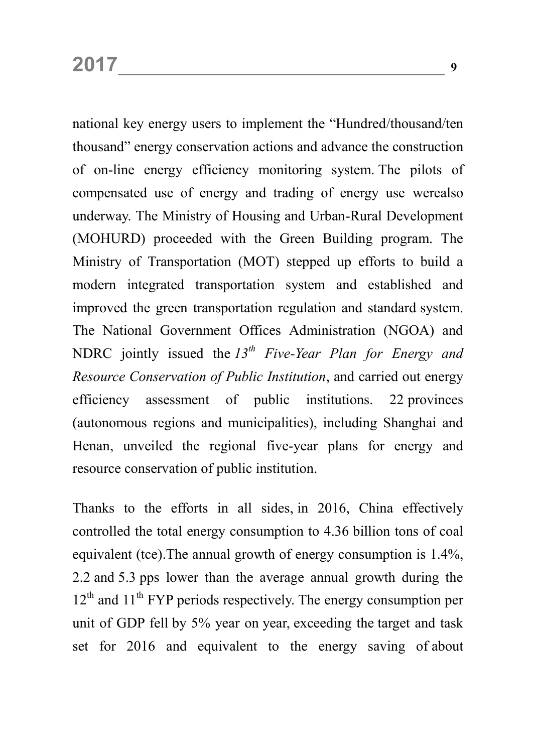national key energy users to implement the "Hundred/thousand/ten thousand" energy conservation actions and advance the construction of on-line energy efficiency monitoring system. The pilots of compensated use of energy and trading of energy use werealso underway. The Ministry of Housing and Urban-Rural Development (MOHURD) proceeded with the Green Building program. The Ministry of Transportation (MOT) stepped up efforts to build a modern integrated transportation system and established and improved the green transportation regulation and standard system. The National Government Offices Administration (NGOA) and NDRC jointly issued the *13th Five-Year Plan for Energy and Resource Conservation of Public Institution*, and carried out energy efficiency assessment of public institutions. 22 provinces (autonomous regions and municipalities), including Shanghai and Henan, unveiled the regional five-year plans for energy and resource conservation of public institution.

Thanks to the efforts in all sides, in 2016, China effectively controlled the total energy consumption to 4.36 billion tons of coal equivalent (tce).The annual growth of energy consumption is 1.4%, 2.2 and 5.3 pps lower than the average annual growth during the 12th and 11th FYP periods respectively. The energy consumption per unit of GDP fell by 5% year on year, exceeding the target and task set for 2016 and equivalent to the energy saving of about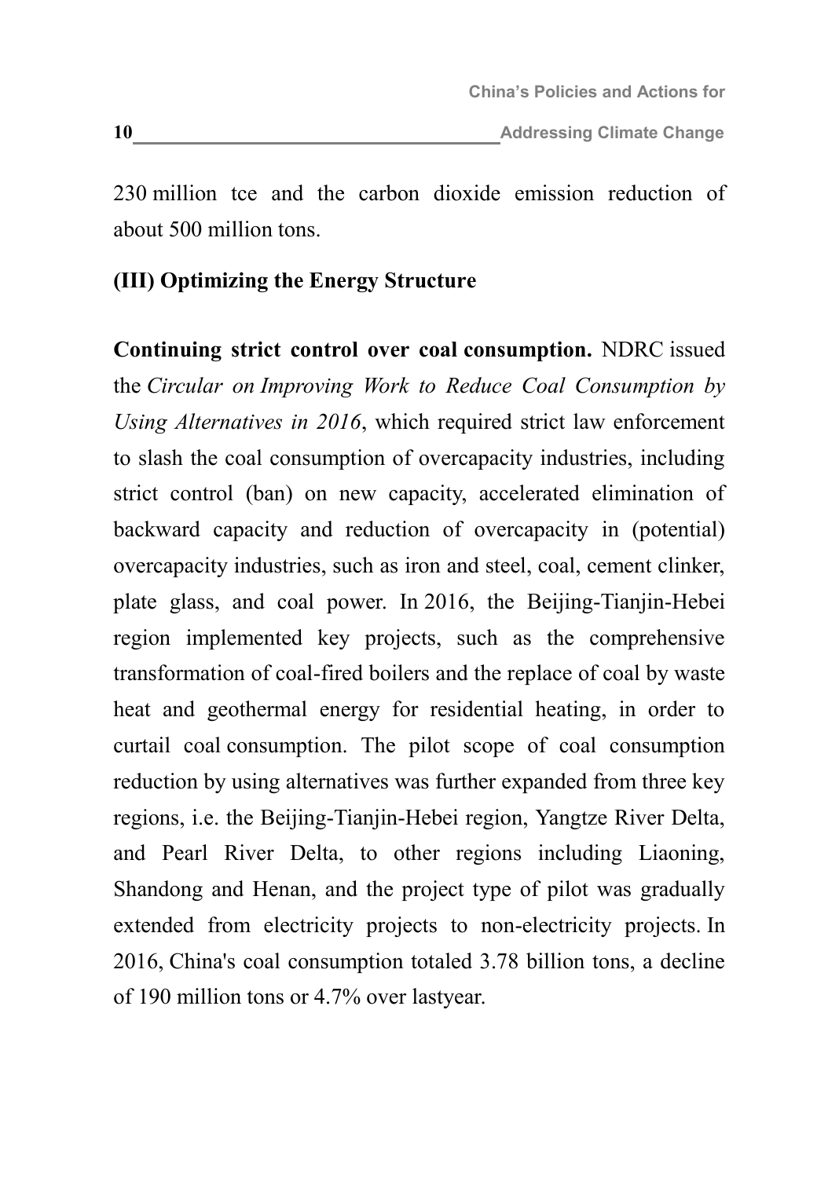230 million tce and the carbon dioxide emission reduction of about 500 million tons.

### (III) Optimizing the Energy Structure

**Continuing strict control over coal consumption.** NDRC issued the *Circular on Improving Work to Reduce Coal Consumption by Using Alternatives in 2016*, which required strict law enforcement to slash the coal consumption of overcapacity industries, including strict control (ban) on new capacity, accelerated elimination of backward capacity and reduction of overcapacity in (potential) overcapacity industries, such as iron and steel, coal, cement clinker, plate glass, and coal power. In 2016, the Beijing-Tianjin-Hebei region implemented key projects, such as the comprehensive transformation of coal-fired boilers and the replace of coal by waste heat and geothermal energy for residential heating, in order to curtail coal consumption. The pilot scope of coal consumption reduction by using alternatives was further expanded from three key regions, i.e. the Beijing-Tianjin-Hebei region, Yangtze River Delta, and Pearl River Delta, to other regions including Liaoning, Shandong and Henan, and the project type of pilot was gradually extended from electricity projects to non-electricity projects. In 2016, China's coal consumption totaled 3.78 billion tons, a decline of 190 million tons or 4.7% over lastyear.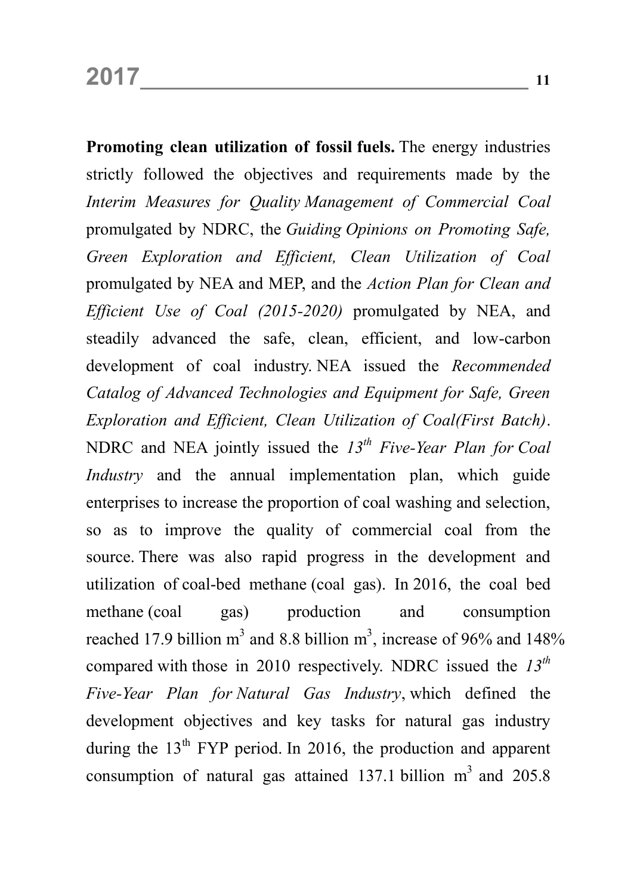**Promoting clean utilization of fossil fuels.** The energy industries strictly followed the objectives and requirements made by the *Interim Measures for Quality Management of Commercial Coal* promulgated by NDRC, the *Guiding Opinions on Promoting Safe, Green Exploration and Efficient, Clean Utilization of Coal* promulgated by NEA and MEP, and the *Action Plan for Clean and Efficient Use of Coal (2015-2020)* promulgated by NEA, and steadily advanced the safe, clean, efficient, and low-carbon development of coal industry. NEA issued the *Recommended Catalog of Advanced Technologies and Equipment for Safe, Green Exploration and Efficient, Clean Utilization of Coal(First Batch)*. NDRC and NEA jointly issued the *13th Five-Year Plan for Coal Industry* and the annual implementation plan, which guide enterprises to increase the proportion of coal washing and selection, so as to improve the quality of commercial coal from the source. There was also rapid progress in the development and utilization of coal-bed methane (coal gas). In 2016, the coal bed methane (coal gas) production and consumption reached 17.9 billion $m^3$ and 8.8 billion $m^3$, increase of 96% and 148% compared with those in 2010 respectively. NDRC issued the *13th Five-Year Plan for Natural Gas Industry*, which defined the development objectives and key tasks for natural gas industry during the 13th FYP period. In 2016, the production and apparent consumption of natural gas attained 137.1 billion $m^3$ and 205.8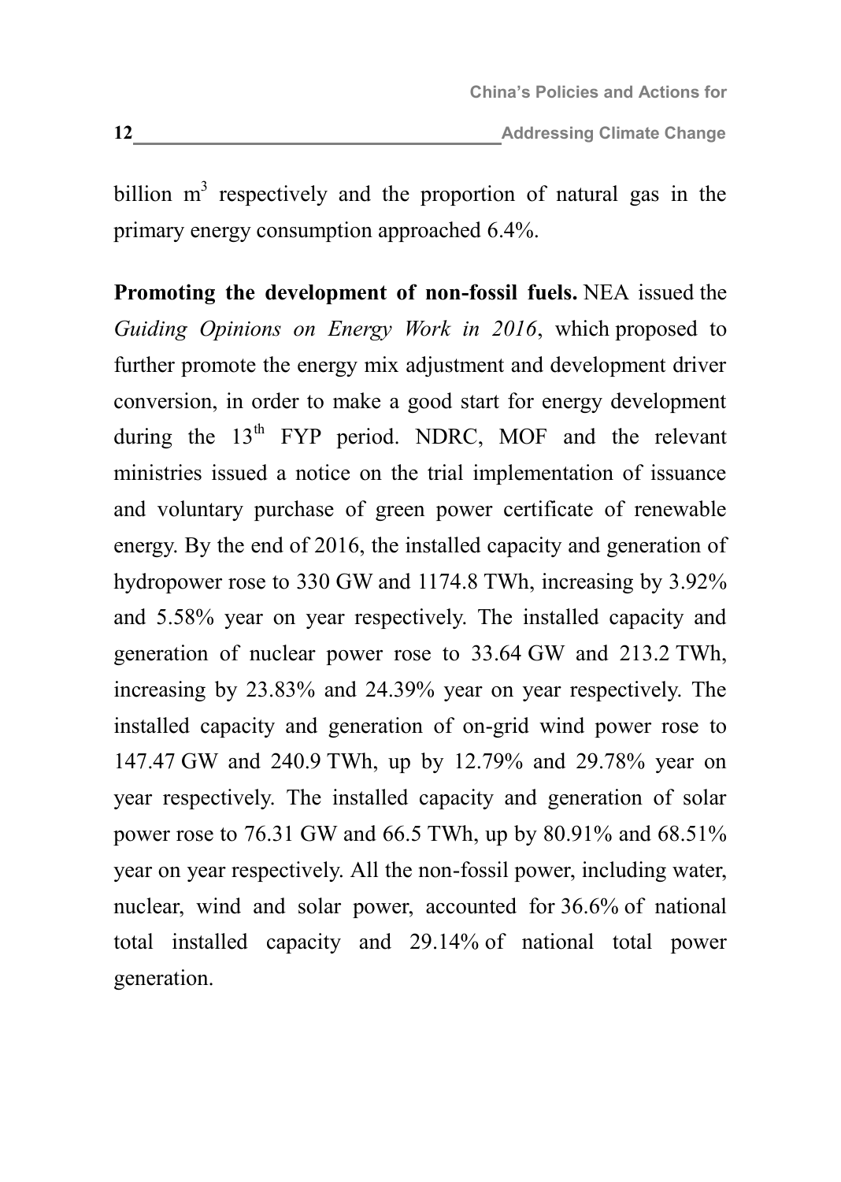billion $m^3$ respectively and the proportion of natural gas in the primary energy consumption approached 6.4%.

**Promoting the development of non-fossil fuels.** NEA issued the *Guiding Opinions on Energy Work in 2016*, which proposed to further promote the energy mix adjustment and development driver conversion, in order to make a good start for energy development during the $13^{th}$ FYP period. NDRC, MOF and the relevant ministries issued a notice on the trial implementation of issuance and voluntary purchase of green power certificate of renewable energy. By the end of 2016, the installed capacity and generation of hydropower rose to 330 GW and 1174.8 TWh, increasing by 3.92% and 5.58% year on year respectively. The installed capacity and generation of nuclear power rose to 33.64 GW and 213.2 TWh, increasing by 23.83% and 24.39% year on year respectively. The installed capacity and generation of on-grid wind power rose to 147.47 GW and 240.9 TWh, up by 12.79% and 29.78% year on year respectively. The installed capacity and generation of solar power rose to 76.31 GW and 66.5 TWh, up by 80.91% and 68.51% year on year respectively. All the non-fossil power, including water, nuclear, wind and solar power, accounted for 36.6% of national total installed capacity and 29.14% of national total power generation.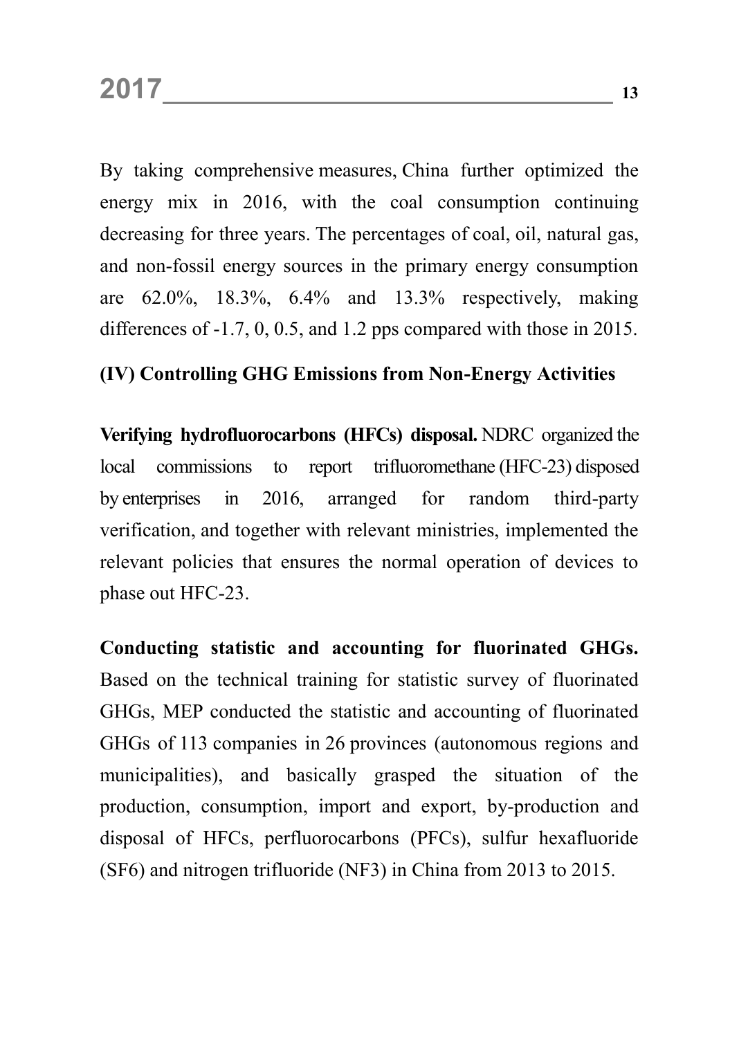By taking comprehensive measures, China further optimized the energy mix in 2016, with the coal consumption continuing decreasing for three years. The percentages of coal, oil, natural gas, and non-fossil energy sources in the primary energy consumption are 62.0%, 18.3%, 6.4% and 13.3% respectively, making differences of -1.7, 0, 0.5, and 1.2 pps compared with those in 2015.

### (IV) Controlling GHG Emissions from Non-Energy Activities

**Verifying hydrofluorocarbons (HFCs) disposal.** NDRC organized the local commissions to report trifluoromethane (HFC-23) disposed by enterprises in 2016, arranged for random third-party verification, and together with relevant ministries, implemented the relevant policies that ensures the normal operation of devices to phase out HFC-23.

**Conducting statistic and accounting for fluorinated GHGs.** Based on the technical training for statistic survey of fluorinated GHGs, MEP conducted the statistic and accounting of fluorinated GHGs of 113 companies in 26 provinces (autonomous regions and municipalities), and basically grasped the situation of the production, consumption, import and export, by-production and disposal of HFCs, perfluorocarbons (PFCs), sulfur hexafluoride ($SF_6$) and nitrogen trifluoride ($NF_3$) in China from 2013 to 2015.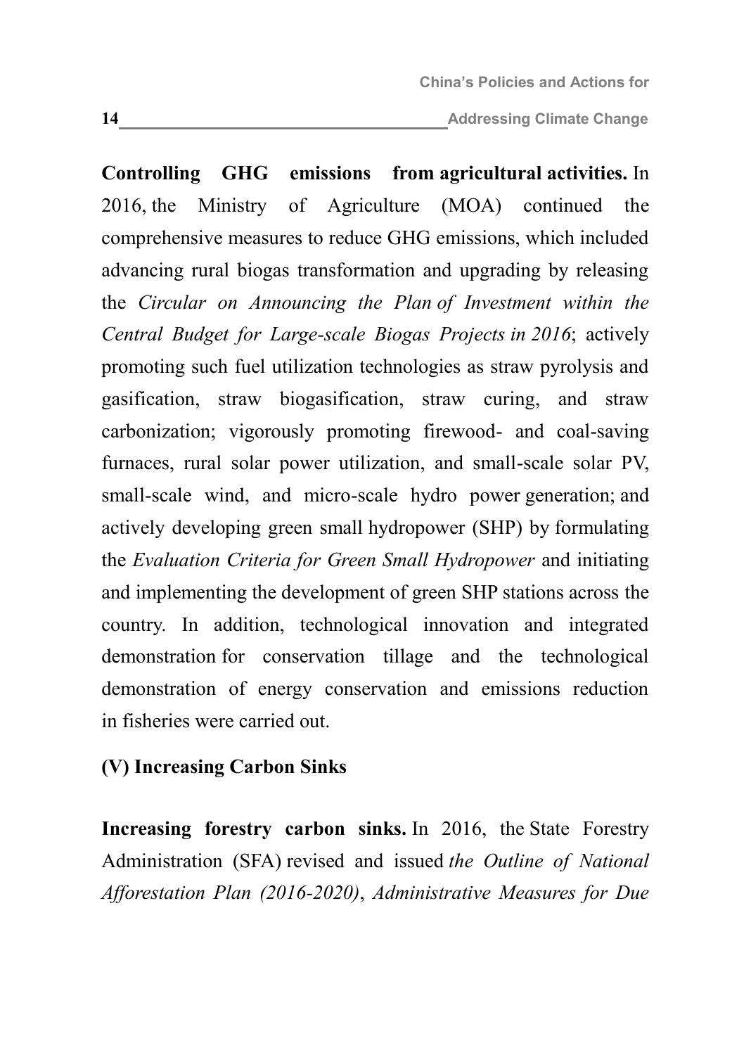**Controlling GHG emissions from agricultural activities.** In 2016, the Ministry of Agriculture (MOA) continued the comprehensive measures to reduce GHG emissions, which included advancing rural biogas transformation and upgrading by releasing the *Circular on Announcing the Plan of Investment within the Central Budget for Large-scale Biogas Projects in 2016*; actively promoting such fuel utilization technologies as straw pyrolysis and gasification, straw biogasification, straw curing, and straw carbonization; vigorously promoting firewood- and coal-saving furnaces, rural solar power utilization, and small-scale solar PV, small-scale wind, and micro-scale hydro power generation; and actively developing green small hydropower (SHP) by formulating the *Evaluation Criteria for Green Small Hydropower* and initiating and implementing the development of green SHP stations across the country. In addition, technological innovation and integrated demonstration for conservation tillage and the technological demonstration of energy conservation and emissions reduction in fisheries were carried out.

## (V) Increasing Carbon Sinks

**Increasing forestry carbon sinks.** In 2016, the State Forestry Administration (SFA) revised and issued *the Outline of National Afforestation Plan (2016-2020)*, *Administrative Measures for Due*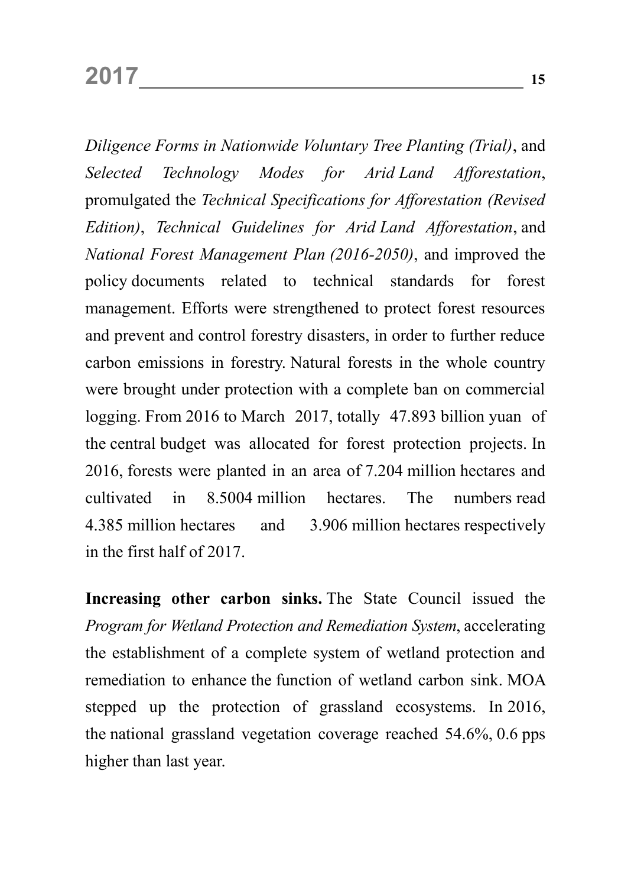*Diligence Forms in Nationwide Voluntary Tree Planting (Trial)*, and *Selected Technology Modes for Arid Land Afforestation*, promulgated the *Technical Specifications for Afforestation (Revised Edition)*, *Technical Guidelines for Arid Land Afforestation*, and *National Forest Management Plan (2016-2050)*, and improved the policy documents related to technical standards for forest management. Efforts were strengthened to protect forest resources and prevent and control forestry disasters, in order to further reduce carbon emissions in forestry. Natural forests in the whole country were brought under protection with a complete ban on commercial logging. From 2016 to March 2017, totally 47.893 billion yuan of the central budget was allocated for forest protection projects. In 2016, forests were planted in an area of 7.204 million hectares and cultivated in 8.5004 million hectares. The numbers read 4.385 million hectares and 3.906 million hectares respectively in the first half of 2017.

**Increasing other carbon sinks.** The State Council issued the *Program for Wetland Protection and Remediation System*, accelerating the establishment of a complete system of wetland protection and remediation to enhance the function of wetland carbon sink. MOA stepped up the protection of grassland ecosystems. In 2016, the national grassland vegetation coverage reached 54.6%, 0.6 pps higher than last year.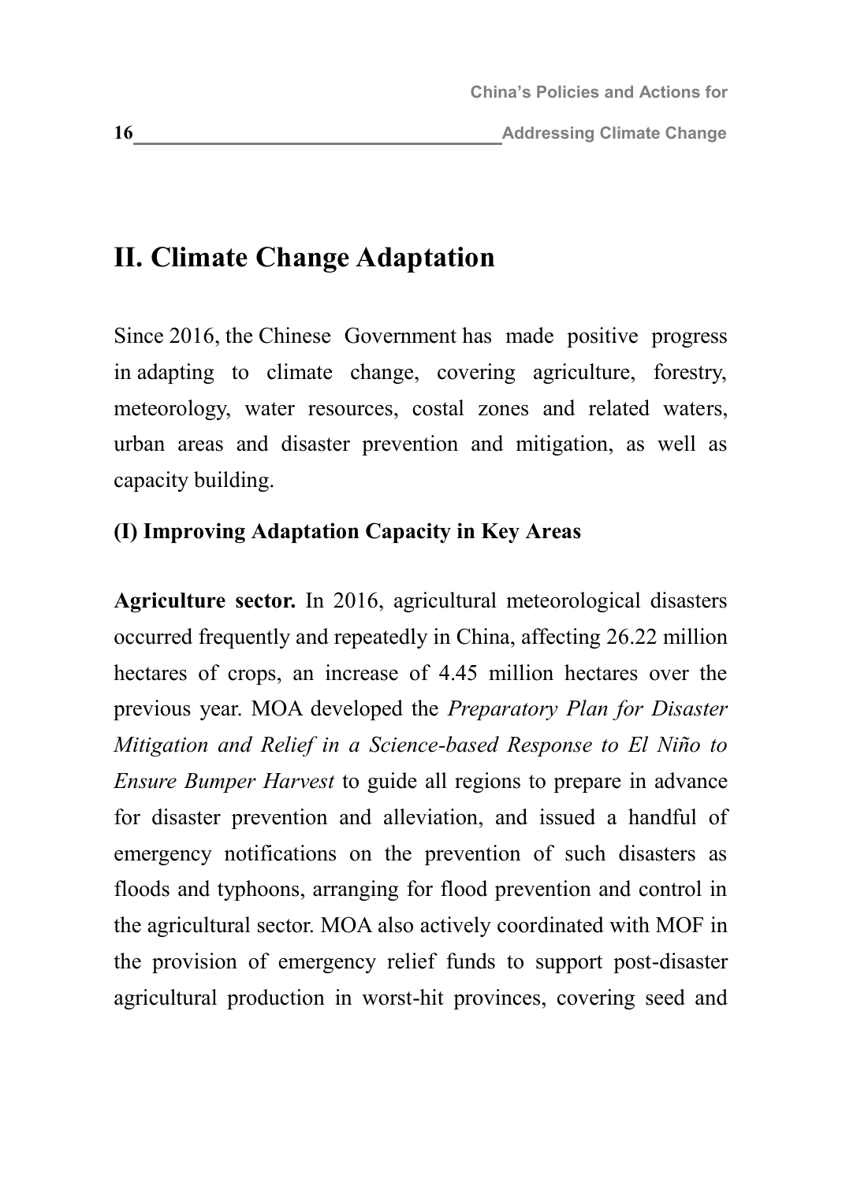## II. Climate Change Adaptation

Since 2016, the Chinese Government has made positive progress in adapting to climate change, covering agriculture, forestry, meteorology, water resources, costal zones and related waters, urban areas and disaster prevention and mitigation, as well as capacity building.

### (I) Improving Adaptation Capacity in Key Areas

**Agriculture sector.** In 2016, agricultural meteorological disasters occurred frequently and repeatedly in China, affecting 26.22 million hectares of crops, an increase of 4.45 million hectares over the previous year. MOA developed the *Preparatory Plan for Disaster Mitigation and Relief in a Science-based Response to El Niño to Ensure Bumper Harvest* to guide all regions to prepare in advance for disaster prevention and alleviation, and issued a handful of emergency notifications on the prevention of such disasters as floods and typhoons, arranging for flood prevention and control in the agricultural sector. MOA also actively coordinated with MOF in the provision of emergency relief funds to support post-disaster agricultural production in worst-hit provinces, covering seed and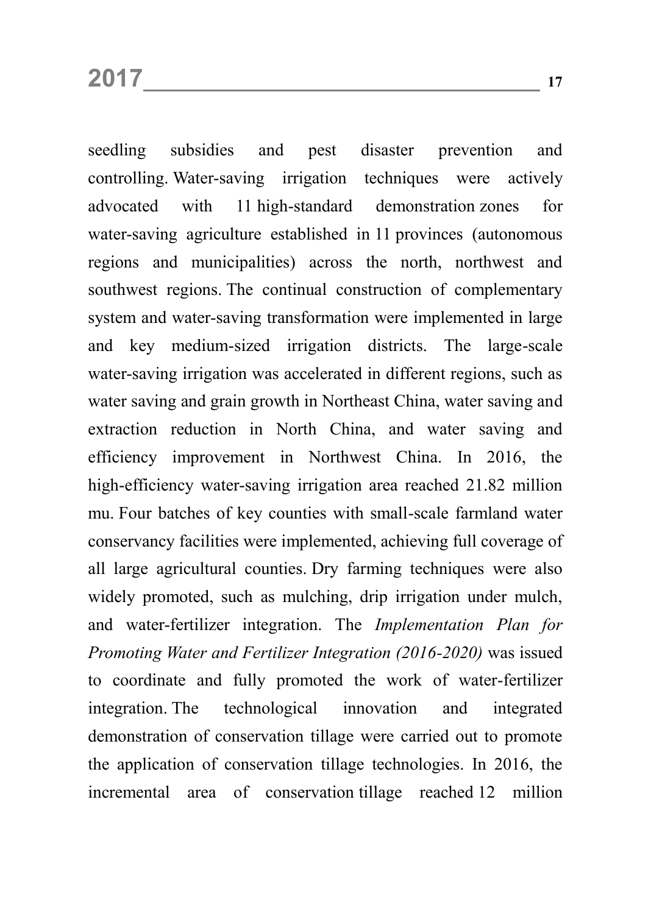seedling subsidies and pest disaster prevention and controlling. Water-saving irrigation techniques were actively advocated with 11 high-standard demonstration zones for water-saving agriculture established in 11 provinces (autonomous regions and municipalities) across the north, northwest and southwest regions. The continual construction of complementary system and water-saving transformation were implemented in large and key medium-sized irrigation districts. The large-scale water-saving irrigation was accelerated in different regions, such as water saving and grain growth in Northeast China, water saving and extraction reduction in North China, and water saving and efficiency improvement in Northwest China. In 2016, the high-efficiency water-saving irrigation area reached 21.82 million mu. Four batches of key counties with small-scale farmland water conservancy facilities were implemented, achieving full coverage of all large agricultural counties. Dry farming techniques were also widely promoted, such as mulching, drip irrigation under mulch, and water-fertilizer integration. The *Implementation Plan for Promoting Water and Fertilizer Integration (2016-2020)* was issued to coordinate and fully promoted the work of water-fertilizer integration. The technological innovation and integrated demonstration of conservation tillage were carried out to promote the application of conservation tillage technologies. In 2016, the incremental area of conservation tillage reached 12 million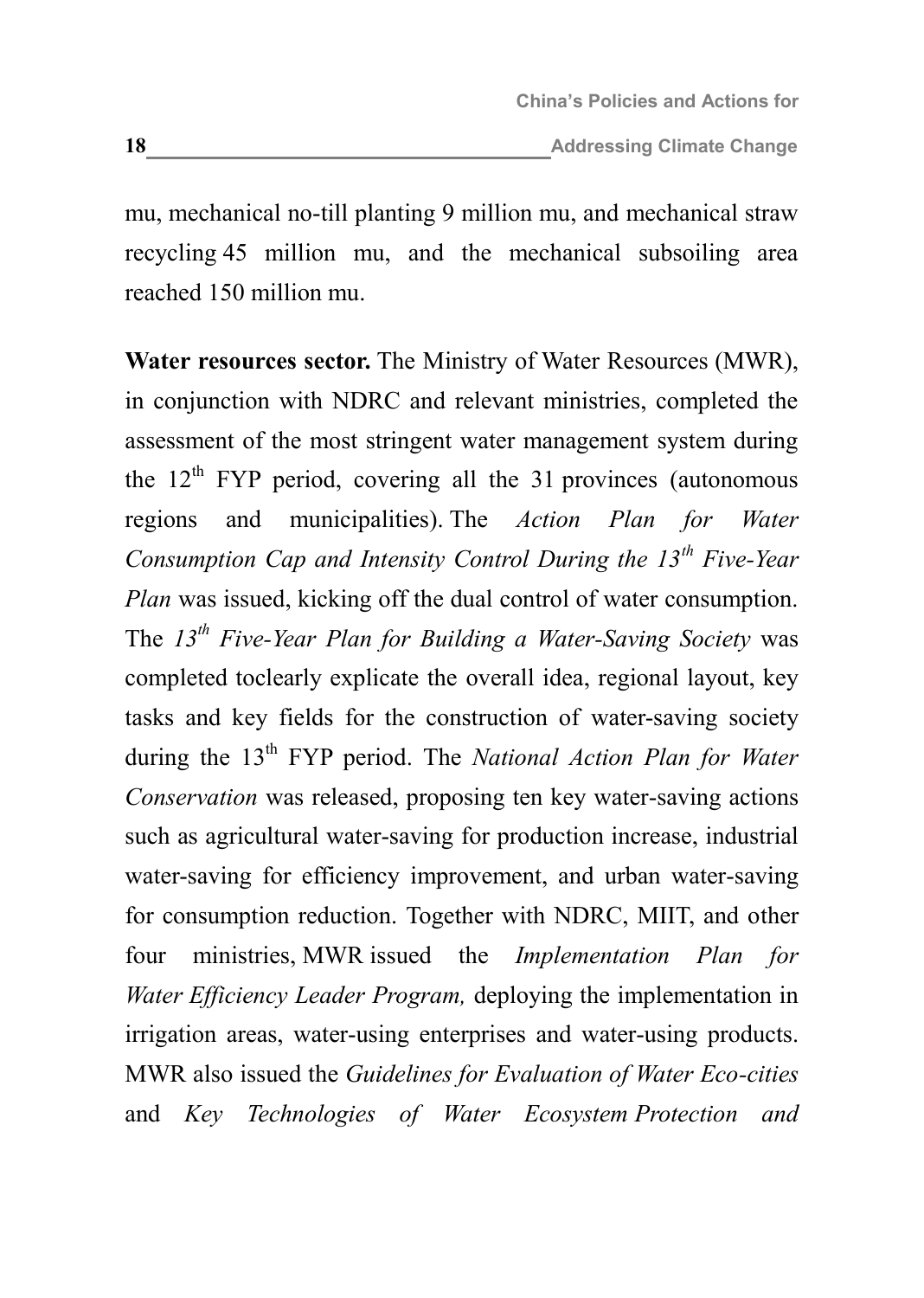mu, mechanical no-till planting 9 million mu, and mechanical straw recycling 45 million mu, and the mechanical subsoiling area reached 150 million mu.

**Water resources sector.** The Ministry of Water Resources (MWR), in conjunction with NDRC and relevant ministries, completed the assessment of the most stringent water management system during the 12th FYP period, covering all the 31 provinces (autonomous regions and municipalities). The *Action Plan for Water Consumption Cap and Intensity Control During the 13th Five-Year Plan* was issued, kicking off the dual control of water consumption. The *13th Five-Year Plan for Building a Water-Saving Society* was completed toclearly explicate the overall idea, regional layout, key tasks and key fields for the construction of water-saving society during the 13th FYP period. The *National Action Plan for Water Conservation* was released, proposing ten key water-saving actions such as agricultural water-saving for production increase, industrial water-saving for efficiency improvement, and urban water-saving for consumption reduction. Together with NDRC, MIIT, and other four ministries, MWR issued the *Implementation Plan for Water Efficiency Leader Program,* deploying the implementation in irrigation areas, water-using enterprises and water-using products. MWR also issued the *Guidelines for Evaluation of Water Eco-cities* and *Key Technologies of Water Ecosystem Protection and*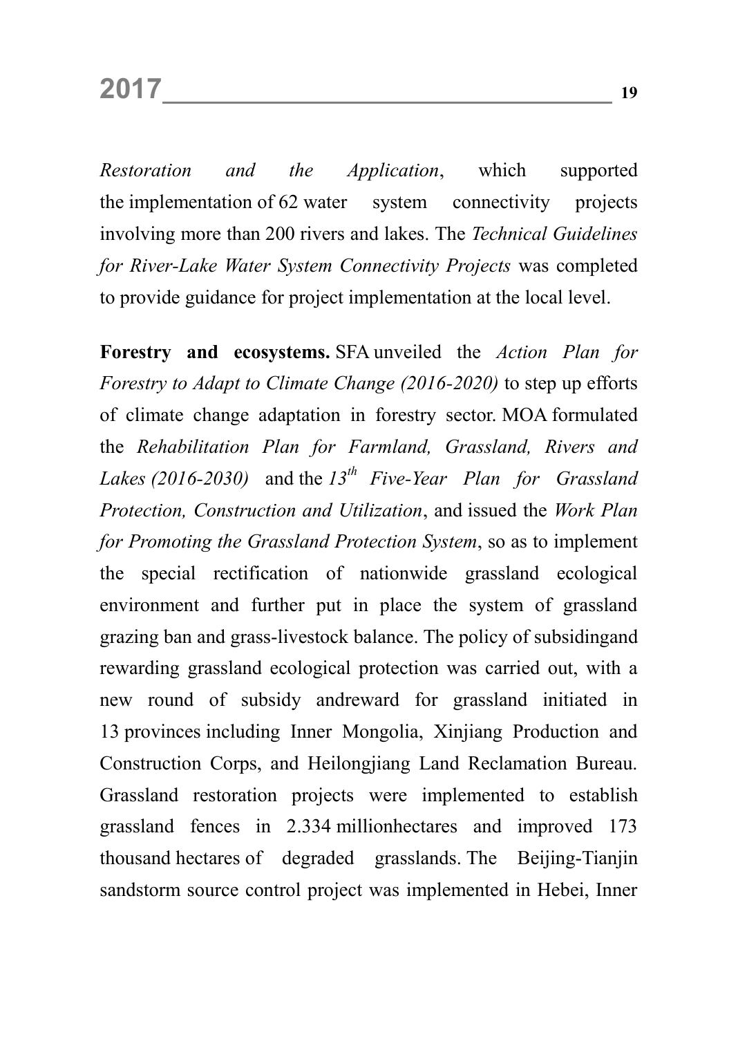*Restoration and the Application*, which supported the implementation of 62 water system connectivity projects involving more than 200 rivers and lakes. The *Technical Guidelines for River-Lake Water System Connectivity Projects* was completed to provide guidance for project implementation at the local level.

**Forestry and ecosystems.** SFA unveiled the *Action Plan for Forestry to Adapt to Climate Change (2016-2020)* to step up efforts of climate change adaptation in forestry sector. MOA formulated the *Rehabilitation Plan for Farmland, Grassland, Rivers and Lakes (2016-2030)* and the *13th Five-Year Plan for Grassland Protection, Construction and Utilization*, and issued the *Work Plan for Promoting the Grassland Protection System*, so as to implement the special rectification of nationwide grassland ecological environment and further put in place the system of grassland grazing ban and grass-livestock balance. The policy of subsidingand rewarding grassland ecological protection was carried out, with a new round of subsidy andreward for grassland initiated in 13 provinces including Inner Mongolia, Xinjiang Production and Construction Corps, and Heilongjiang Land Reclamation Bureau. Grassland restoration projects were implemented to establish grassland fences in 2.334 millionhectares and improved 173 thousand hectares of degraded grasslands. The Beijing-Tianjin sandstorm source control project was implemented in Hebei, Inner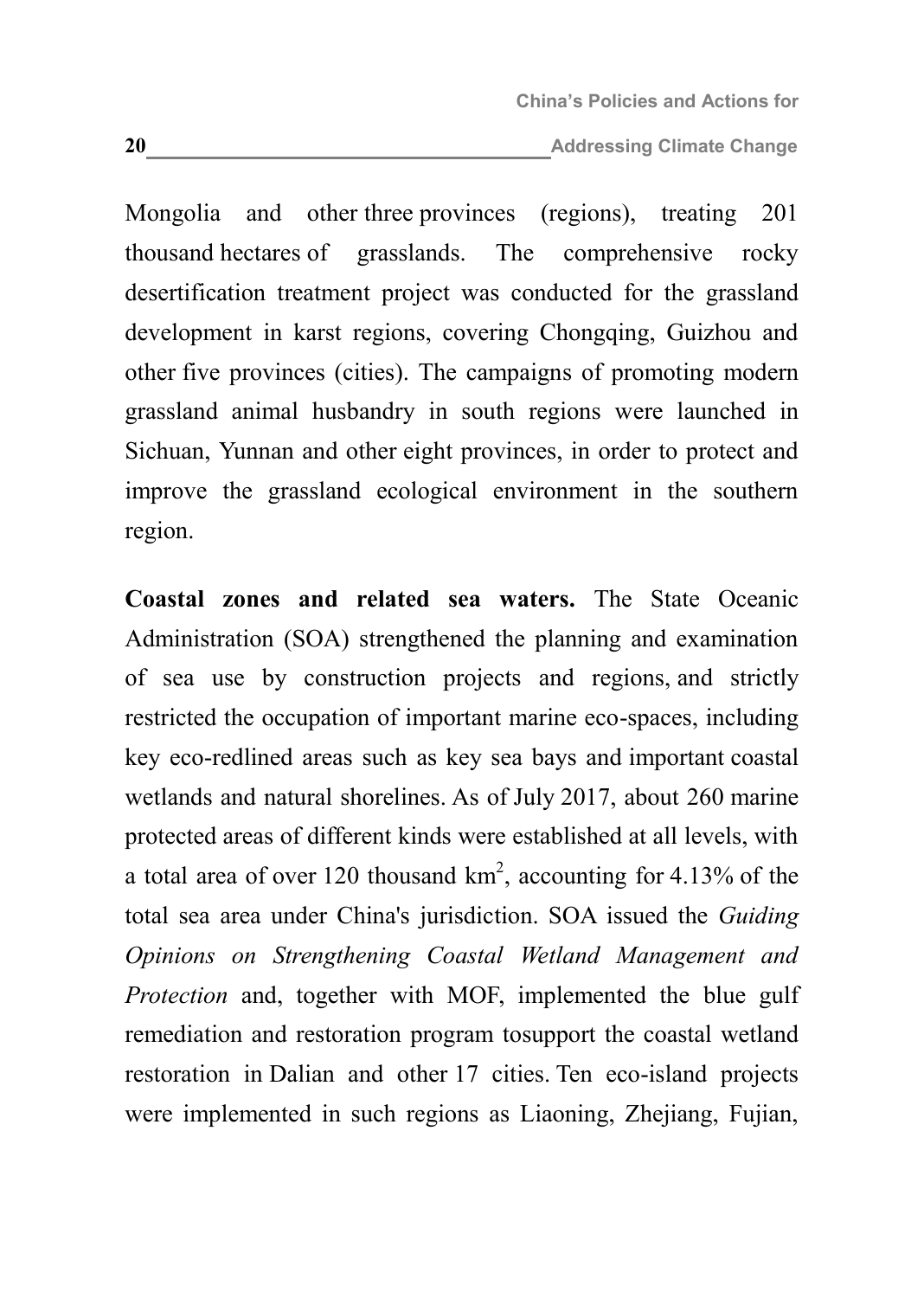Mongolia and other three provinces (regions), treating 201 thousand hectares of grasslands. The comprehensive rocky desertification treatment project was conducted for the grassland development in karst regions, covering Chongqing, Guizhou and other five provinces (cities). The campaigns of promoting modern grassland animal husbandry in south regions were launched in Sichuan, Yunnan and other eight provinces, in order to protect and improve the grassland ecological environment in the southern region.

**Coastal zones and related sea waters.** The State Oceanic Administration (SOA) strengthened the planning and examination of sea use by construction projects and regions, and strictly restricted the occupation of important marine eco-spaces, including key eco-redlined areas such as key sea bays and important coastal wetlands and natural shorelines. As of July 2017, about 260 marine protected areas of different kinds were established at all levels, with a total area of over 120 thousand $km^2$, accounting for 4.13% of the total sea area under China's jurisdiction. SOA issued the *Guiding Opinions on Strengthening Coastal Wetland Management and Protection* and, together with MOF, implemented the blue gulf remediation and restoration program tosupport the coastal wetland restoration in Dalian and other 17 cities. Ten eco-island projects were implemented in such regions as Liaoning, Zhejiang, Fujian,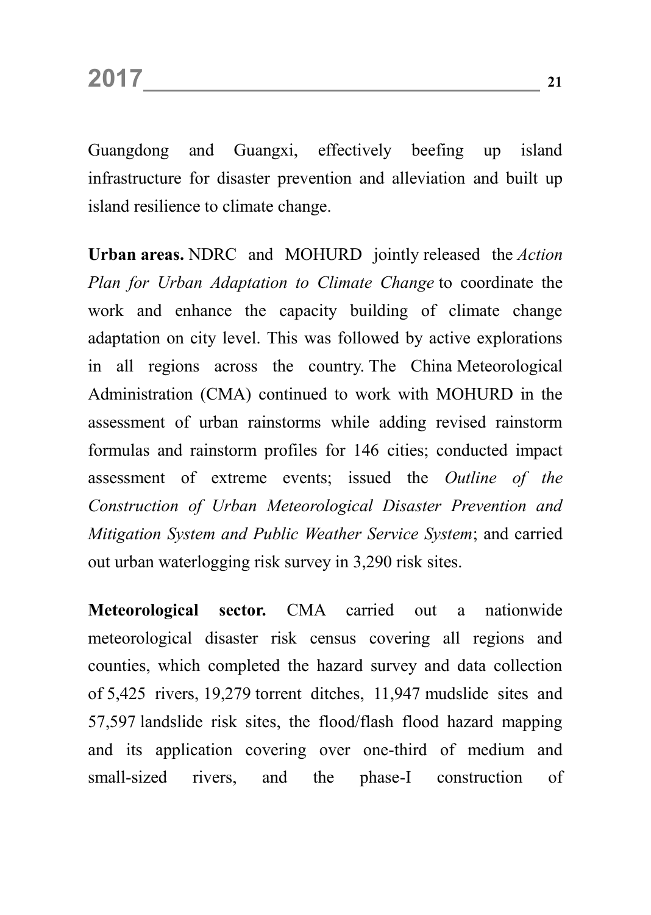Guangdong and Guangxi, effectively beefing up island infrastructure for disaster prevention and alleviation and built up island resilience to climate change.

**Urban areas.** NDRC and MOHURD jointly released the *Action Plan for Urban Adaptation to Climate Change* to coordinate the work and enhance the capacity building of climate change adaptation on city level. This was followed by active explorations in all regions across the country. The China Meteorological Administration (CMA) continued to work with MOHURD in the assessment of urban rainstorms while adding revised rainstorm formulas and rainstorm profiles for 146 cities; conducted impact assessment of extreme events; issued the *Outline of the Construction of Urban Meteorological Disaster Prevention and Mitigation System and Public Weather Service System*; and carried out urban waterlogging risk survey in 3,290 risk sites.

**Meteorological sector.** CMA carried out a nationwide meteorological disaster risk census covering all regions and counties, which completed the hazard survey and data collection of 5,425 rivers, 19,279 torrent ditches, 11,947 mudslide sites and 57,597 landslide risk sites, the flood/flash flood hazard mapping and its application covering over one-third of medium and small-sized rivers, and the phase-I construction of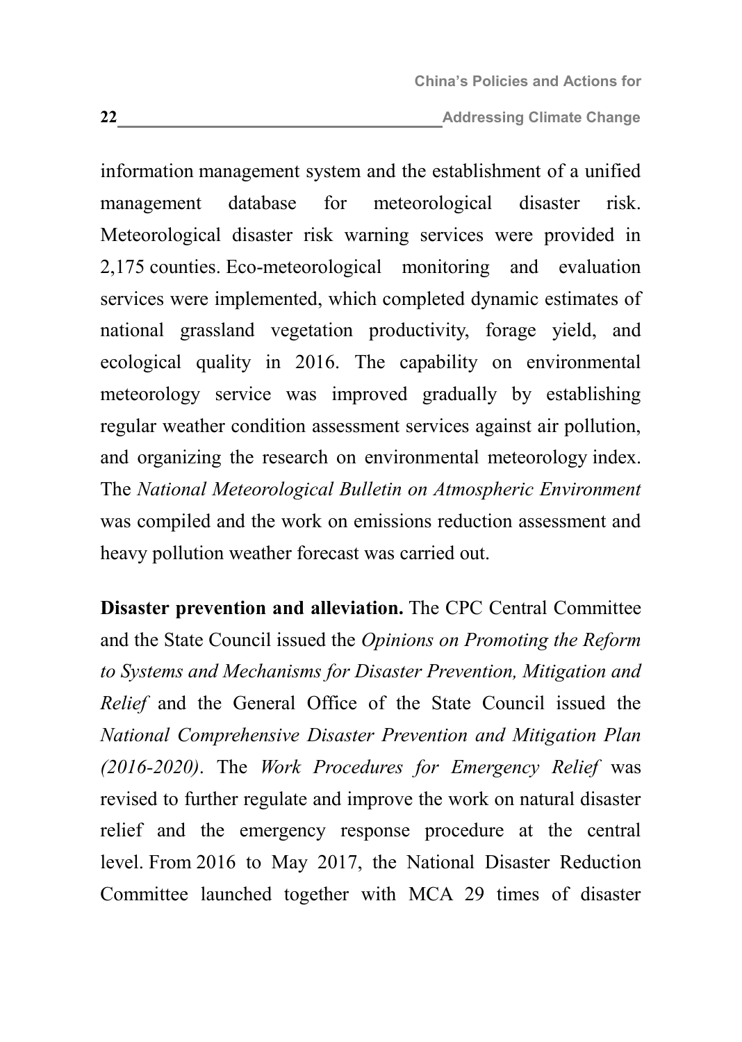information management system and the establishment of a unified management database for meteorological disaster risk. Meteorological disaster risk warning services were provided in 2,175 counties. Eco-meteorological monitoring and evaluation services were implemented, which completed dynamic estimates of national grassland vegetation productivity, forage yield, and ecological quality in 2016. The capability on environmental meteorology service was improved gradually by establishing regular weather condition assessment services against air pollution, and organizing the research on environmental meteorology index. The *National Meteorological Bulletin on Atmospheric Environment* was compiled and the work on emissions reduction assessment and heavy pollution weather forecast was carried out.

**Disaster prevention and alleviation.** The CPC Central Committee and the State Council issued the *Opinions on Promoting the Reform to Systems and Mechanisms for Disaster Prevention, Mitigation and Relief* and the General Office of the State Council issued the *National Comprehensive Disaster Prevention and Mitigation Plan (2016-2020)*. The *Work Procedures for Emergency Relief* was revised to further regulate and improve the work on natural disaster relief and the emergency response procedure at the central level. From 2016 to May 2017, the National Disaster Reduction Committee launched together with MCA 29 times of disaster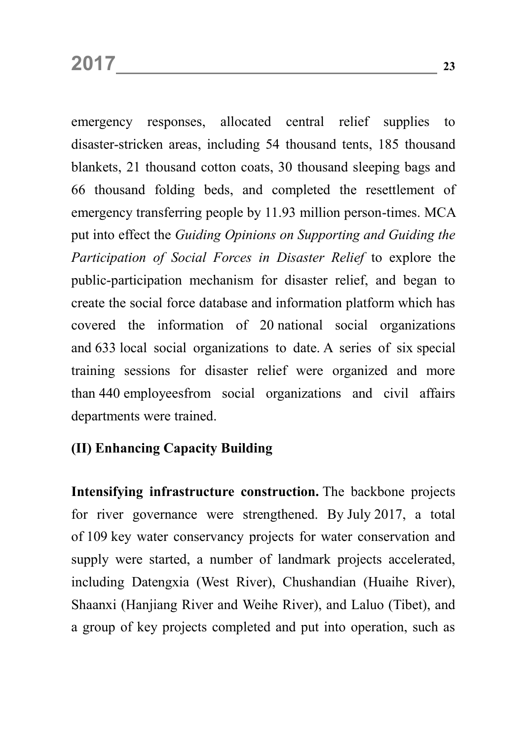emergency responses, allocated central relief supplies to disaster-stricken areas, including 54 thousand tents, 185 thousand blankets, 21 thousand cotton coats, 30 thousand sleeping bags and 66 thousand folding beds, and completed the resettlement of emergency transferring people by 11.93 million person-times. MCA put into effect the *Guiding Opinions on Supporting and Guiding the Participation of Social Forces in Disaster Relief* to explore the public-participation mechanism for disaster relief, and began to create the social force database and information platform which has covered the information of 20 national social organizations and 633 local social organizations to date. A series of six special training sessions for disaster relief were organized and more than 440 employeesfrom social organizations and civil affairs departments were trained.

**(II) Enhancing Capacity Building**

**Intensifying infrastructure construction.** The backbone projects for river governance were strengthened. By July 2017, a total of 109 key water conservancy projects for water conservation and supply were started, a number of landmark projects accelerated, including Datengxia (West River), Chushandian (Huaihe River), Shaanxi (Hanjiang River and Weihe River), and Laluo (Tibet), and a group of key projects completed and put into operation, such as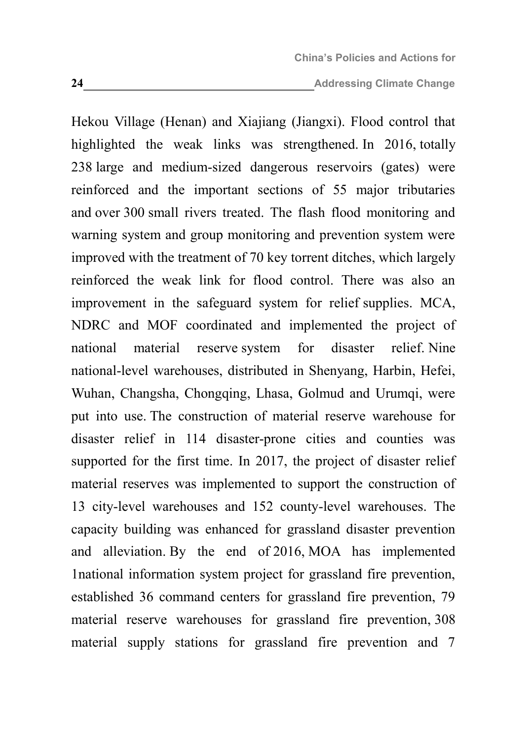Hekou Village (Henan) and Xiajiang (Jiangxi). Flood control that highlighted the weak links was strengthened. In 2016, totally 238 large and medium-sized dangerous reservoirs (gates) were reinforced and the important sections of 55 major tributaries and over 300 small rivers treated. The flash flood monitoring and warning system and group monitoring and prevention system were improved with the treatment of 70 key torrent ditches, which largely reinforced the weak link for flood control. There was also an improvement in the safeguard system for relief supplies. MCA, NDRC and MOF coordinated and implemented the project of national material reserve system for disaster relief. Nine national-level warehouses, distributed in Shenyang, Harbin, Hefei, Wuhan, Changsha, Chongqing, Lhasa, Golmud and Urumqi, were put into use. The construction of material reserve warehouse for disaster relief in 114 disaster-prone cities and counties was supported for the first time. In 2017, the project of disaster relief material reserves was implemented to support the construction of 13 city-level warehouses and 152 county-level warehouses. The capacity building was enhanced for grassland disaster prevention and alleviation. By the end of 2016, MOA has implemented 1national information system project for grassland fire prevention, established 36 command centers for grassland fire prevention, 79 material reserve warehouses for grassland fire prevention, 308 material supply stations for grassland fire prevention and 7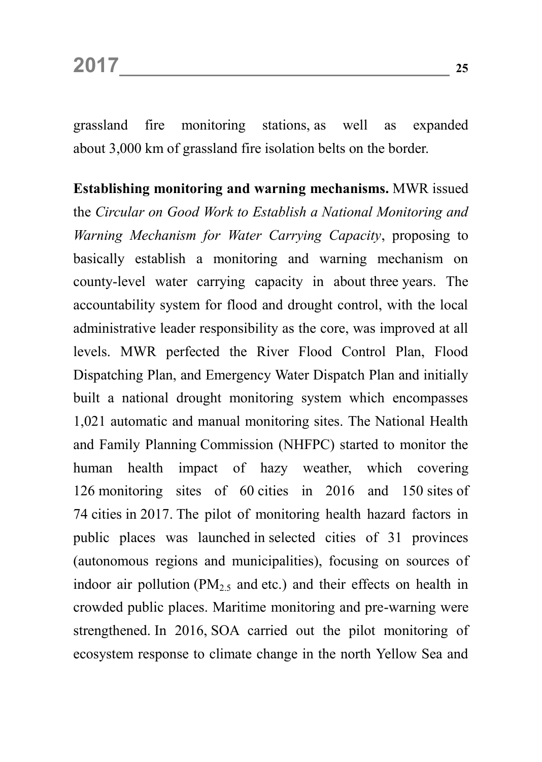grassland fire monitoring stations, as well as expanded about 3,000 km of grassland fire isolation belts on the border.

**Establishing monitoring and warning mechanisms.** MWR issued the *Circular on Good Work to Establish a National Monitoring and Warning Mechanism for Water Carrying Capacity*, proposing to basically establish a monitoring and warning mechanism on county-level water carrying capacity in about three years. The accountability system for flood and drought control, with the local administrative leader responsibility as the core, was improved at all levels. MWR perfected the River Flood Control Plan, Flood Dispatching Plan, and Emergency Water Dispatch Plan and initially built a national drought monitoring system which encompasses 1,021 automatic and manual monitoring sites. The National Health and Family Planning Commission (NHFPC) started to monitor the human health impact of hazy weather, which covering 126 monitoring sites of 60 cities in 2016 and 150 sites of 74 cities in 2017. The pilot of monitoring health hazard factors in public places was launched in selected cities of 31 provinces (autonomous regions and municipalities), focusing on sources of indoor air pollution ($PM_{2.5}$ and etc.) and their effects on health in crowded public places. Maritime monitoring and pre-warning were strengthened. In 2016, SOA carried out the pilot monitoring of ecosystem response to climate change in the north Yellow Sea and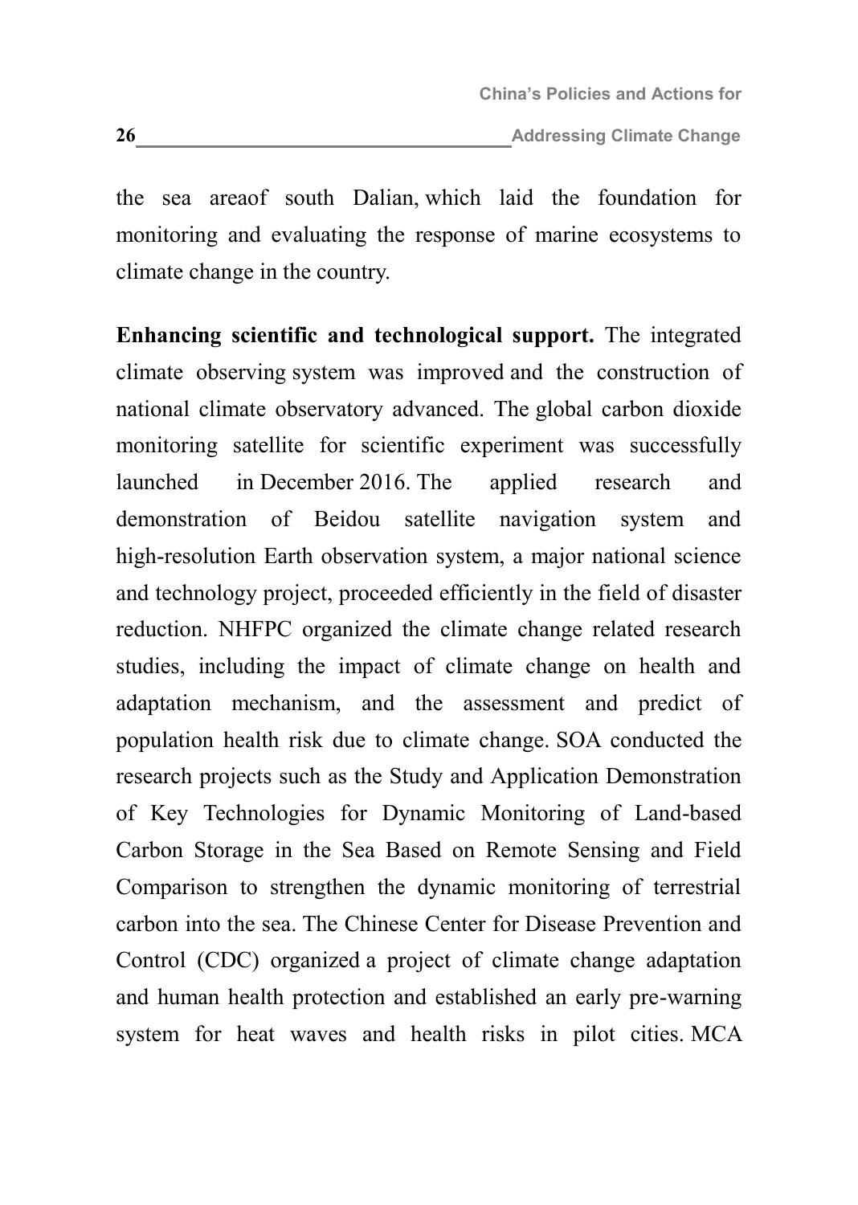the sea areaof south Dalian, which laid the foundation for monitoring and evaluating the response of marine ecosystems to climate change in the country.

**Enhancing scientific and technological support.** The integrated climate observing system was improved and the construction of national climate observatory advanced. The global carbon dioxide monitoring satellite for scientific experiment was successfully launched in December 2016. The applied research and demonstration of Beidou satellite navigation system and high-resolution Earth observation system, a major national science and technology project, proceeded efficiently in the field of disaster reduction. NHFPC organized the climate change related research studies, including the impact of climate change on health and adaptation mechanism, and the assessment and predict of population health risk due to climate change. SOA conducted the research projects such as the Study and Application Demonstration of Key Technologies for Dynamic Monitoring of Land-based Carbon Storage in the Sea Based on Remote Sensing and Field Comparison to strengthen the dynamic monitoring of terrestrial carbon into the sea. The Chinese Center for Disease Prevention and Control (CDC) organized a project of climate change adaptation and human health protection and established an early pre-warning system for heat waves and health risks in pilot cities. MCA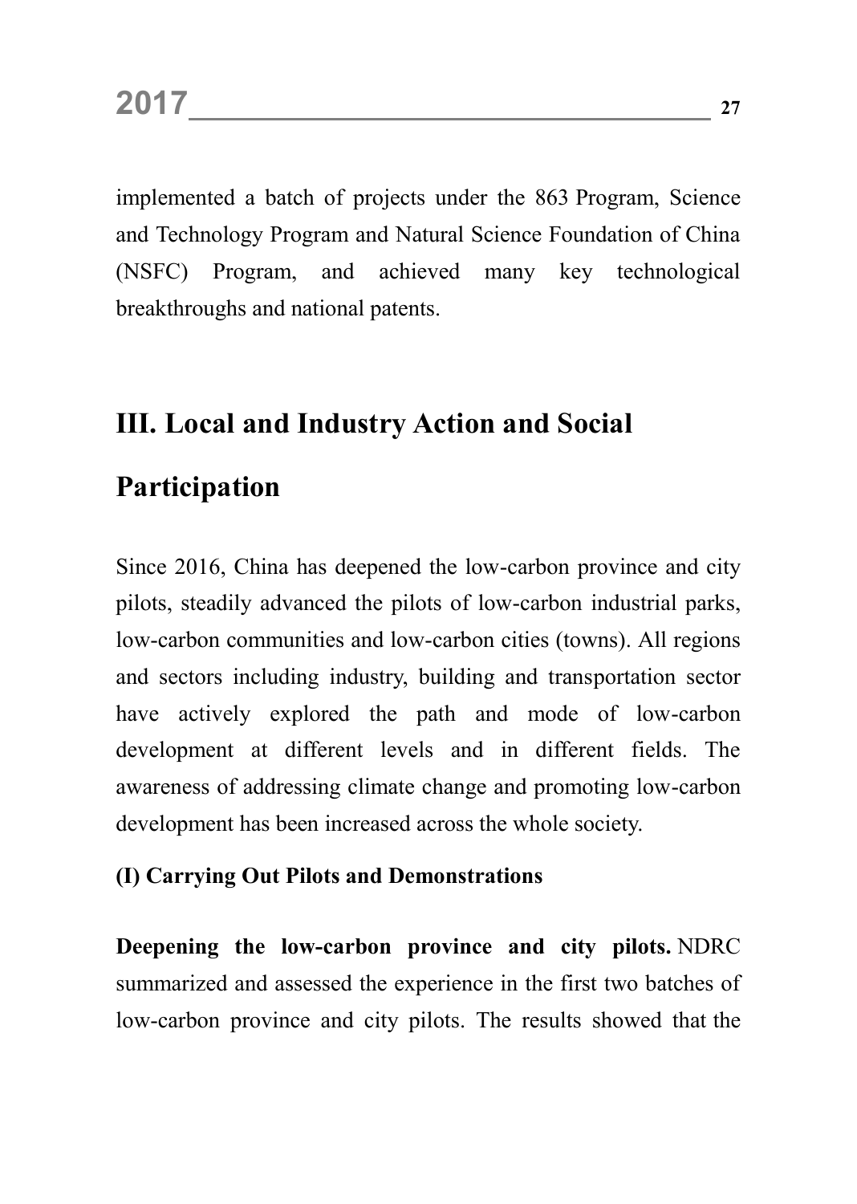implemented a batch of projects under the 863 Program, Science and Technology Program and Natural Science Foundation of China (NSFC) Program, and achieved many key technological breakthroughs and national patents.

## III. Local and Industry Action and Social Participation

Since 2016, China has deepened the low-carbon province and city pilots, steadily advanced the pilots of low-carbon industrial parks, low-carbon communities and low-carbon cities (towns). All regions and sectors including industry, building and transportation sector have actively explored the path and mode of low-carbon development at different levels and in different fields. The awareness of addressing climate change and promoting low-carbon development has been increased across the whole society.

### (I) Carrying Out Pilots and Demonstrations

**Deepening the low-carbon province and city pilots.** NDRC summarized and assessed the experience in the first two batches of low-carbon province and city pilots. The results showed that the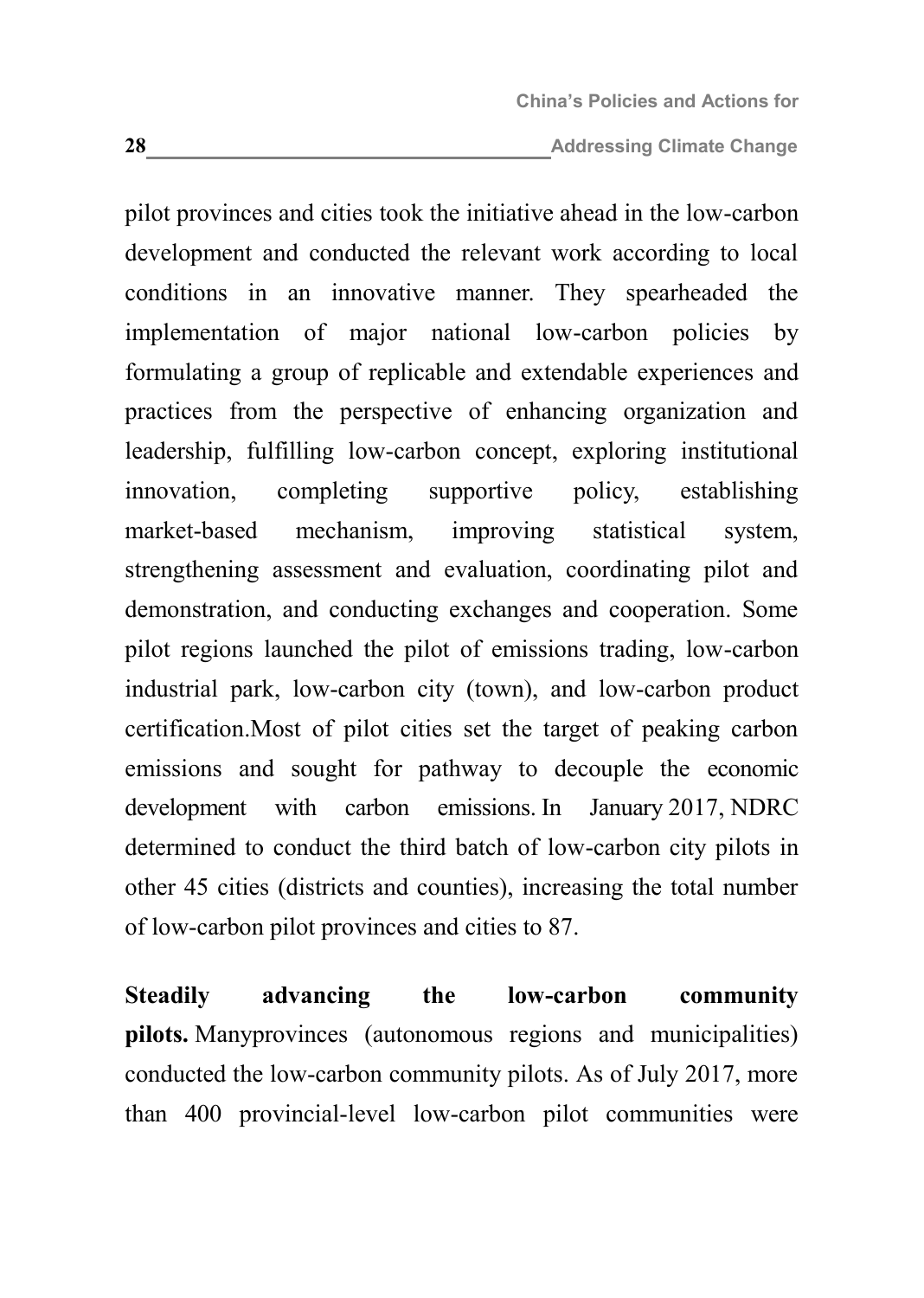pilot provinces and cities took the initiative ahead in the low-carbon development and conducted the relevant work according to local conditions in an innovative manner. They spearheaded the implementation of major national low-carbon policies by formulating a group of replicable and extendable experiences and practices from the perspective of enhancing organization and leadership, fulfilling low-carbon concept, exploring institutional innovation, completing supportive policy, establishing market-based mechanism, improving statistical system, strengthening assessment and evaluation, coordinating pilot and demonstration, and conducting exchanges and cooperation. Some pilot regions launched the pilot of emissions trading, low-carbon industrial park, low-carbon city (town), and low-carbon product certification.Most of pilot cities set the target of peaking carbon emissions and sought for pathway to decouple the economic development with carbon emissions. In January 2017, NDRC determined to conduct the third batch of low-carbon city pilots in other 45 cities (districts and counties), increasing the total number of low-carbon pilot provinces and cities to 87.

**Steadily advancing the low-carbon community pilots.** Manyprovinces (autonomous regions and municipalities) conducted the low-carbon community pilots. As of July 2017, more than 400 provincial-level low-carbon pilot communities were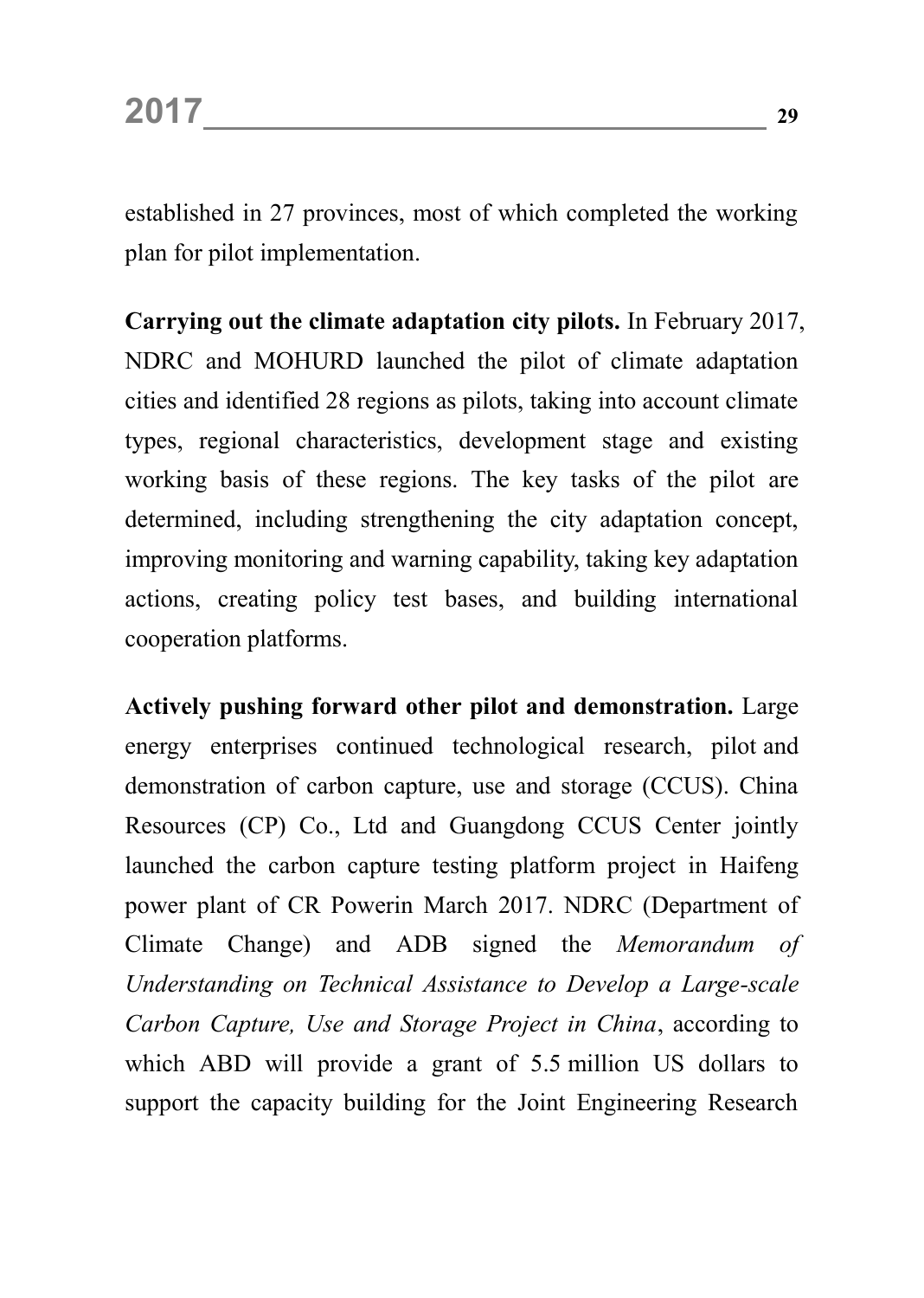established in 27 provinces, most of which completed the working plan for pilot implementation.

**Carrying out the climate adaptation city pilots.** In February 2017, NDRC and MOHURD launched the pilot of climate adaptation cities and identified 28 regions as pilots, taking into account climate types, regional characteristics, development stage and existing working basis of these regions. The key tasks of the pilot are determined, including strengthening the city adaptation concept, improving monitoring and warning capability, taking key adaptation actions, creating policy test bases, and building international cooperation platforms.

**Actively pushing forward other pilot and demonstration.** Large energy enterprises continued technological research, pilot and demonstration of carbon capture, use and storage (CCUS). China Resources (CP) Co., Ltd and Guangdong CCUS Center jointly launched the carbon capture testing platform project in Haifeng power plant of CR Powerin March 2017. NDRC (Department of Climate Change) and ADB signed the *Memorandum of Understanding on Technical Assistance to Develop a Large-scale Carbon Capture, Use and Storage Project in China*, according to which ABD will provide a grant of 5.5 million US dollars to support the capacity building for the Joint Engineering Research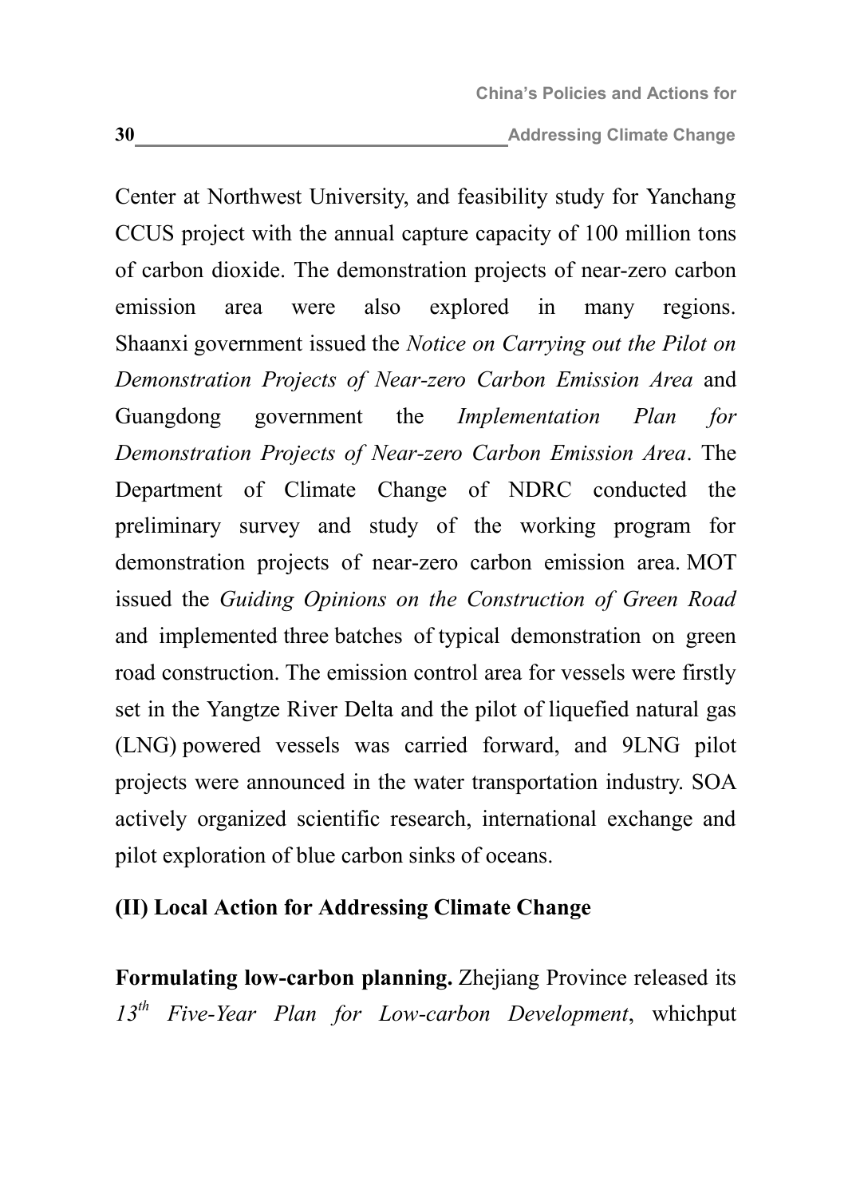Center at Northwest University, and feasibility study for Yanchang CCUS project with the annual capture capacity of 100 million tons of carbon dioxide. The demonstration projects of near-zero carbon emission area were also explored in many regions. Shaanxi government issued the *Notice on Carrying out the Pilot on Demonstration Projects of Near-zero Carbon Emission Area* and Guangdong government the *Implementation Plan for Demonstration Projects of Near-zero Carbon Emission Area*. The Department of Climate Change of NDRC conducted the preliminary survey and study of the working program for demonstration projects of near-zero carbon emission area. MOT issued the *Guiding Opinions on the Construction of Green Road* and implemented three batches of typical demonstration on green road construction. The emission control area for vessels were firstly set in the Yangtze River Delta and the pilot of liquefied natural gas (LNG) powered vessels was carried forward, and 9LNG pilot projects were announced in the water transportation industry. SOA actively organized scientific research, international exchange and pilot exploration of blue carbon sinks of oceans.

## (II) Local Action for Addressing Climate Change

**Formulating low-carbon planning.** Zhejiang Province released its *13th Five-Year Plan for Low-carbon Development*, whichput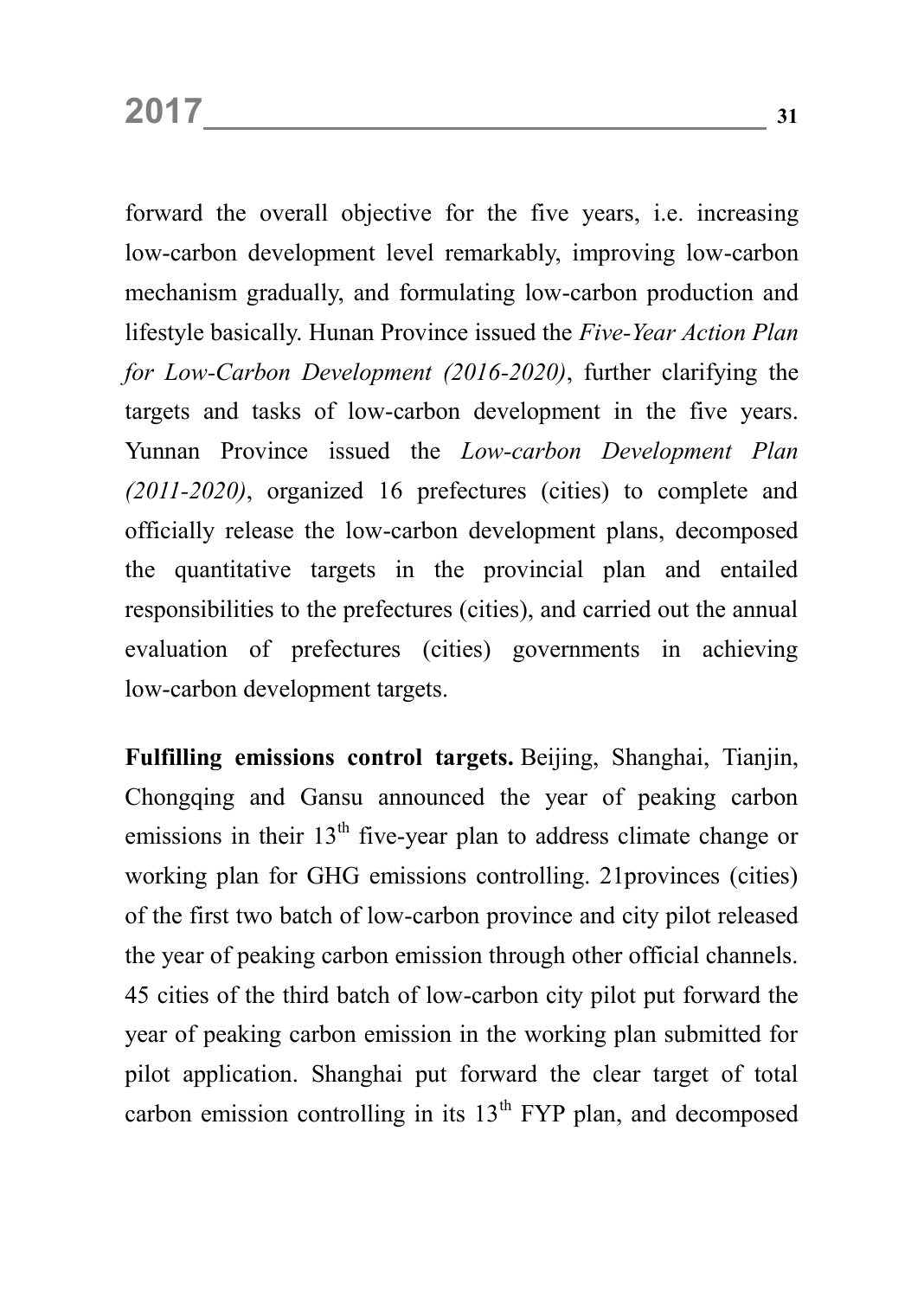forward the overall objective for the five years, i.e. increasing low-carbon development level remarkably, improving low-carbon mechanism gradually, and formulating low-carbon production and lifestyle basically. Hunan Province issued the *Five-Year Action Plan for Low-Carbon Development (2016-2020)*, further clarifying the targets and tasks of low-carbon development in the five years. Yunnan Province issued the *Low-carbon Development Plan (2011-2020)*, organized 16 prefectures (cities) to complete and officially release the low-carbon development plans, decomposed the quantitative targets in the provincial plan and entailed responsibilities to the prefectures (cities), and carried out the annual evaluation of prefectures (cities) governments in achieving low-carbon development targets.

**Fulfilling emissions control targets.** Beijing, Shanghai, Tianjin, Chongqing and Gansu announced the year of peaking carbon emissions in their 13th five-year plan to address climate change or working plan for GHG emissions controlling. 21provinces (cities) of the first two batch of low-carbon province and city pilot released the year of peaking carbon emission through other official channels. 45 cities of the third batch of low-carbon city pilot put forward the year of peaking carbon emission in the working plan submitted for pilot application. Shanghai put forward the clear target of total carbon emission controlling in its 13th FYP plan, and decomposed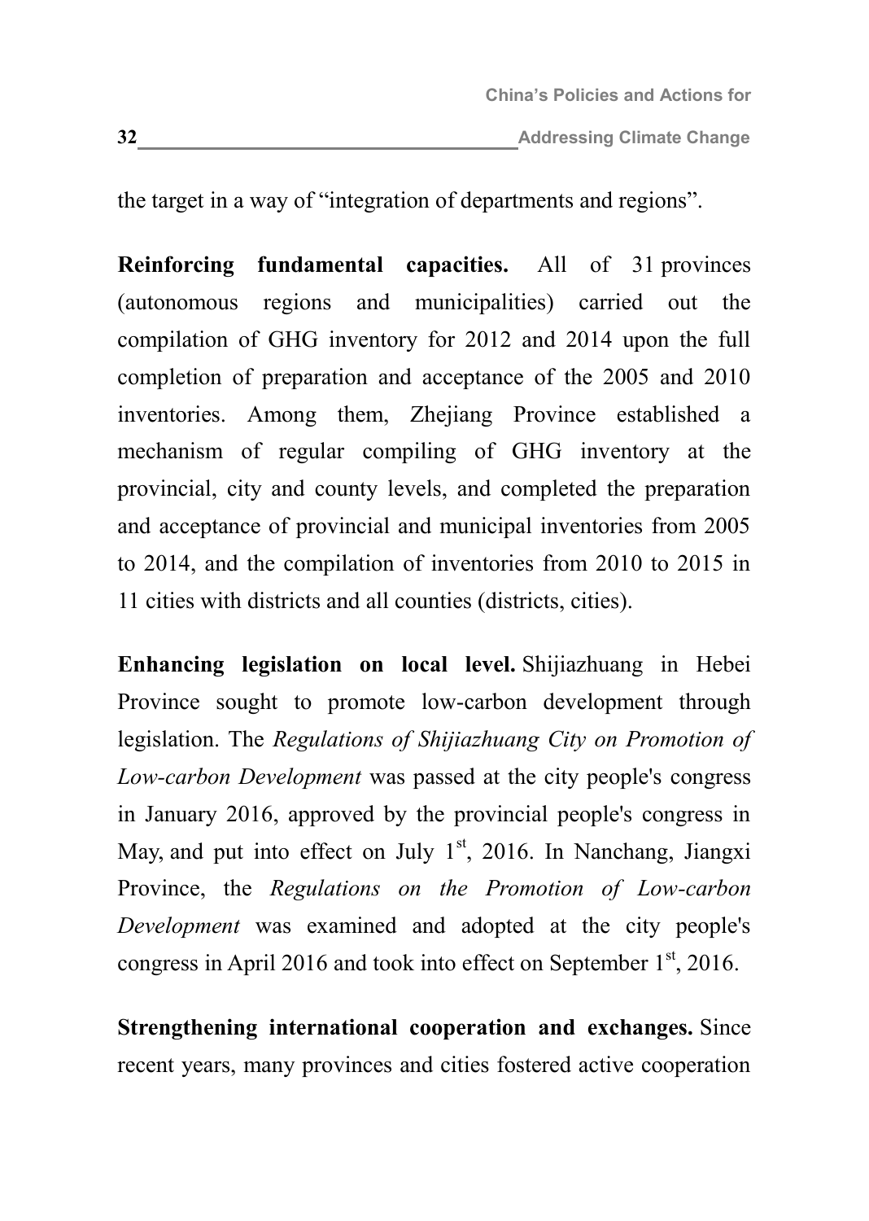the target in a way of "integration of departments and regions".

**Reinforcing fundamental capacities.** All of 31 provinces (autonomous regions and municipalities) carried out the compilation of GHG inventory for 2012 and 2014 upon the full completion of preparation and acceptance of the 2005 and 2010 inventories. Among them, Zhejiang Province established a mechanism of regular compiling of GHG inventory at the provincial, city and county levels, and completed the preparation and acceptance of provincial and municipal inventories from 2005 to 2014, and the compilation of inventories from 2010 to 2015 in 11 cities with districts and all counties (districts, cities).

**Enhancing legislation on local level.** Shijiazhuang in Hebei Province sought to promote low-carbon development through legislation. The *Regulations of Shijiazhuang City on Promotion of Low-carbon Development* was passed at the city people's congress in January 2016, approved by the provincial people's congress in May, and put into effect on July 1st, 2016. In Nanchang, Jiangxi Province, the *Regulations on the Promotion of Low-carbon Development* was examined and adopted at the city people's congress in April 2016 and took into effect on September 1st, 2016.

**Strengthening international cooperation and exchanges.** Since recent years, many provinces and cities fostered active cooperation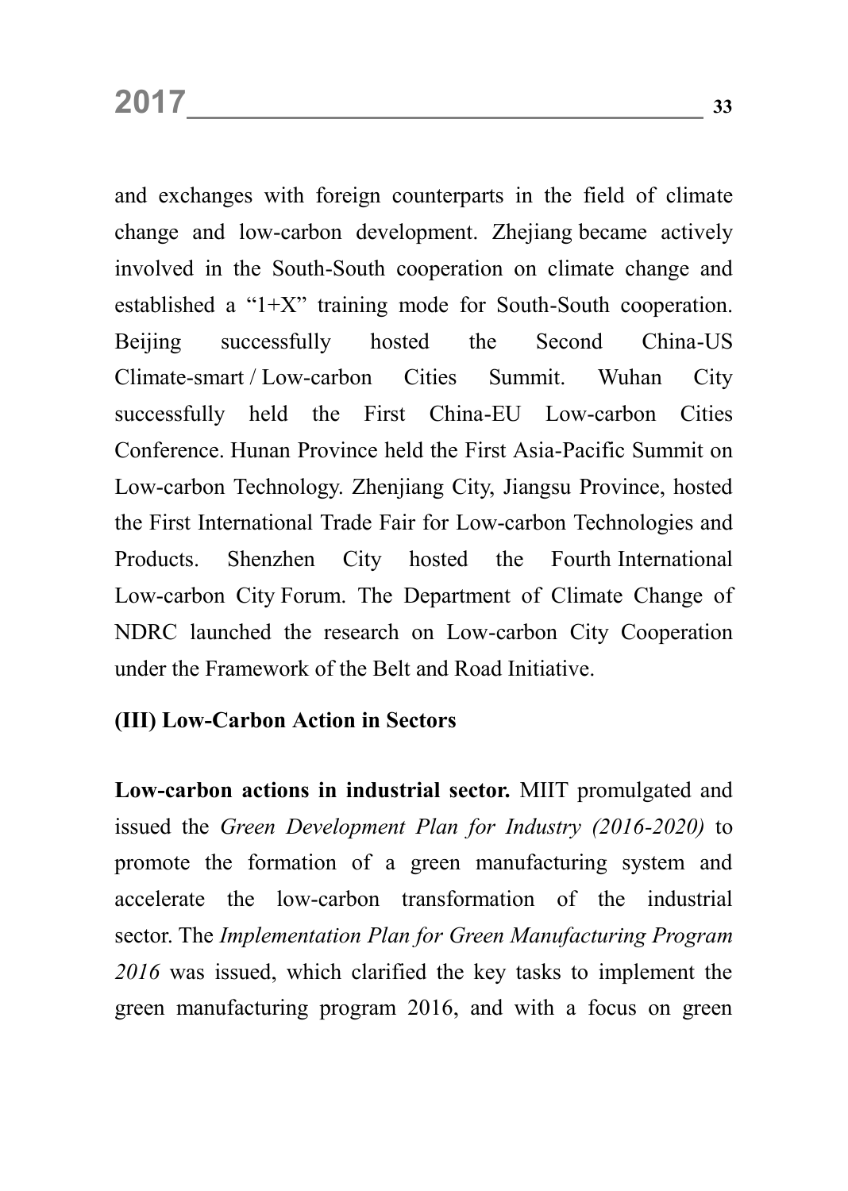and exchanges with foreign counterparts in the field of climate change and low-carbon development. Zhejiang became actively involved in the South-South cooperation on climate change and established a "1+X" training mode for South-South cooperation. Beijing successfully hosted the Second China-US Climate-smart / Low-carbon Cities Summit. Wuhan City successfully held the First China-EU Low-carbon Cities Conference. Hunan Province held the First Asia-Pacific Summit on Low-carbon Technology. Zhenjiang City, Jiangsu Province, hosted the First International Trade Fair for Low-carbon Technologies and Products. Shenzhen City hosted the Fourth International Low-carbon City Forum. The Department of Climate Change of NDRC launched the research on Low-carbon City Cooperation under the Framework of the Belt and Road Initiative.

### (III) Low-Carbon Action in Sectors

**Low-carbon actions in industrial sector.** MIIT promulgated and issued the *Green Development Plan for Industry (2016-2020)* to promote the formation of a green manufacturing system and accelerate the low-carbon transformation of the industrial sector. The *Implementation Plan for Green Manufacturing Program 2016* was issued, which clarified the key tasks to implement the green manufacturing program 2016, and with a focus on green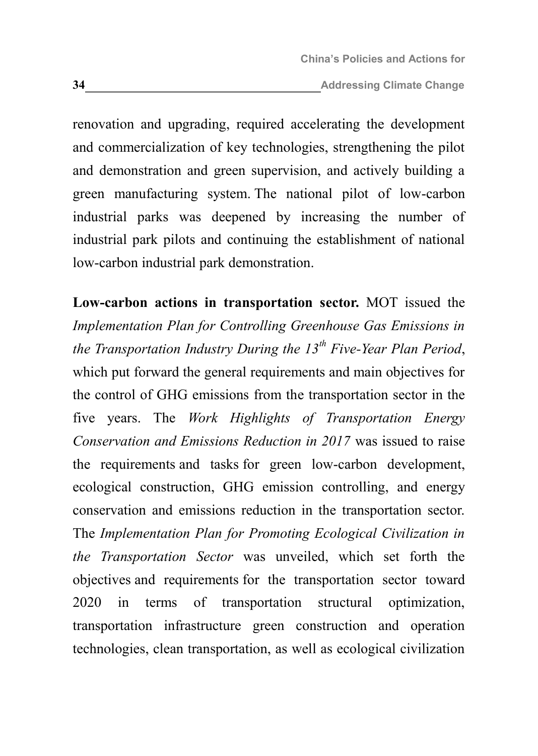renovation and upgrading, required accelerating the development and commercialization of key technologies, strengthening the pilot and demonstration and green supervision, and actively building a green manufacturing system. The national pilot of low-carbon industrial parks was deepened by increasing the number of industrial park pilots and continuing the establishment of national low-carbon industrial park demonstration.

**Low-carbon actions in transportation sector.** MOT issued the *Implementation Plan for Controlling Greenhouse Gas Emissions in the Transportation Industry During the 13th Five-Year Plan Period*, which put forward the general requirements and main objectives for the control of GHG emissions from the transportation sector in the five years. The *Work Highlights of Transportation Energy Conservation and Emissions Reduction in 2017* was issued to raise the requirements and tasks for green low-carbon development, ecological construction, GHG emission controlling, and energy conservation and emissions reduction in the transportation sector. The *Implementation Plan for Promoting Ecological Civilization in the Transportation Sector* was unveiled, which set forth the objectives and requirements for the transportation sector toward 2020 in terms of transportation structural optimization, transportation infrastructure green construction and operation technologies, clean transportation, as well as ecological civilization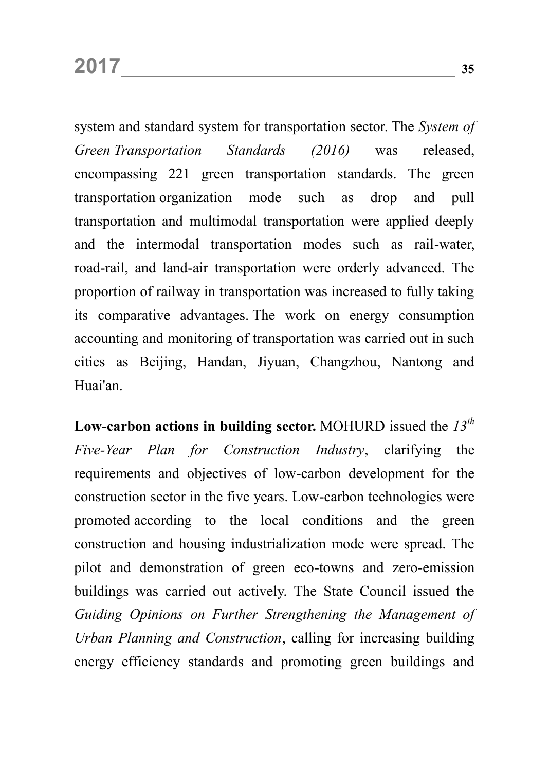system and standard system for transportation sector. The *System of Green Transportation Standards (2016)* was released, encompassing 221 green transportation standards. The green transportation organization mode such as drop and pull transportation and multimodal transportation were applied deeply and the intermodal transportation modes such as rail-water, road-rail, and land-air transportation were orderly advanced. The proportion of railway in transportation was increased to fully taking its comparative advantages. The work on energy consumption accounting and monitoring of transportation was carried out in such cities as Beijing, Handan, Jiyuan, Changzhou, Nantong and Huai'an.

**Low-carbon actions in building sector.** MOHURD issued the *13th Five-Year Plan for Construction Industry*, clarifying the requirements and objectives of low-carbon development for the construction sector in the five years. Low-carbon technologies were promoted according to the local conditions and the green construction and housing industrialization mode were spread. The pilot and demonstration of green eco-towns and zero-emission buildings was carried out actively. The State Council issued the *Guiding Opinions on Further Strengthening the Management of Urban Planning and Construction*, calling for increasing building energy efficiency standards and promoting green buildings and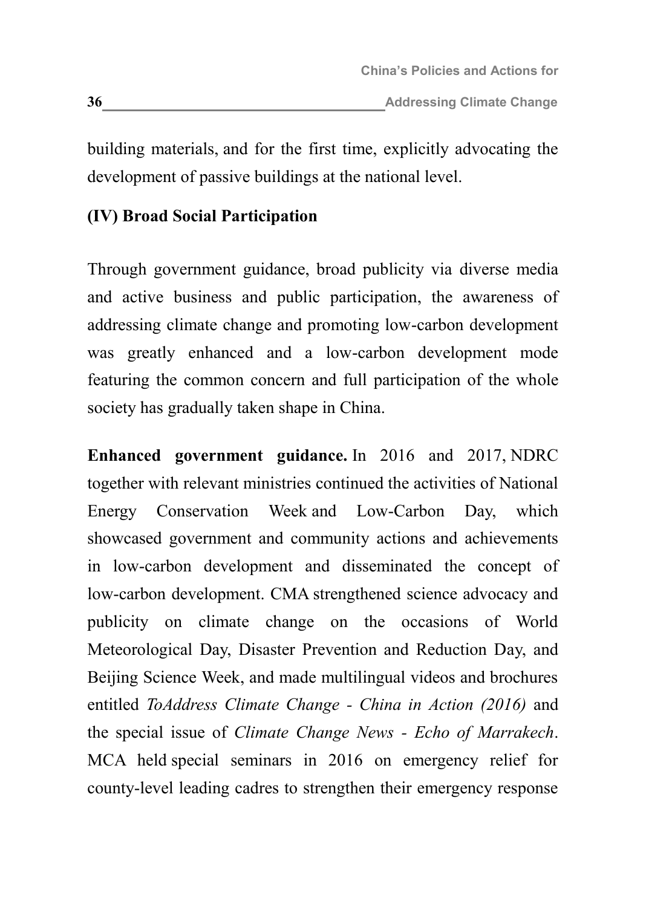building materials, and for the first time, explicitly advocating the development of passive buildings at the national level.

### (IV) Broad Social Participation

Through government guidance, broad publicity via diverse media and active business and public participation, the awareness of addressing climate change and promoting low-carbon development was greatly enhanced and a low-carbon development mode featuring the common concern and full participation of the whole society has gradually taken shape in China.

**Enhanced government guidance.** In 2016 and 2017, NDRC together with relevant ministries continued the activities of National Energy Conservation Week and Low-Carbon Day, which showcased government and community actions and achievements in low-carbon development and disseminated the concept of low-carbon development. CMA strengthened science advocacy and publicity on climate change on the occasions of World Meteorological Day, Disaster Prevention and Reduction Day, and Beijing Science Week, and made multilingual videos and brochures entitled *ToAddress Climate Change - China in Action (2016)* and the special issue of *Climate Change News - Echo of Marrakech*. MCA held special seminars in 2016 on emergency relief for county-level leading cadres to strengthen their emergency response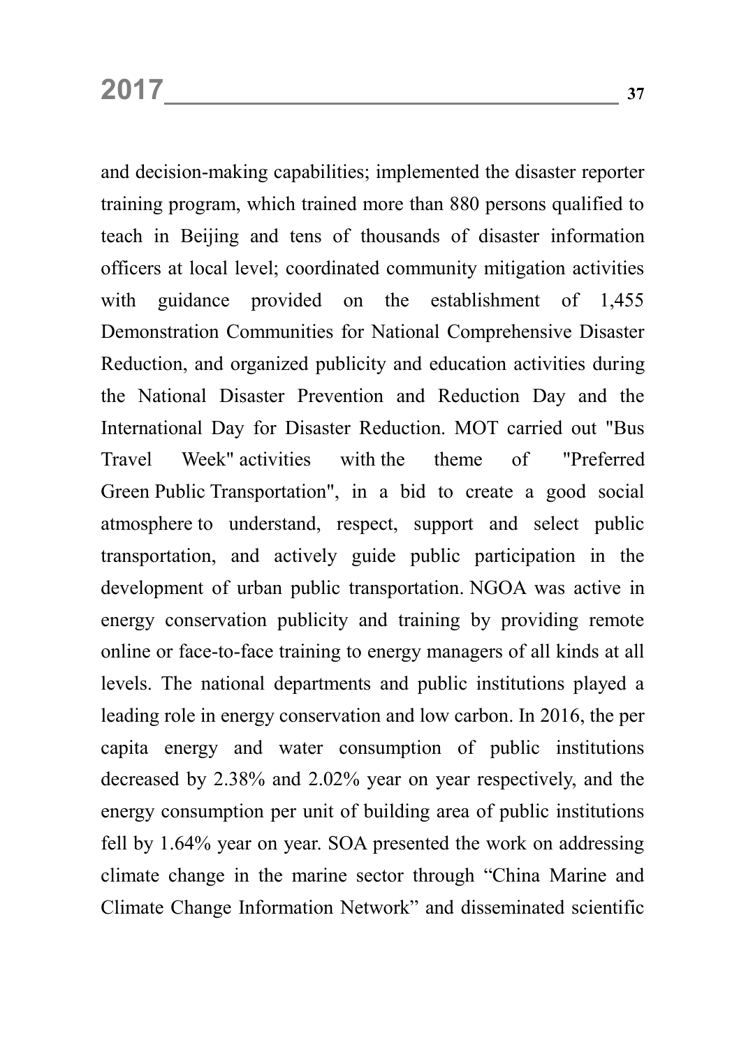and decision-making capabilities; implemented the disaster reporter training program, which trained more than 880 persons qualified to teach in Beijing and tens of thousands of disaster information officers at local level; coordinated community mitigation activities with guidance provided on the establishment of 1,455 Demonstration Communities for National Comprehensive Disaster Reduction, and organized publicity and education activities during the National Disaster Prevention and Reduction Day and the International Day for Disaster Reduction. MOT carried out "Bus Travel Week" activities with the theme of "Preferred Green Public Transportation", in a bid to create a good social atmosphere to understand, respect, support and select public transportation, and actively guide public participation in the development of urban public transportation. NGOA was active in energy conservation publicity and training by providing remote online or face-to-face training to energy managers of all kinds at all levels. The national departments and public institutions played a leading role in energy conservation and low carbon. In 2016, the per capita energy and water consumption of public institutions decreased by 2.38% and 2.02% year on year respectively, and the energy consumption per unit of building area of public institutions fell by 1.64% year on year. SOA presented the work on addressing climate change in the marine sector through "China Marine and Climate Change Information Network" and disseminated scientific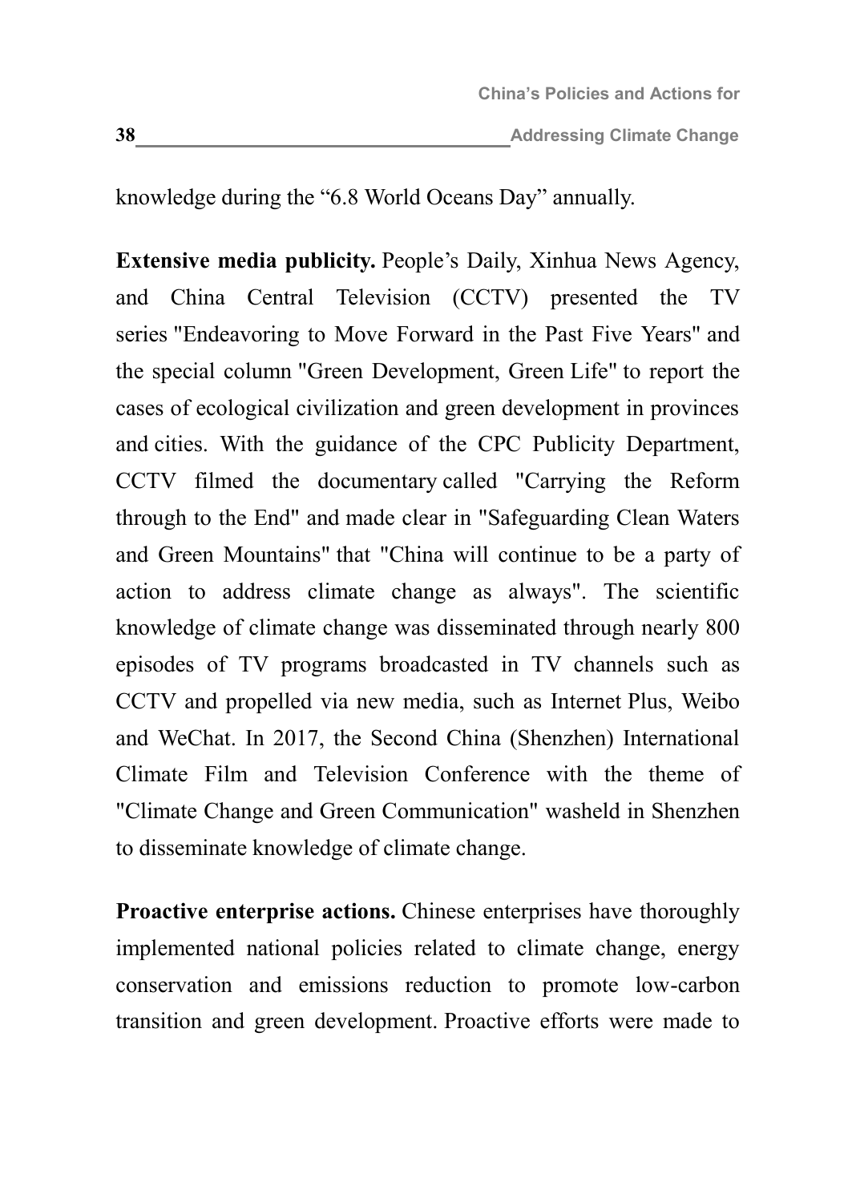knowledge during the “6.8 World Oceans Day” annually.

**Extensive media publicity.** People’s Daily, Xinhua News Agency, and China Central Television (CCTV) presented the TV series "Endeavoring to Move Forward in the Past Five Years" and the special column "Green Development, Green Life" to report the cases of ecological civilization and green development in provinces and cities. With the guidance of the CPC Publicity Department, CCTV filmed the documentary called "Carrying the Reform through to the End" and made clear in "Safeguarding Clean Waters and Green Mountains" that "China will continue to be a party of action to address climate change as always". The scientific knowledge of climate change was disseminated through nearly 800 episodes of TV programs broadcasted in TV channels such as CCTV and propelled via new media, such as Internet Plus, Weibo and WeChat. In 2017, the Second China (Shenzhen) International Climate Film and Television Conference with the theme of "Climate Change and Green Communication" washeld in Shenzhen to disseminate knowledge of climate change.

**Proactive enterprise actions.** Chinese enterprises have thoroughly implemented national policies related to climate change, energy conservation and emissions reduction to promote low-carbon transition and green development. Proactive efforts were made to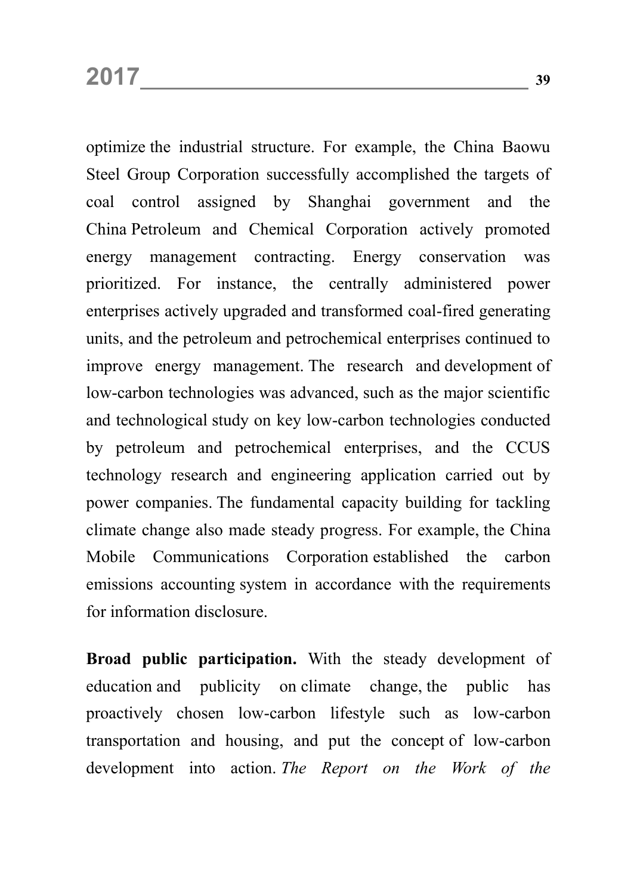optimize the industrial structure. For example, the China Baowu Steel Group Corporation successfully accomplished the targets of coal control assigned by Shanghai government and the China Petroleum and Chemical Corporation actively promoted energy management contracting. Energy conservation was prioritized. For instance, the centrally administered power enterprises actively upgraded and transformed coal-fired generating units, and the petroleum and petrochemical enterprises continued to improve energy management. The research and development of low-carbon technologies was advanced, such as the major scientific and technological study on key low-carbon technologies conducted by petroleum and petrochemical enterprises, and the CCUS technology research and engineering application carried out by power companies. The fundamental capacity building for tackling climate change also made steady progress. For example, the China Mobile Communications Corporation established the carbon emissions accounting system in accordance with the requirements for information disclosure.

**Broad public participation.** With the steady development of education and publicity on climate change, the public has proactively chosen low-carbon lifestyle such as low-carbon transportation and housing, and put the concept of low-carbon development into action. *The Report on the Work of the*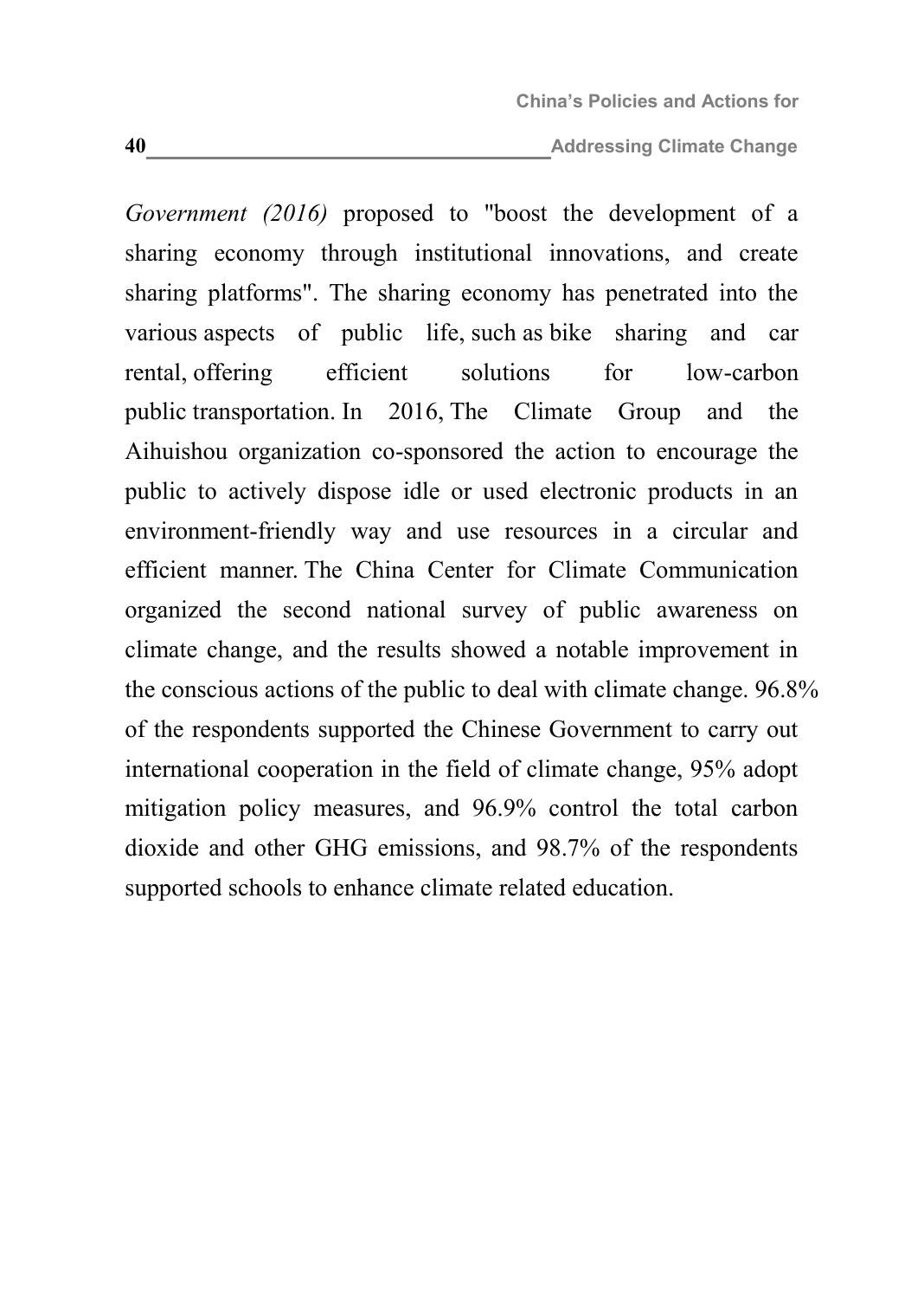*Government (2016)* proposed to "boost the development of a sharing economy through institutional innovations, and create sharing platforms". The sharing economy has penetrated into the various aspects of public life, such as bike sharing and car rental, offering efficient solutions for low-carbon public transportation. In 2016, The Climate Group and the Aihuishou organization co-sponsored the action to encourage the public to actively dispose idle or used electronic products in an environment-friendly way and use resources in a circular and efficient manner. The China Center for Climate Communication organized the second national survey of public awareness on climate change, and the results showed a notable improvement in the conscious actions of the public to deal with climate change. 96.8% of the respondents supported the Chinese Government to carry out international cooperation in the field of climate change, 95% adopt mitigation policy measures, and 96.9% control the total carbon dioxide and other GHG emissions, and 98.7% of the respondents supported schools to enhance climate related education.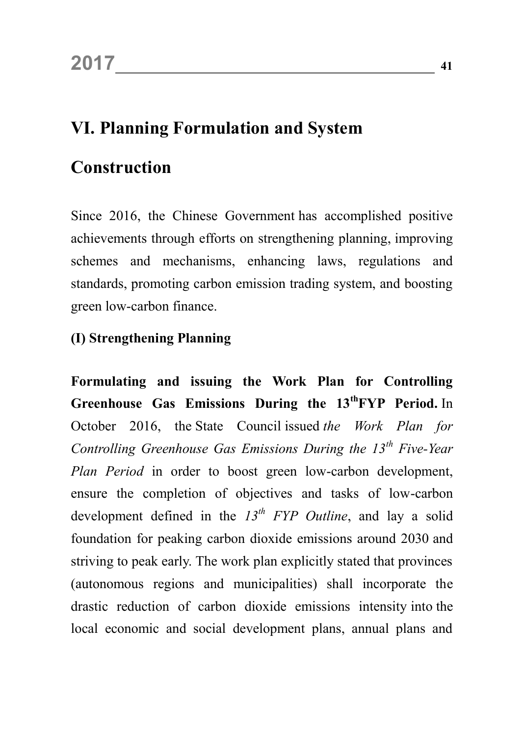# VI. Planning Formulation and System Construction

Since 2016, the Chinese Government has accomplished positive achievements through efforts on strengthening planning, improving schemes and mechanisms, enhancing laws, regulations and standards, promoting carbon emission trading system, and boosting green low-carbon finance.

## (I) Strengthening Planning

**Formulating and issuing the Work Plan for Controlling Greenhouse Gas Emissions During the 13$^{th}$FYP Period.** In October 2016, the State Council issued *the Work Plan for Controlling Greenhouse Gas Emissions During the 13$^{th}$ Five-Year Plan Period* in order to boost green low-carbon development, ensure the completion of objectives and tasks of low-carbon development defined in the *13$^{th}$ FYP Outline*, and lay a solid foundation for peaking carbon dioxide emissions around 2030 and striving to peak early. The work plan explicitly stated that provinces (autonomous regions and municipalities) shall incorporate the drastic reduction of carbon dioxide emissions intensity into the local economic and social development plans, annual plans and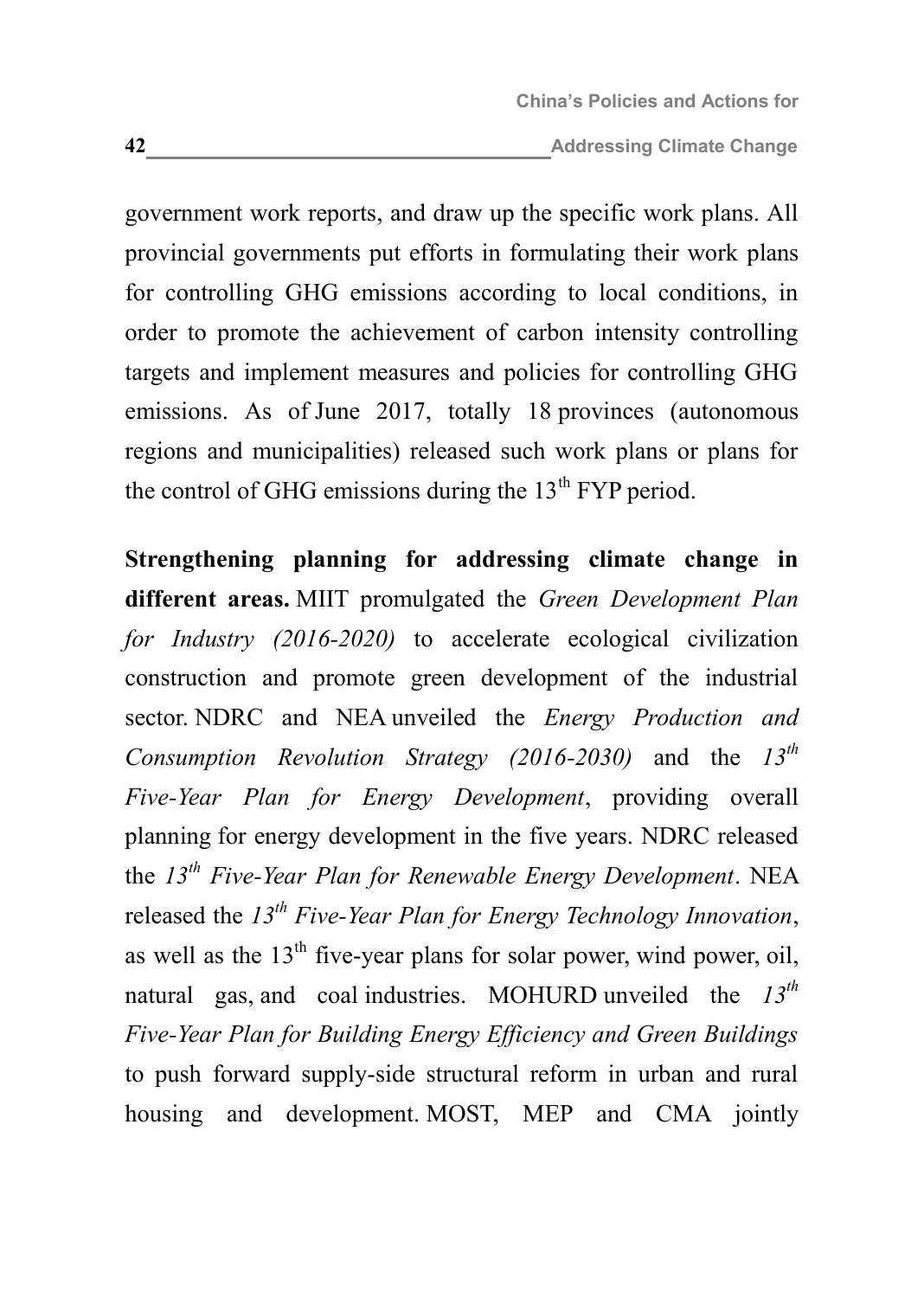government work reports, and draw up the specific work plans. All provincial governments put efforts in formulating their work plans for controlling GHG emissions according to local conditions, in order to promote the achievement of carbon intensity controlling targets and implement measures and policies for controlling GHG emissions. As of June 2017, totally 18 provinces (autonomous regions and municipalities) released such work plans or plans for the control of GHG emissions during the 13th FYP period.

**Strengthening planning for addressing climate change in different areas.** MIIT promulgated the *Green Development Plan for Industry (2016-2020)* to accelerate ecological civilization construction and promote green development of the industrial sector. NDRC and NEA unveiled the *Energy Production and Consumption Revolution Strategy (2016-2030)* and the *13th Five-Year Plan for Energy Development*, providing overall planning for energy development in the five years. NDRC released the *13th Five-Year Plan for Renewable Energy Development*. NEA released the *13th Five-Year Plan for Energy Technology Innovation*, as well as the 13th five-year plans for solar power, wind power, oil, natural gas, and coal industries. MOHURD unveiled the *13th Five-Year Plan for Building Energy Efficiency and Green Buildings* to push forward supply-side structural reform in urban and rural housing and development. MOST, MEP and CMA jointly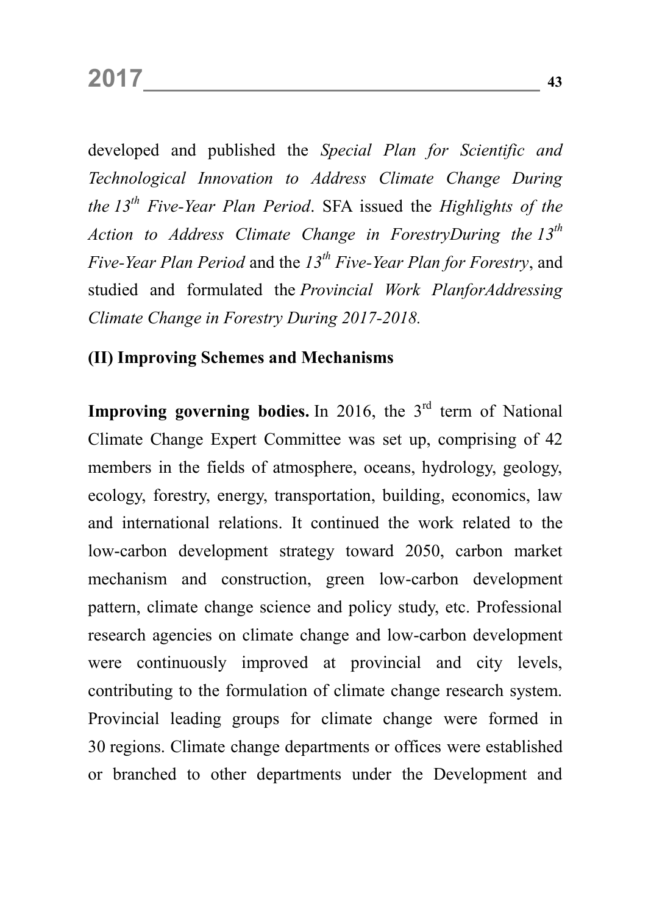developed and published the *Special Plan for Scientific and Technological Innovation to Address Climate Change During the 13th Five-Year Plan Period*. SFA issued the *Highlights of the Action to Address Climate Change in ForestryDuring the 13th Five-Year Plan Period* and the *13th Five-Year Plan for Forestry*, and studied and formulated the *Provincial Work PlanforAddressing Climate Change in Forestry During 2017-2018.*

### (II) Improving Schemes and Mechanisms

**Improving governing bodies.** In 2016, the 3rd term of National Climate Change Expert Committee was set up, comprising of 42 members in the fields of atmosphere, oceans, hydrology, geology, ecology, forestry, energy, transportation, building, economics, law and international relations. It continued the work related to the low-carbon development strategy toward 2050, carbon market mechanism and construction, green low-carbon development pattern, climate change science and policy study, etc. Professional research agencies on climate change and low-carbon development were continuously improved at provincial and city levels, contributing to the formulation of climate change research system. Provincial leading groups for climate change were formed in 30 regions. Climate change departments or offices were established or branched to other departments under the Development and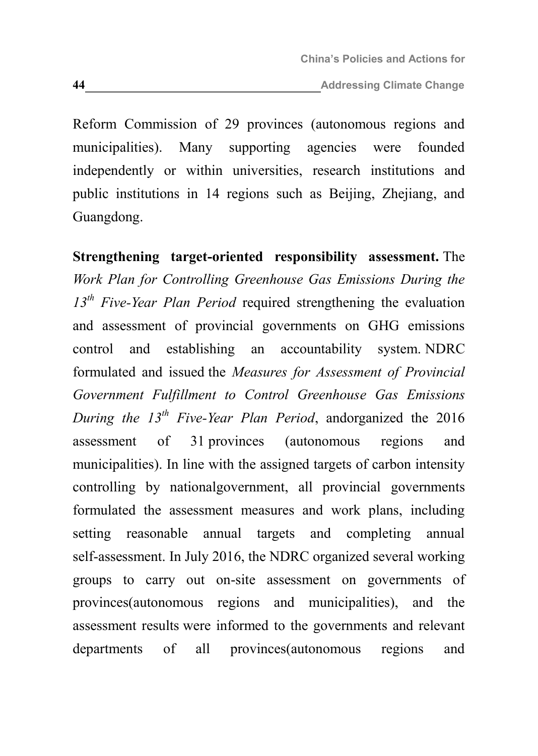Reform Commission of 29 provinces (autonomous regions and municipalities). Many supporting agencies were founded independently or within universities, research institutions and public institutions in 14 regions such as Beijing, Zhejiang, and Guangdong.

**Strengthening target-oriented responsibility assessment.** The *Work Plan for Controlling Greenhouse Gas Emissions During the 13th Five-Year Plan Period* required strengthening the evaluation and assessment of provincial governments on GHG emissions control and establishing an accountability system. NDRC formulated and issued the *Measures for Assessment of Provincial Government Fulfillment to Control Greenhouse Gas Emissions During the 13th Five-Year Plan Period*, andorganized the 2016 assessment of 31 provinces (autonomous regions and municipalities). In line with the assigned targets of carbon intensity controlling by nationalgovernment, all provincial governments formulated the assessment measures and work plans, including setting reasonable annual targets and completing annual self-assessment. In July 2016, the NDRC organized several working groups to carry out on-site assessment on governments of provinces(autonomous regions and municipalities), and the assessment results were informed to the governments and relevant departments of all provinces(autonomous regions and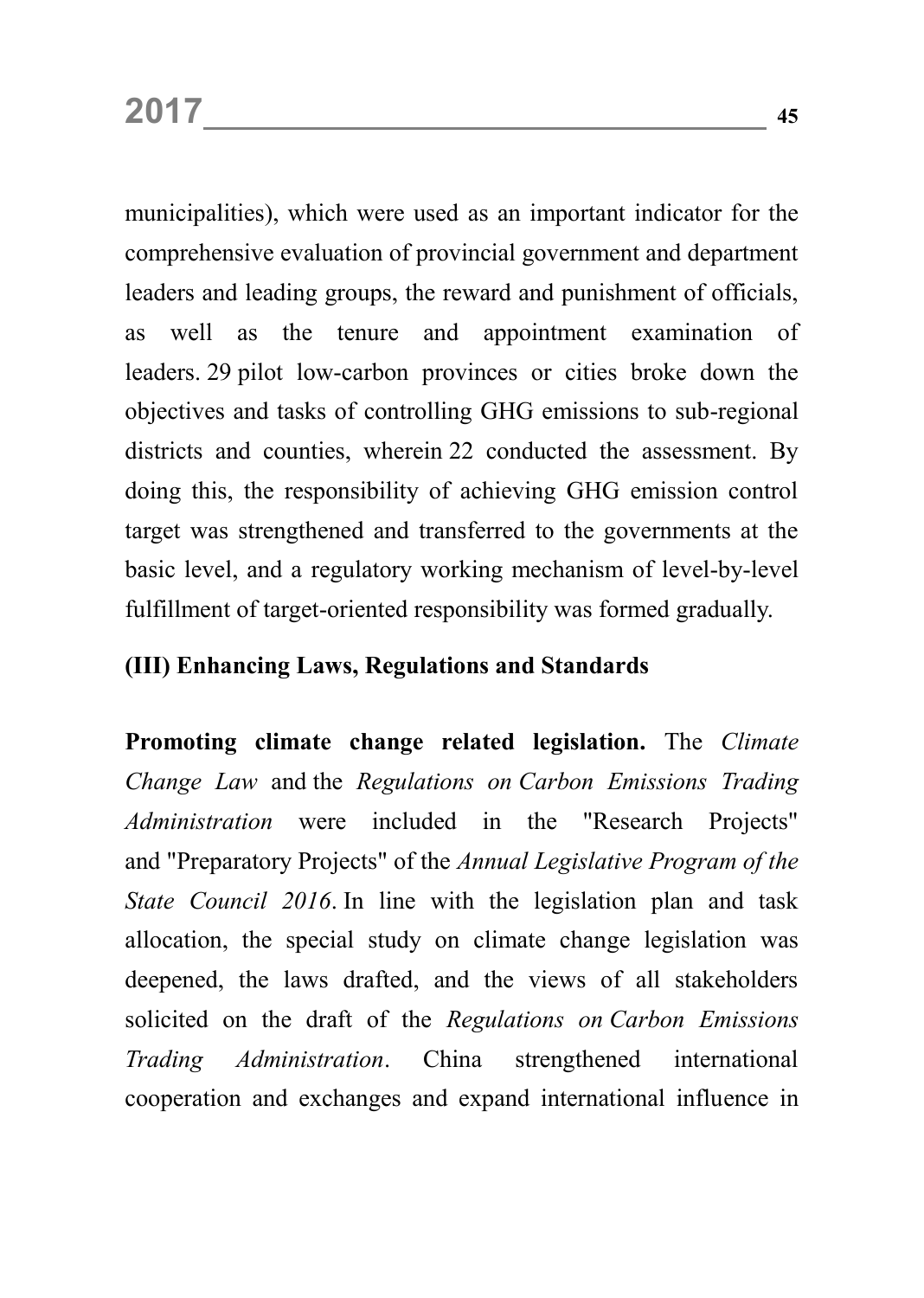municipalities), which were used as an important indicator for the comprehensive evaluation of provincial government and department leaders and leading groups, the reward and punishment of officials, as well as the tenure and appointment examination of leaders. 29 pilot low-carbon provinces or cities broke down the objectives and tasks of controlling GHG emissions to sub-regional districts and counties, wherein 22 conducted the assessment. By doing this, the responsibility of achieving GHG emission control target was strengthened and transferred to the governments at the basic level, and a regulatory working mechanism of level-by-level fulfillment of target-oriented responsibility was formed gradually.

### (III) Enhancing Laws, Regulations and Standards

**Promoting climate change related legislation.** The *Climate Change Law* and the *Regulations on Carbon Emissions Trading Administration* were included in the "Research Projects" and "Preparatory Projects" of the *Annual Legislative Program of the State Council 2016*. In line with the legislation plan and task allocation, the special study on climate change legislation was deepened, the laws drafted, and the views of all stakeholders solicited on the draft of the *Regulations on Carbon Emissions Trading Administration*. China strengthened international cooperation and exchanges and expand international influence in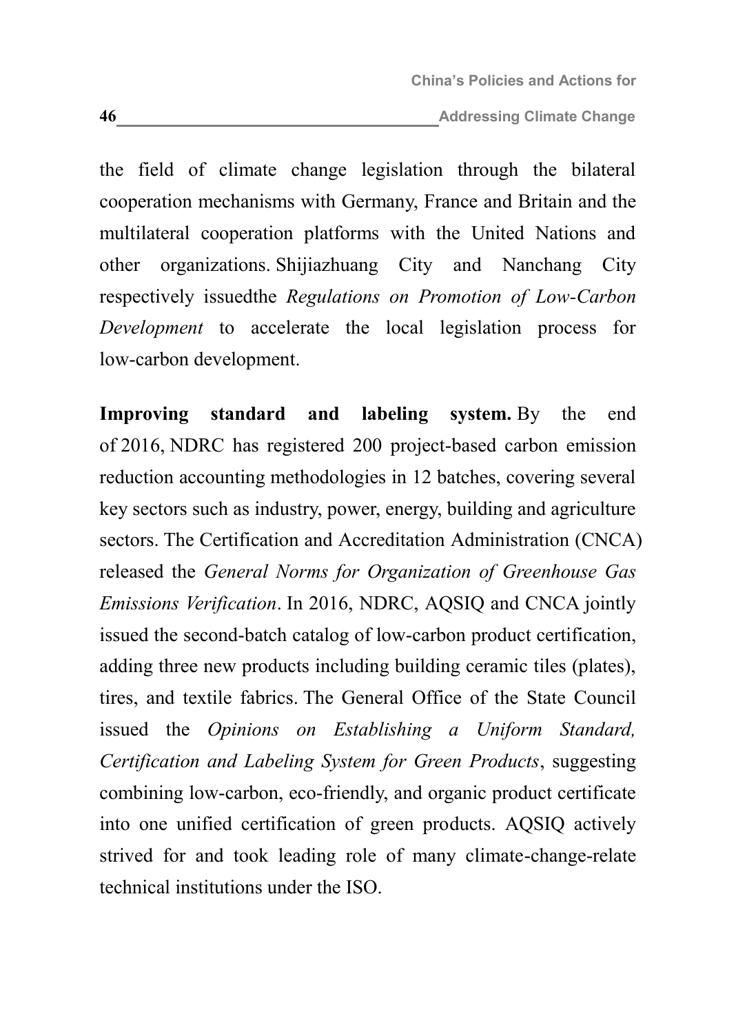the field of climate change legislation through the bilateral cooperation mechanisms with Germany, France and Britain and the multilateral cooperation platforms with the United Nations and other organizations. Shijiazhuang City and Nanchang City respectively issuedthe *Regulations on Promotion of Low-Carbon Development* to accelerate the local legislation process for low-carbon development.

**Improving standard and labeling system.** By the end of 2016, NDRC has registered 200 project-based carbon emission reduction accounting methodologies in 12 batches, covering several key sectors such as industry, power, energy, building and agriculture sectors. The Certification and Accreditation Administration (CNCA) released the *General Norms for Organization of Greenhouse Gas Emissions Verification*. In 2016, NDRC, AQSIQ and CNCA jointly issued the second-batch catalog of low-carbon product certification, adding three new products including building ceramic tiles (plates), tires, and textile fabrics. The General Office of the State Council issued the *Opinions on Establishing a Uniform Standard, Certification and Labeling System for Green Products*, suggesting combining low-carbon, eco-friendly, and organic product certificate into one unified certification of green products. AQSIQ actively strived for and took leading role of many climate-change-relate technical institutions under the ISO.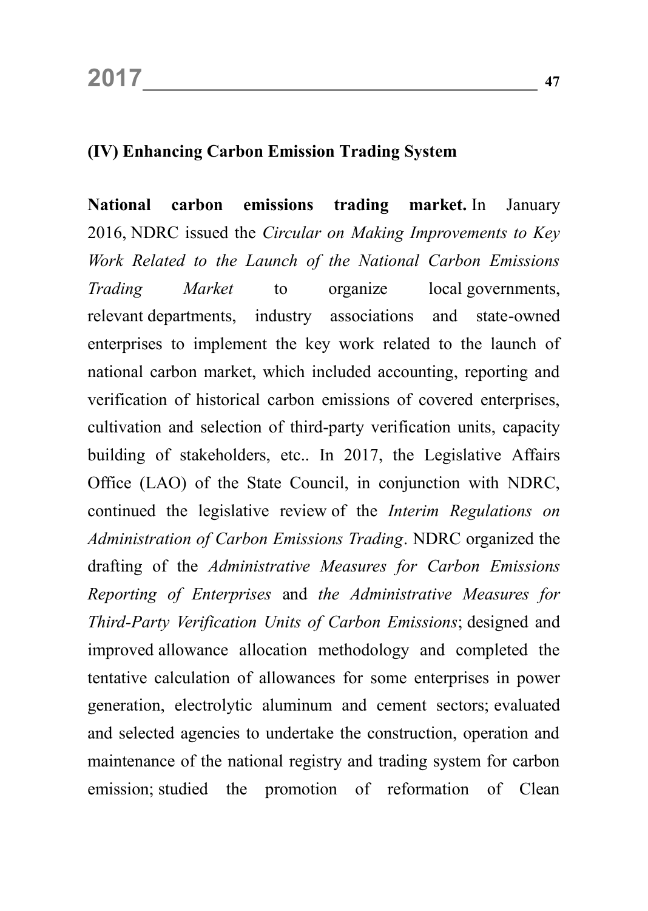### (IV) Enhancing Carbon Emission Trading System

**National carbon emissions trading market.** In January 2016, NDRC issued the *Circular on Making Improvements to Key Work Related to the Launch of the National Carbon Emissions Trading Market* to organize local governments, relevant departments, industry associations and state-owned enterprises to implement the key work related to the launch of national carbon market, which included accounting, reporting and verification of historical carbon emissions of covered enterprises, cultivation and selection of third-party verification units, capacity building of stakeholders, etc.. In 2017, the Legislative Affairs Office (LAO) of the State Council, in conjunction with NDRC, continued the legislative review of the *Interim Regulations on Administration of Carbon Emissions Trading*. NDRC organized the drafting of the *Administrative Measures for Carbon Emissions Reporting of Enterprises* and *the Administrative Measures for Third-Party Verification Units of Carbon Emissions*; designed and improved allowance allocation methodology and completed the tentative calculation of allowances for some enterprises in power generation, electrolytic aluminum and cement sectors; evaluated and selected agencies to undertake the construction, operation and maintenance of the national registry and trading system for carbon emission; studied the promotion of reformation of Clean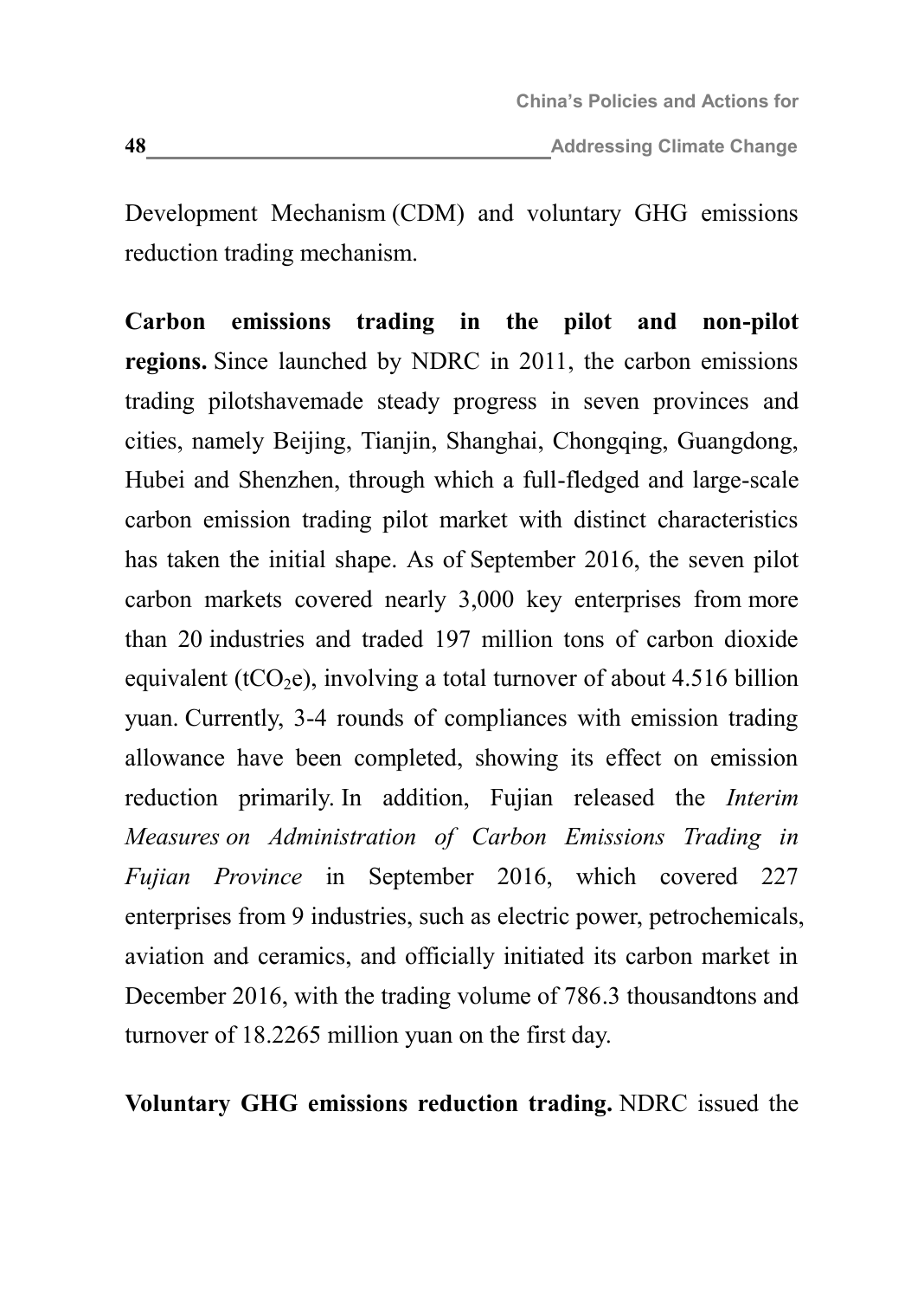Development Mechanism (CDM) and voluntary GHG emissions reduction trading mechanism.

**Carbon emissions trading in the pilot and non-pilot regions.** Since launched by NDRC in 2011, the carbon emissions trading pilotshavemade steady progress in seven provinces and cities, namely Beijing, Tianjin, Shanghai, Chongqing, Guangdong, Hubei and Shenzhen, through which a full-fledged and large-scale carbon emission trading pilot market with distinct characteristics has taken the initial shape. As of September 2016, the seven pilot carbon markets covered nearly 3,000 key enterprises from more than 20 industries and traded 197 million tons of carbon dioxide equivalent ($tCO_2e$), involving a total turnover of about 4.516 billion yuan. Currently, 3-4 rounds of compliances with emission trading allowance have been completed, showing its effect on emission reduction primarily. In addition, Fujian released the *Interim Measures on Administration of Carbon Emissions Trading in Fujian Province* in September 2016, which covered 227 enterprises from 9 industries, such as electric power, petrochemicals, aviation and ceramics, and officially initiated its carbon market in December 2016, with the trading volume of 786.3 thousandtons and turnover of 18.2265 million yuan on the first day.

**Voluntary GHG emissions reduction trading.** NDRC issued the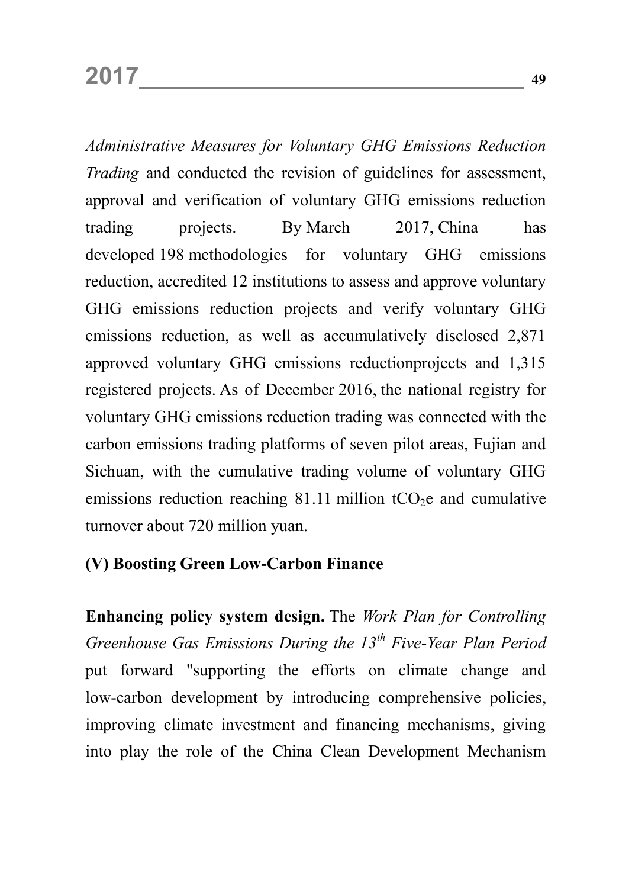*Administrative Measures for Voluntary GHG Emissions Reduction Trading* and conducted the revision of guidelines for assessment, approval and verification of voluntary GHG emissions reduction trading projects. By March 2017, China has developed 198 methodologies for voluntary GHG emissions reduction, accredited 12 institutions to assess and approve voluntary GHG emissions reduction projects and verify voluntary GHG emissions reduction, as well as accumulatively disclosed 2,871 approved voluntary GHG emissions reductionprojects and 1,315 registered projects. As of December 2016, the national registry for voluntary GHG emissions reduction trading was connected with the carbon emissions trading platforms of seven pilot areas, Fujian and Sichuan, with the cumulative trading volume of voluntary GHG emissions reduction reaching 81.11 million $tCO_2e$ and cumulative turnover about 720 million yuan.

### (V) Boosting Green Low-Carbon Finance

**Enhancing policy system design.** The *Work Plan for Controlling Greenhouse Gas Emissions During the 13th Five-Year Plan Period* put forward "supporting the efforts on climate change and low-carbon development by introducing comprehensive policies, improving climate investment and financing mechanisms, giving into play the role of the China Clean Development Mechanism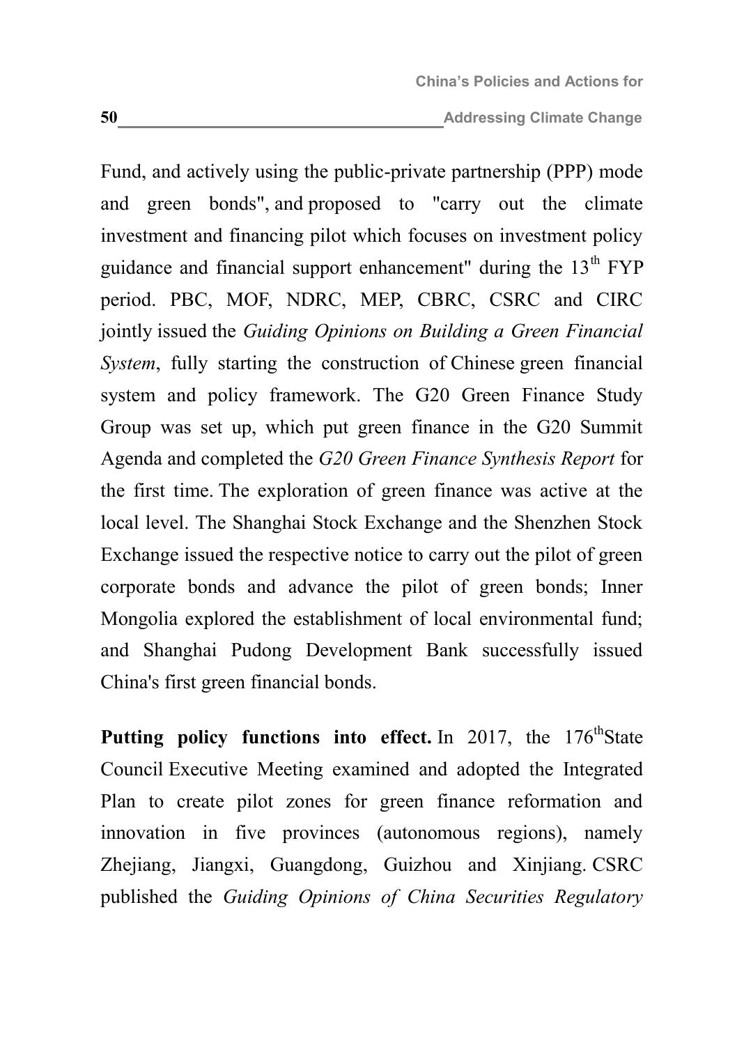Fund, and actively using the public-private partnership (PPP) mode and green bonds", and proposed to "carry out the climate investment and financing pilot which focuses on investment policy guidance and financial support enhancement" during the 13th FYP period. PBC, MOF, NDRC, MEP, CBRC, CSRC and CIRC jointly issued the *Guiding Opinions on Building a Green Financial System*, fully starting the construction of Chinese green financial system and policy framework. The G20 Green Finance Study Group was set up, which put green finance in the G20 Summit Agenda and completed the *G20 Green Finance Synthesis Report* for the first time. The exploration of green finance was active at the local level. The Shanghai Stock Exchange and the Shenzhen Stock Exchange issued the respective notice to carry out the pilot of green corporate bonds and advance the pilot of green bonds; Inner Mongolia explored the establishment of local environmental fund; and Shanghai Pudong Development Bank successfully issued China's first green financial bonds.

**Putting policy functions into effect.** In 2017, the 176th State Council Executive Meeting examined and adopted the Integrated Plan to create pilot zones for green finance reformation and innovation in five provinces (autonomous regions), namely Zhejiang, Jiangxi, Guangdong, Guizhou and Xinjiang. CSRC published the *Guiding Opinions of China Securities Regulatory*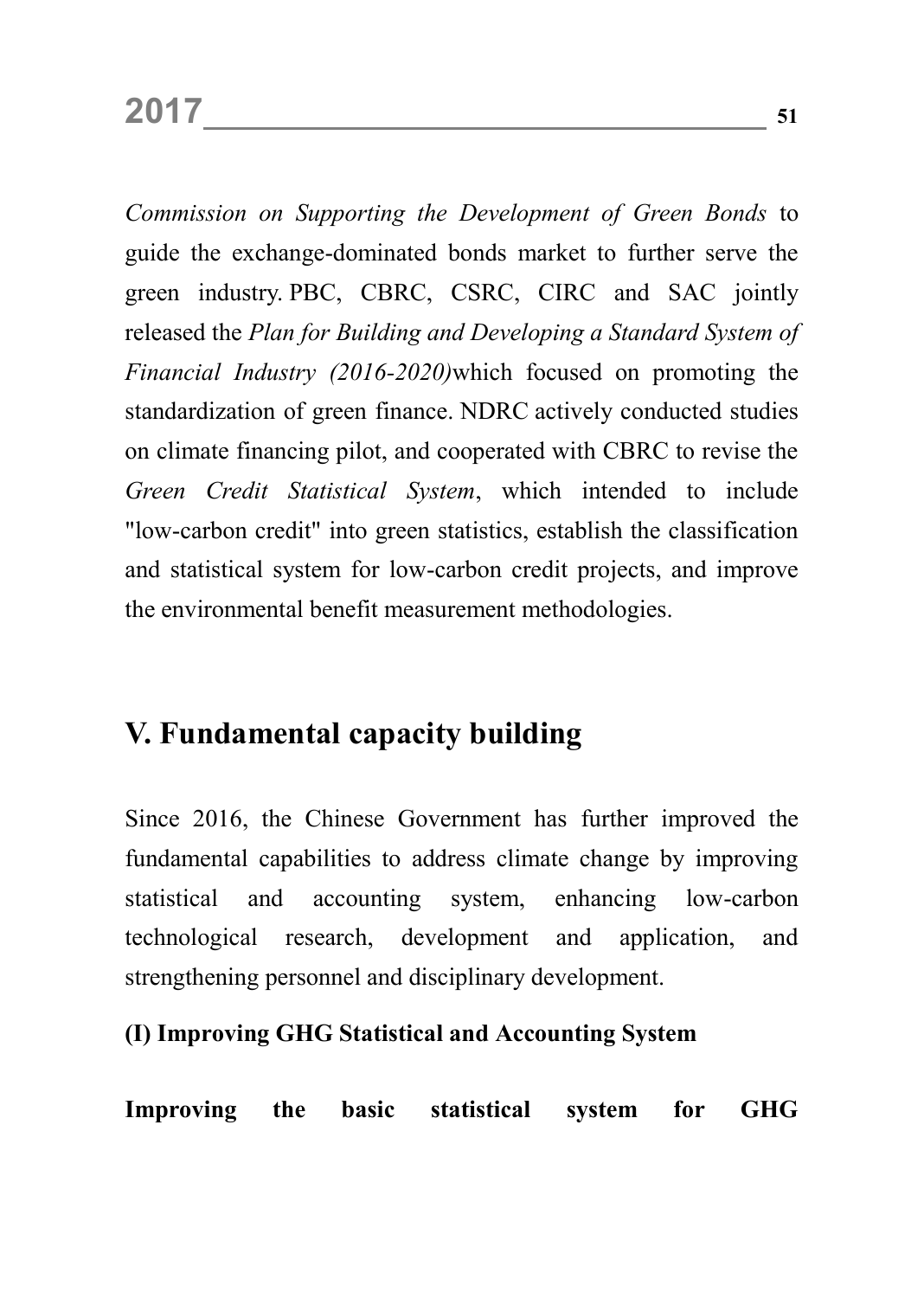*Commission on Supporting the Development of Green Bonds* to guide the exchange-dominated bonds market to further serve the green industry. PBC, CBRC, CSRC, CIRC and SAC jointly released the *Plan for Building and Developing a Standard System of Financial Industry (2016-2020)*which focused on promoting the standardization of green finance. NDRC actively conducted studies on climate financing pilot, and cooperated with CBRC to revise the *Green Credit Statistical System*, which intended to include "low-carbon credit" into green statistics, establish the classification and statistical system for low-carbon credit projects, and improve the environmental benefit measurement methodologies.

## V. Fundamental capacity building

Since 2016, the Chinese Government has further improved the fundamental capabilities to address climate change by improving statistical and accounting system, enhancing low-carbon technological research, development and application, and strengthening personnel and disciplinary development.

### (I) Improving GHG Statistical and Accounting System

**Improving the basic statistical system for GHG**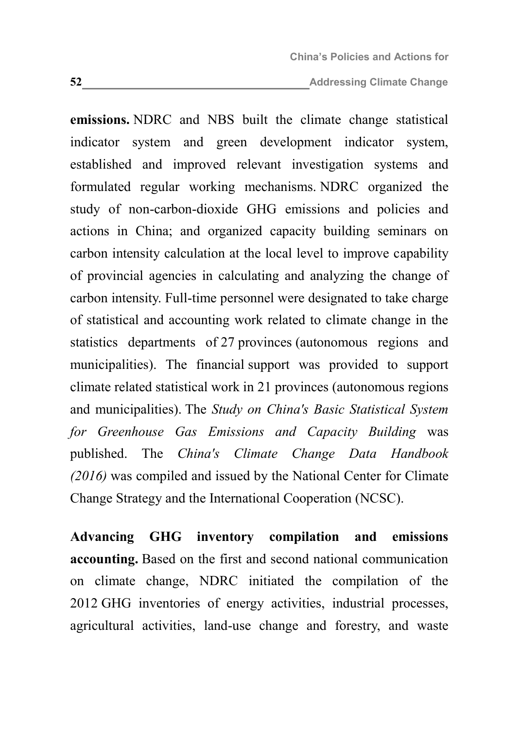**emissions.** NDRC and NBS built the climate change statistical indicator system and green development indicator system, established and improved relevant investigation systems and formulated regular working mechanisms. NDRC organized the study of non-carbon-dioxide GHG emissions and policies and actions in China; and organized capacity building seminars on carbon intensity calculation at the local level to improve capability of provincial agencies in calculating and analyzing the change of carbon intensity. Full-time personnel were designated to take charge of statistical and accounting work related to climate change in the statistics departments of 27 provinces (autonomous regions and municipalities). The financial support was provided to support climate related statistical work in 21 provinces (autonomous regions and municipalities). The *Study on China's Basic Statistical System for Greenhouse Gas Emissions and Capacity Building* was published. The *China's Climate Change Data Handbook (2016)* was compiled and issued by the National Center for Climate Change Strategy and the International Cooperation (NCSC).

**Advancing GHG inventory compilation and emissions accounting.** Based on the first and second national communication on climate change, NDRC initiated the compilation of the 2012 GHG inventories of energy activities, industrial processes, agricultural activities, land-use change and forestry, and waste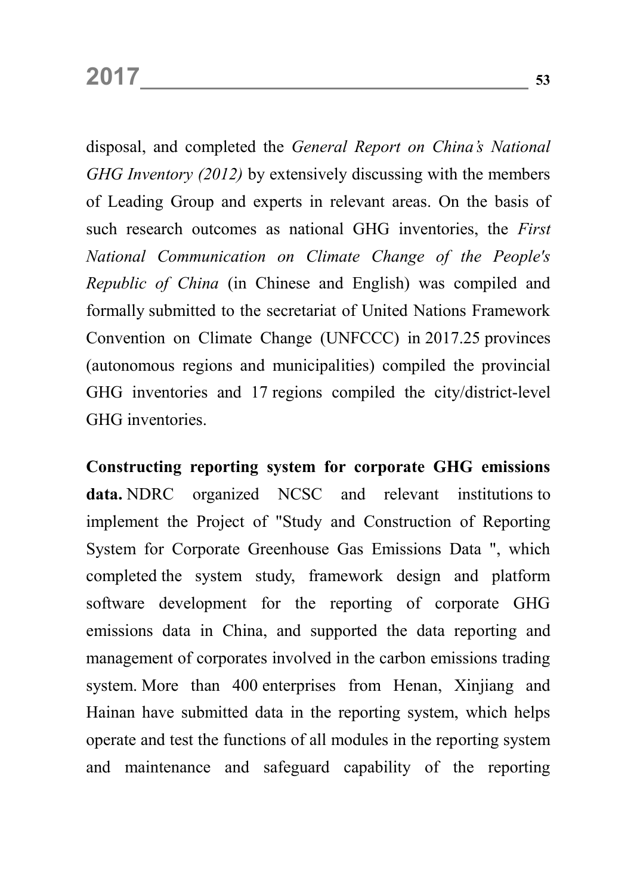disposal, and completed the *General Report on China's National GHG Inventory (2012)* by extensively discussing with the members of Leading Group and experts in relevant areas. On the basis of such research outcomes as national GHG inventories, the *First National Communication on Climate Change of the People's Republic of China* (in Chinese and English) was compiled and formally submitted to the secretariat of United Nations Framework Convention on Climate Change (UNFCCC) in 2017.25 provinces (autonomous regions and municipalities) compiled the provincial GHG inventories and 17 regions compiled the city/district-level GHG inventories.

**Constructing reporting system for corporate GHG emissions data.** NDRC organized NCSC and relevant institutions to implement the Project of "Study and Construction of Reporting System for Corporate Greenhouse Gas Emissions Data ", which completed the system study, framework design and platform software development for the reporting of corporate GHG emissions data in China, and supported the data reporting and management of corporates involved in the carbon emissions trading system. More than 400 enterprises from Henan, Xinjiang and Hainan have submitted data in the reporting system, which helps operate and test the functions of all modules in the reporting system and maintenance and safeguard capability of the reporting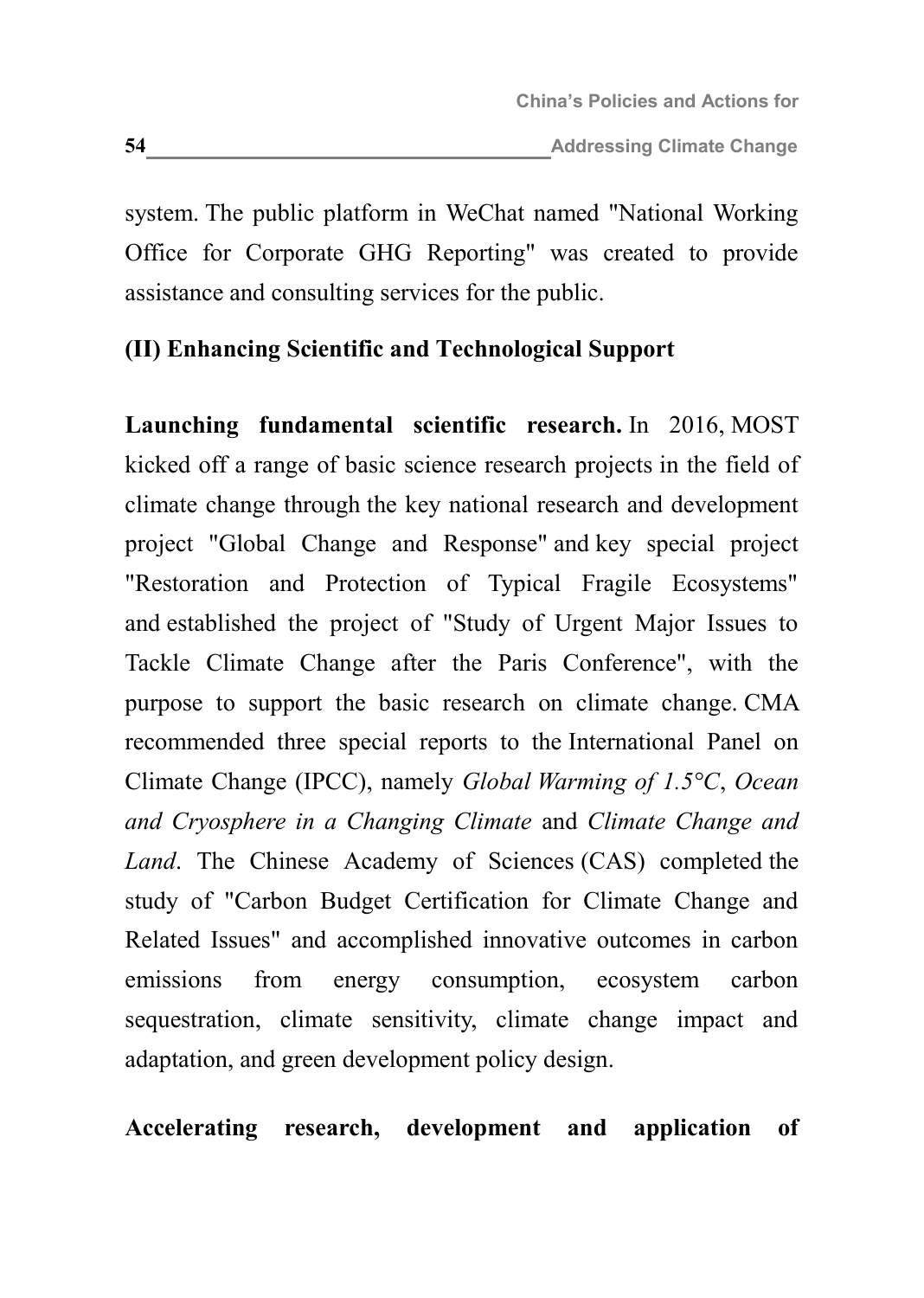system. The public platform in WeChat named "National Working Office for Corporate GHG Reporting" was created to provide assistance and consulting services for the public.

## (II) Enhancing Scientific and Technological Support

**Launching fundamental scientific research.** In 2016, MOST kicked off a range of basic science research projects in the field of climate change through the key national research and development project "Global Change and Response" and key special project "Restoration and Protection of Typical Fragile Ecosystems" and established the project of "Study of Urgent Major Issues to Tackle Climate Change after the Paris Conference", with the purpose to support the basic research on climate change. CMA recommended three special reports to the International Panel on Climate Change (IPCC), namely *Global Warming of 1.5°C*, *Ocean and Cryosphere in a Changing Climate* and *Climate Change and Land*. The Chinese Academy of Sciences (CAS) completed the study of "Carbon Budget Certification for Climate Change and Related Issues" and accomplished innovative outcomes in carbon emissions from energy consumption, ecosystem carbon sequestration, climate sensitivity, climate change impact and adaptation, and green development policy design.

**Accelerating research, development and application of**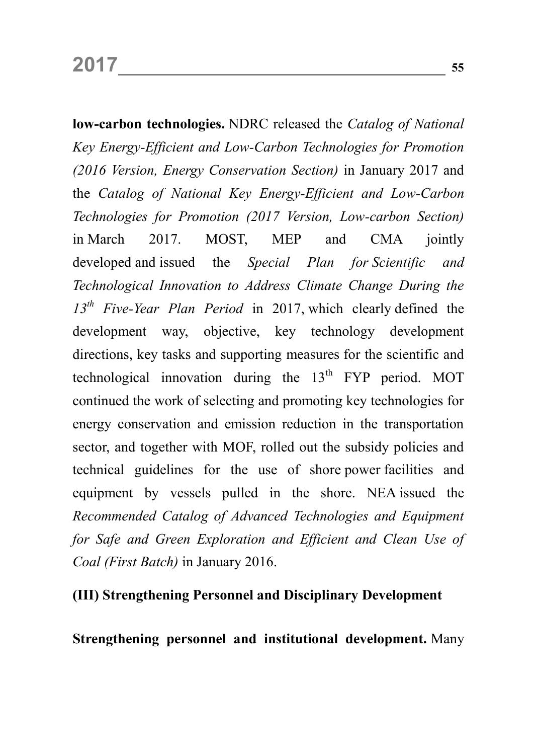**low-carbon technologies.** NDRC released the *Catalog of National Key Energy-Efficient and Low-Carbon Technologies for Promotion (2016 Version, Energy Conservation Section)* in January 2017 and the *Catalog of National Key Energy-Efficient and Low-Carbon Technologies for Promotion (2017 Version, Low-carbon Section)* in March 2017. MOST, MEP and CMA jointly developed and issued the *Special Plan for Scientific and Technological Innovation to Address Climate Change During the 13th Five-Year Plan Period* in 2017, which clearly defined the development way, objective, key technology development directions, key tasks and supporting measures for the scientific and technological innovation during the 13th FYP period. MOT continued the work of selecting and promoting key technologies for energy conservation and emission reduction in the transportation sector, and together with MOF, rolled out the subsidy policies and technical guidelines for the use of shore power facilities and equipment by vessels pulled in the shore. NEA issued the *Recommended Catalog of Advanced Technologies and Equipment for Safe and Green Exploration and Efficient and Clean Use of Coal (First Batch)* in January 2016.

### (III) Strengthening Personnel and Disciplinary Development

**Strengthening personnel and institutional development.** Many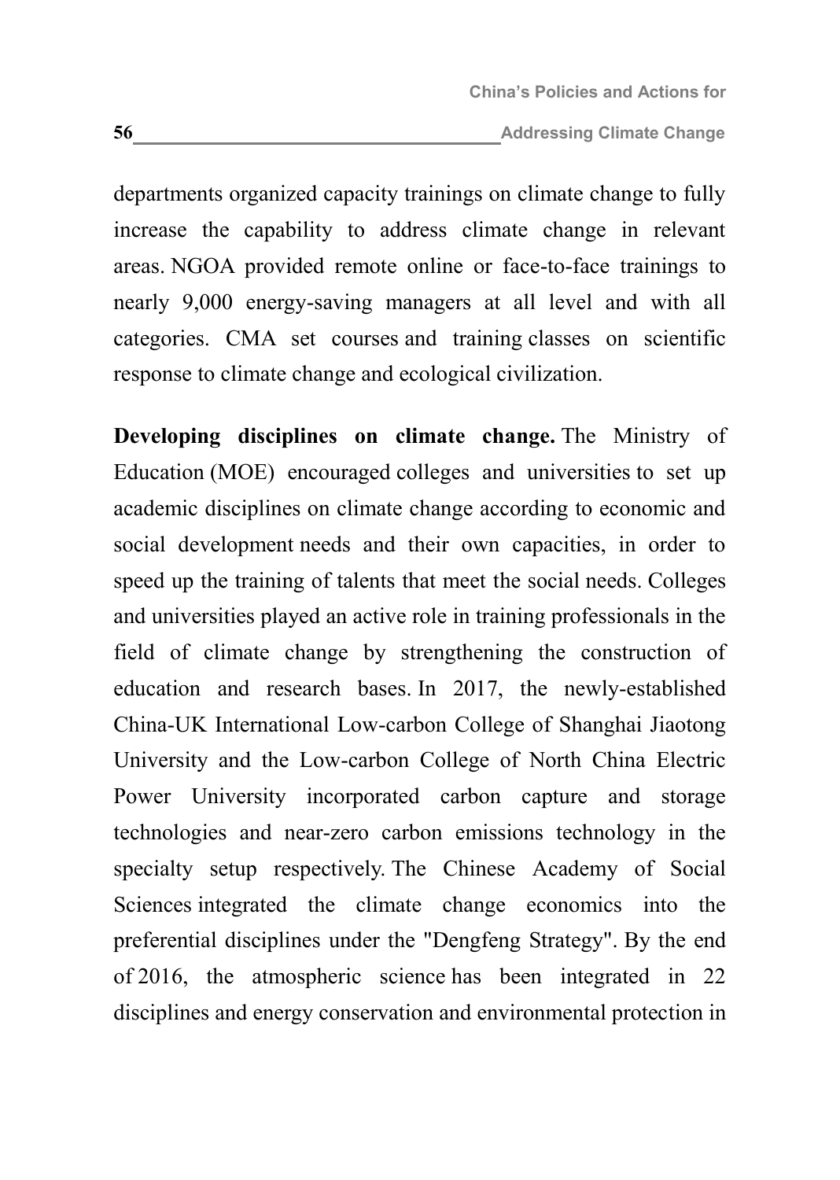departments organized capacity trainings on climate change to fully increase the capability to address climate change in relevant areas. NGOA provided remote online or face-to-face trainings to nearly 9,000 energy-saving managers at all level and with all categories. CMA set courses and training classes on scientific response to climate change and ecological civilization.

**Developing disciplines on climate change.** The Ministry of Education (MOE) encouraged colleges and universities to set up academic disciplines on climate change according to economic and social development needs and their own capacities, in order to speed up the training of talents that meet the social needs. Colleges and universities played an active role in training professionals in the field of climate change by strengthening the construction of education and research bases. In 2017, the newly-established China-UK International Low-carbon College of Shanghai Jiaotong University and the Low-carbon College of North China Electric Power University incorporated carbon capture and storage technologies and near-zero carbon emissions technology in the specialty setup respectively. The Chinese Academy of Social Sciences integrated the climate change economics into the preferential disciplines under the "Dengfeng Strategy". By the end of 2016, the atmospheric science has been integrated in 22 disciplines and energy conservation and environmental protection in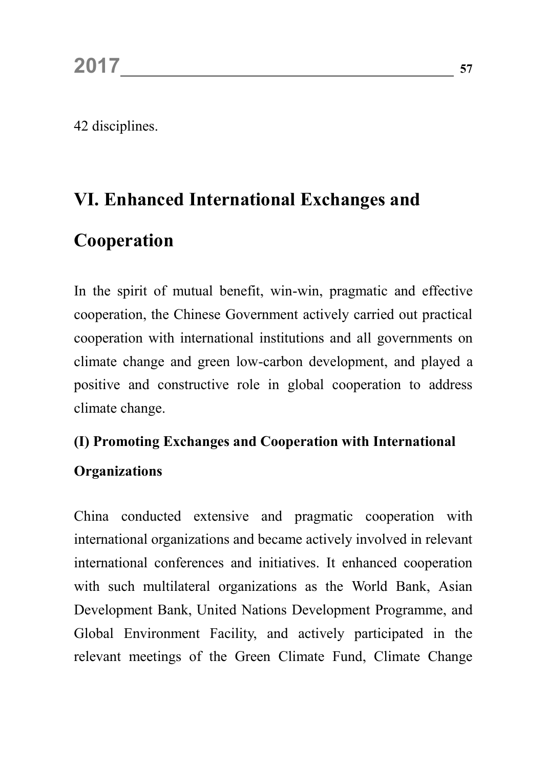42 disciplines.

## VI. Enhanced International Exchanges and Cooperation

In the spirit of mutual benefit, win-win, pragmatic and effective cooperation, the Chinese Government actively carried out practical cooperation with international institutions and all governments on climate change and green low-carbon development, and played a positive and constructive role in global cooperation to address climate change.

### (I) Promoting Exchanges and Cooperation with International Organizations

China conducted extensive and pragmatic cooperation with international organizations and became actively involved in relevant international conferences and initiatives. It enhanced cooperation with such multilateral organizations as the World Bank, Asian Development Bank, United Nations Development Programme, and Global Environment Facility, and actively participated in the relevant meetings of the Green Climate Fund, Climate Change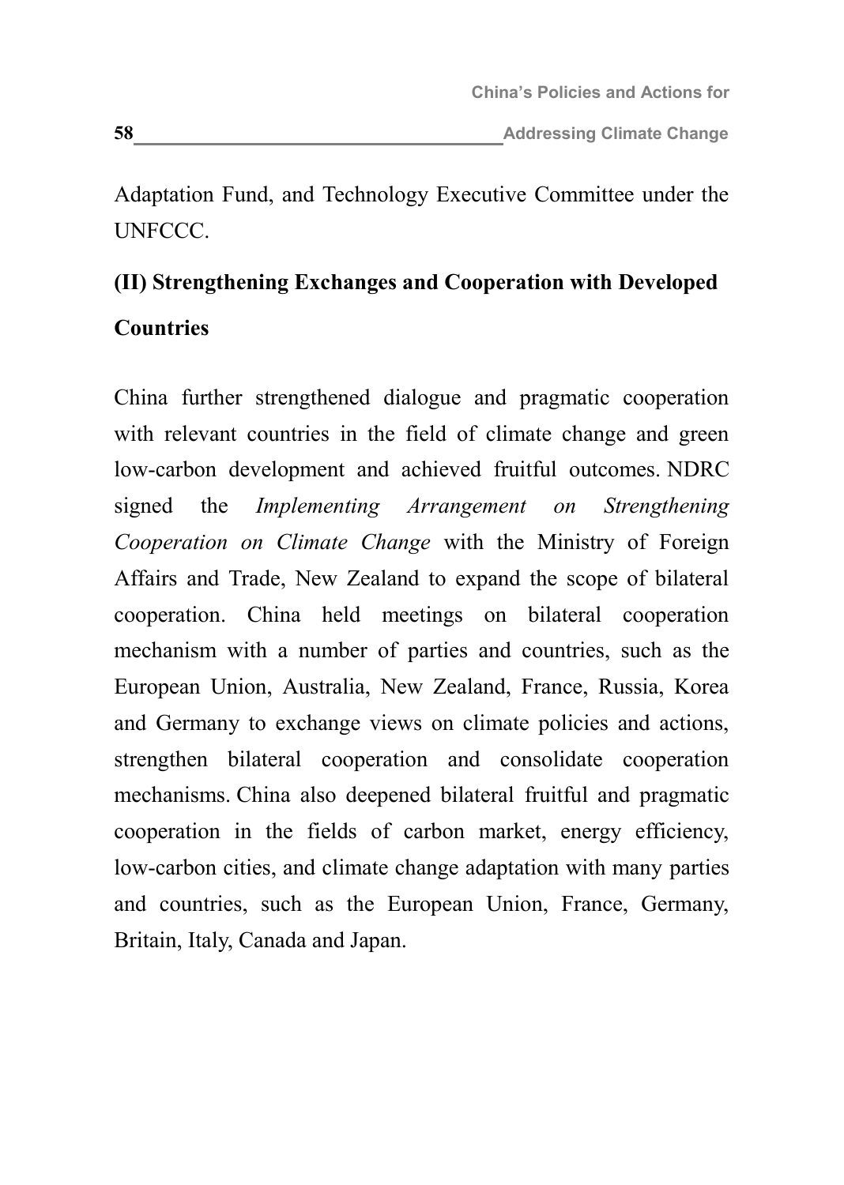Adaptation Fund, and Technology Executive Committee under the UNFCCC.

## (II) Strengthening Exchanges and Cooperation with Developed Countries

China further strengthened dialogue and pragmatic cooperation with relevant countries in the field of climate change and green low-carbon development and achieved fruitful outcomes. NDRC signed the *Implementing Arrangement on Strengthening Cooperation on Climate Change* with the Ministry of Foreign Affairs and Trade, New Zealand to expand the scope of bilateral cooperation. China held meetings on bilateral cooperation mechanism with a number of parties and countries, such as the European Union, Australia, New Zealand, France, Russia, Korea and Germany to exchange views on climate policies and actions, strengthen bilateral cooperation and consolidate cooperation mechanisms. China also deepened bilateral fruitful and pragmatic cooperation in the fields of carbon market, energy efficiency, low-carbon cities, and climate change adaptation with many parties and countries, such as the European Union, France, Germany, Britain, Italy, Canada and Japan.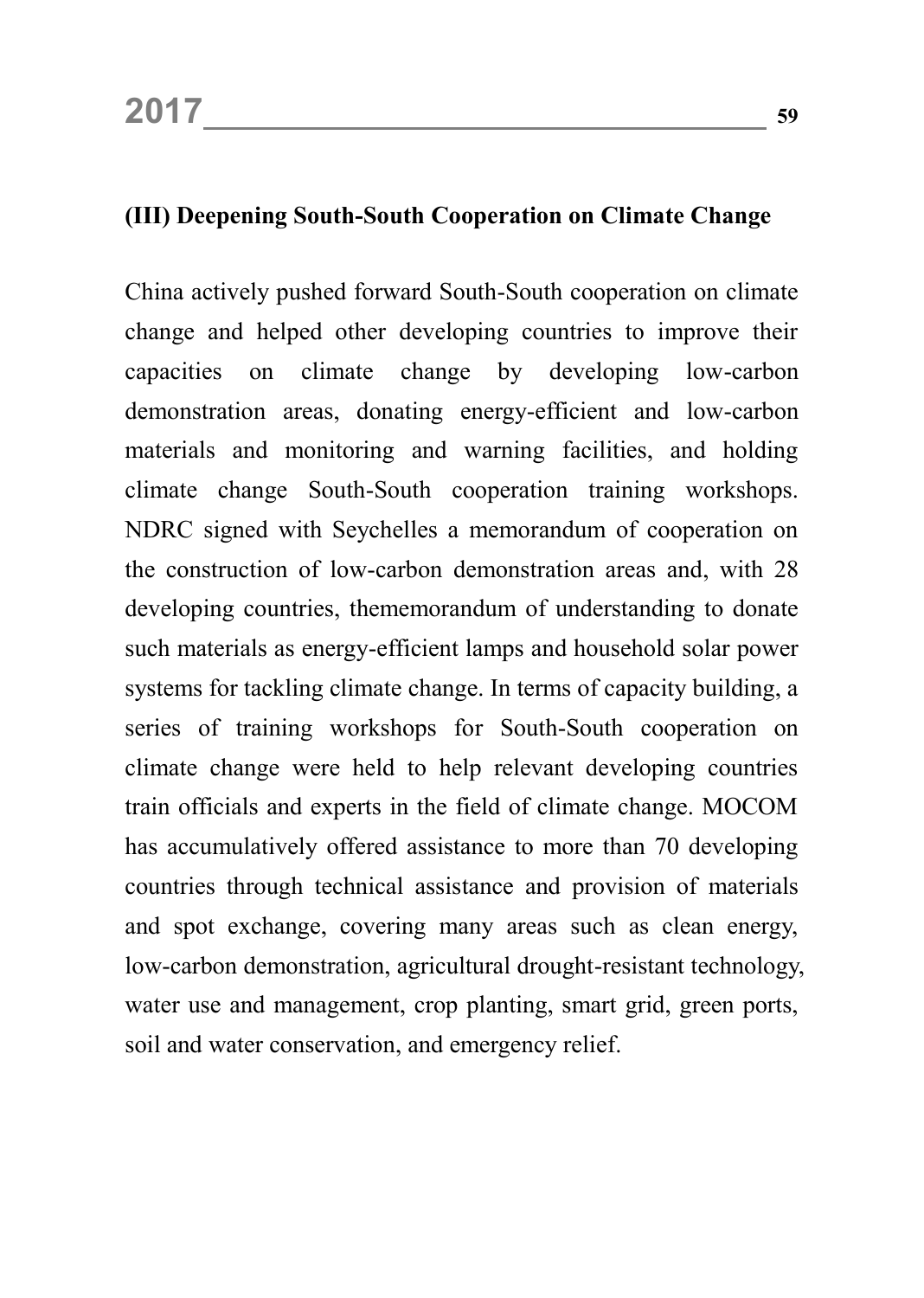### (III) Deepening South-South Cooperation on Climate Change

China actively pushed forward South-South cooperation on climate change and helped other developing countries to improve their capacities on climate change by developing low-carbon demonstration areas, donating energy-efficient and low-carbon materials and monitoring and warning facilities, and holding climate change South-South cooperation training workshops. NDRC signed with Seychelles a memorandum of cooperation on the construction of low-carbon demonstration areas and, with 28 developing countries, thememorandum of understanding to donate such materials as energy-efficient lamps and household solar power systems for tackling climate change. In terms of capacity building, a series of training workshops for South-South cooperation on climate change were held to help relevant developing countries train officials and experts in the field of climate change. MOCOM has accumulatively offered assistance to more than 70 developing countries through technical assistance and provision of materials and spot exchange, covering many areas such as clean energy, low-carbon demonstration, agricultural drought-resistant technology, water use and management, crop planting, smart grid, green ports, soil and water conservation, and emergency relief.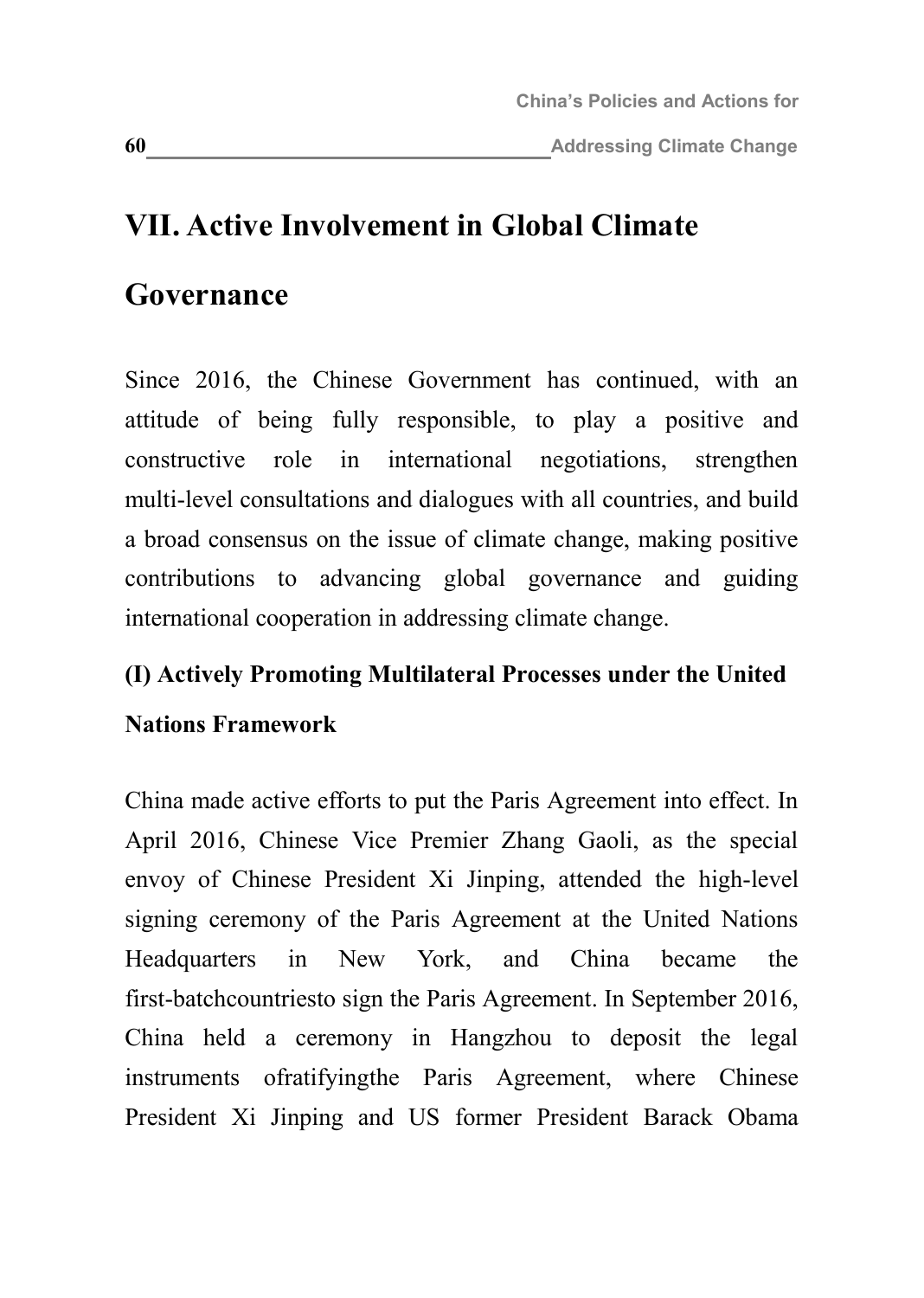# VII. Active Involvement in Global Climate Governance

Since 2016, the Chinese Government has continued, with an attitude of being fully responsible, to play a positive and constructive role in international negotiations, strengthen multi-level consultations and dialogues with all countries, and build a broad consensus on the issue of climate change, making positive contributions to advancing global governance and guiding international cooperation in addressing climate change.

## (I) Actively Promoting Multilateral Processes under the United Nations Framework

China made active efforts to put the Paris Agreement into effect. In April 2016, Chinese Vice Premier Zhang Gaoli, as the special envoy of Chinese President Xi Jinping, attended the high-level signing ceremony of the Paris Agreement at the United Nations Headquarters in New York, and China became the first-batchcountriesto sign the Paris Agreement. In September 2016, China held a ceremony in Hangzhou to deposit the legal instruments ofratifyingthe Paris Agreement, where Chinese President Xi Jinping and US former President Barack Obama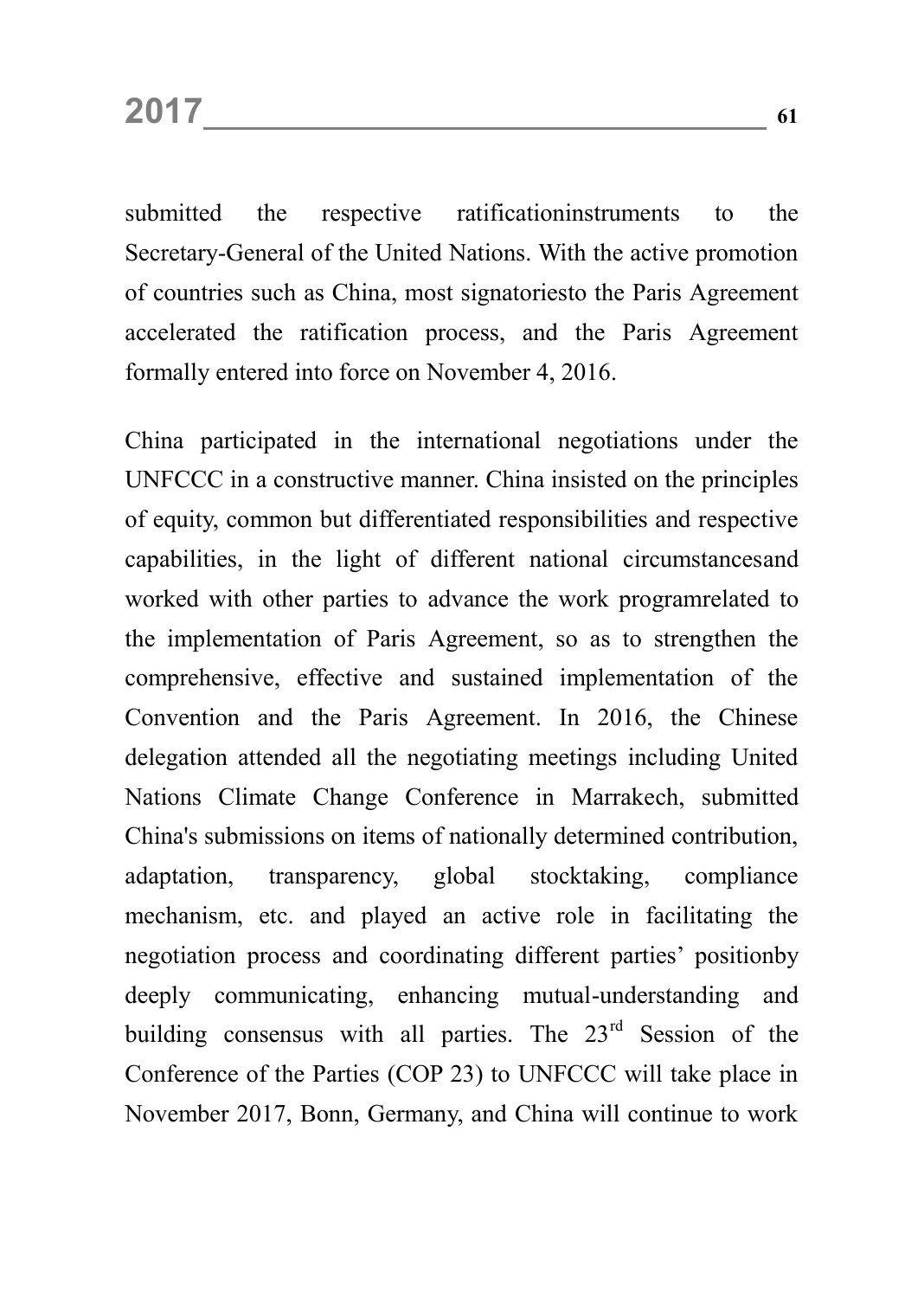submitted the respective ratificationinstruments to the Secretary-General of the United Nations. With the active promotion of countries such as China, most signatoriesto the Paris Agreement accelerated the ratification process, and the Paris Agreement formally entered into force on November 4, 2016.

China participated in the international negotiations under the UNFCCC in a constructive manner. China insisted on the principles of equity, common but differentiated responsibilities and respective capabilities, in the light of different national circumstancesand worked with other parties to advance the work programrelated to the implementation of Paris Agreement, so as to strengthen the comprehensive, effective and sustained implementation of the Convention and the Paris Agreement. In 2016, the Chinese delegation attended all the negotiating meetings including United Nations Climate Change Conference in Marrakech, submitted China's submissions on items of nationally determined contribution, adaptation, transparency, global stocktaking, compliance mechanism, etc. and played an active role in facilitating the negotiation process and coordinating different parties' positionby deeply communicating, enhancing mutual-understanding and building consensus with all parties. The 23rd Session of the Conference of the Parties (COP 23) to UNFCCC will take place in November 2017, Bonn, Germany, and China will continue to work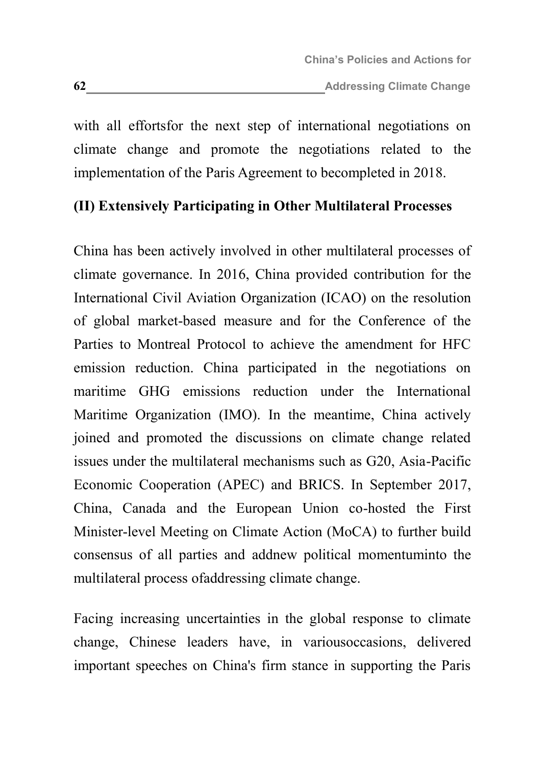with all effortsfor the next step of international negotiations on climate change and promote the negotiations related to the implementation of the Paris Agreement to becompleted in 2018.

### (II) Extensively Participating in Other Multilateral Processes

China has been actively involved in other multilateral processes of climate governance. In 2016, China provided contribution for the International Civil Aviation Organization (ICAO) on the resolution of global market-based measure and for the Conference of the Parties to Montreal Protocol to achieve the amendment for HFC emission reduction. China participated in the negotiations on maritime GHG emissions reduction under the International Maritime Organization (IMO). In the meantime, China actively joined and promoted the discussions on climate change related issues under the multilateral mechanisms such as G20, Asia-Pacific Economic Cooperation (APEC) and BRICS. In September 2017, China, Canada and the European Union co-hosted the First Minister-level Meeting on Climate Action (MoCA) to further build consensus of all parties and addnew political momentuminto the multilateral process ofaddressing climate change.

Facing increasing uncertainties in the global response to climate change, Chinese leaders have, in variousoccasions, delivered important speeches on China's firm stance in supporting the Paris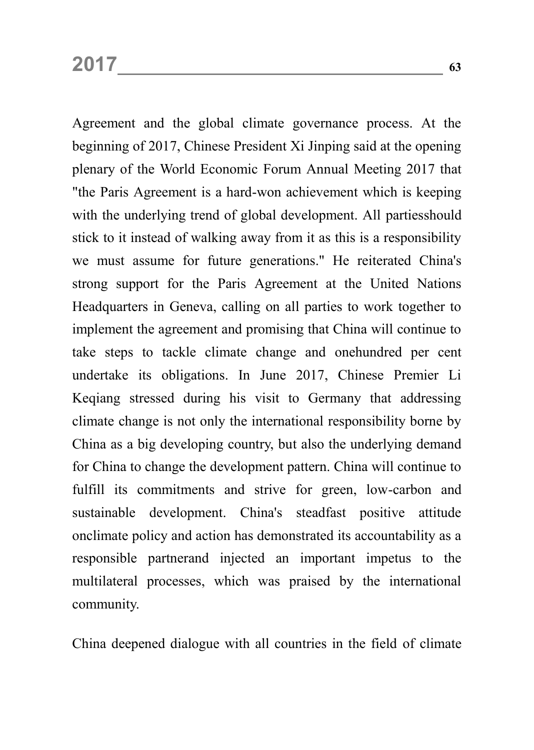Agreement and the global climate governance process. At the beginning of 2017, Chinese President Xi Jinping said at the opening plenary of the World Economic Forum Annual Meeting 2017 that "the Paris Agreement is a hard-won achievement which is keeping with the underlying trend of global development. All partiesshould stick to it instead of walking away from it as this is a responsibility we must assume for future generations." He reiterated China's strong support for the Paris Agreement at the United Nations Headquarters in Geneva, calling on all parties to work together to implement the agreement and promising that China will continue to take steps to tackle climate change and onehundred per cent undertake its obligations. In June 2017, Chinese Premier Li Keqiang stressed during his visit to Germany that addressing climate change is not only the international responsibility borne by China as a big developing country, but also the underlying demand for China to change the development pattern. China will continue to fulfill its commitments and strive for green, low-carbon and sustainable development. China's steadfast positive attitude onclimate policy and action has demonstrated its accountability as a responsible partnerand injected an important impetus to the multilateral processes, which was praised by the international community.

China deepened dialogue with all countries in the field of climate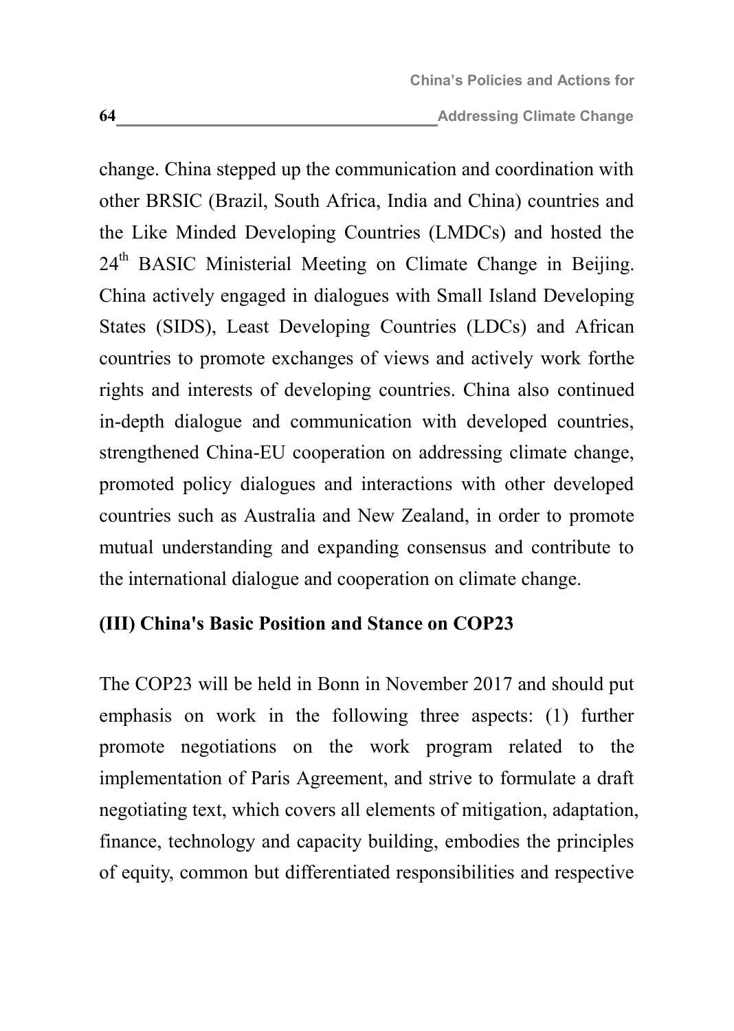change. China stepped up the communication and coordination with other BRSIC (Brazil, South Africa, India and China) countries and the Like Minded Developing Countries (LMDCs) and hosted the 24th BASIC Ministerial Meeting on Climate Change in Beijing. China actively engaged in dialogues with Small Island Developing States (SIDS), Least Developing Countries (LDCs) and African countries to promote exchanges of views and actively work forthe rights and interests of developing countries. China also continued in-depth dialogue and communication with developed countries, strengthened China-EU cooperation on addressing climate change, promoted policy dialogues and interactions with other developed countries such as Australia and New Zealand, in order to promote mutual understanding and expanding consensus and contribute to the international dialogue and cooperation on climate change.

### (III) China's Basic Position and Stance on COP23

The COP23 will be held in Bonn in November 2017 and should put emphasis on work in the following three aspects: (1) further promote negotiations on the work program related to the implementation of Paris Agreement, and strive to formulate a draft negotiating text, which covers all elements of mitigation, adaptation, finance, technology and capacity building, embodies the principles of equity, common but differentiated responsibilities and respective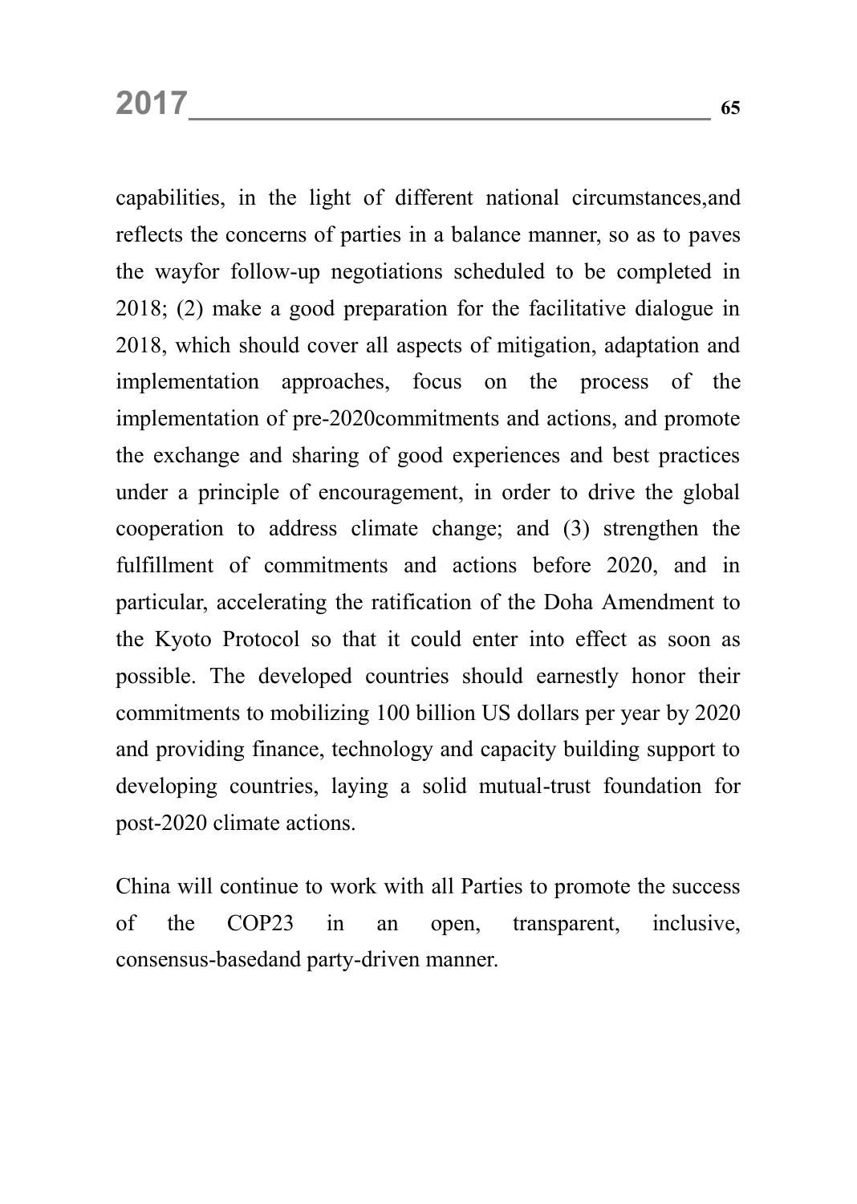capabilities, in the light of different national circumstances,and reflects the concerns of parties in a balance manner, so as to paves the wayfor follow-up negotiations scheduled to be completed in 2018; (2) make a good preparation for the facilitative dialogue in 2018, which should cover all aspects of mitigation, adaptation and implementation approaches, focus on the process of the implementation of pre-2020commitments and actions, and promote the exchange and sharing of good experiences and best practices under a principle of encouragement, in order to drive the global cooperation to address climate change; and (3) strengthen the fulfillment of commitments and actions before 2020, and in particular, accelerating the ratification of the Doha Amendment to the Kyoto Protocol so that it could enter into effect as soon as possible. The developed countries should earnestly honor their commitments to mobilizing 100 billion US dollars per year by 2020 and providing finance, technology and capacity building support to developing countries, laying a solid mutual-trust foundation for post-2020 climate actions.

China will continue to work with all Parties to promote the success of the COP23 in an open, transparent, inclusive, consensus-basedand party-driven manner.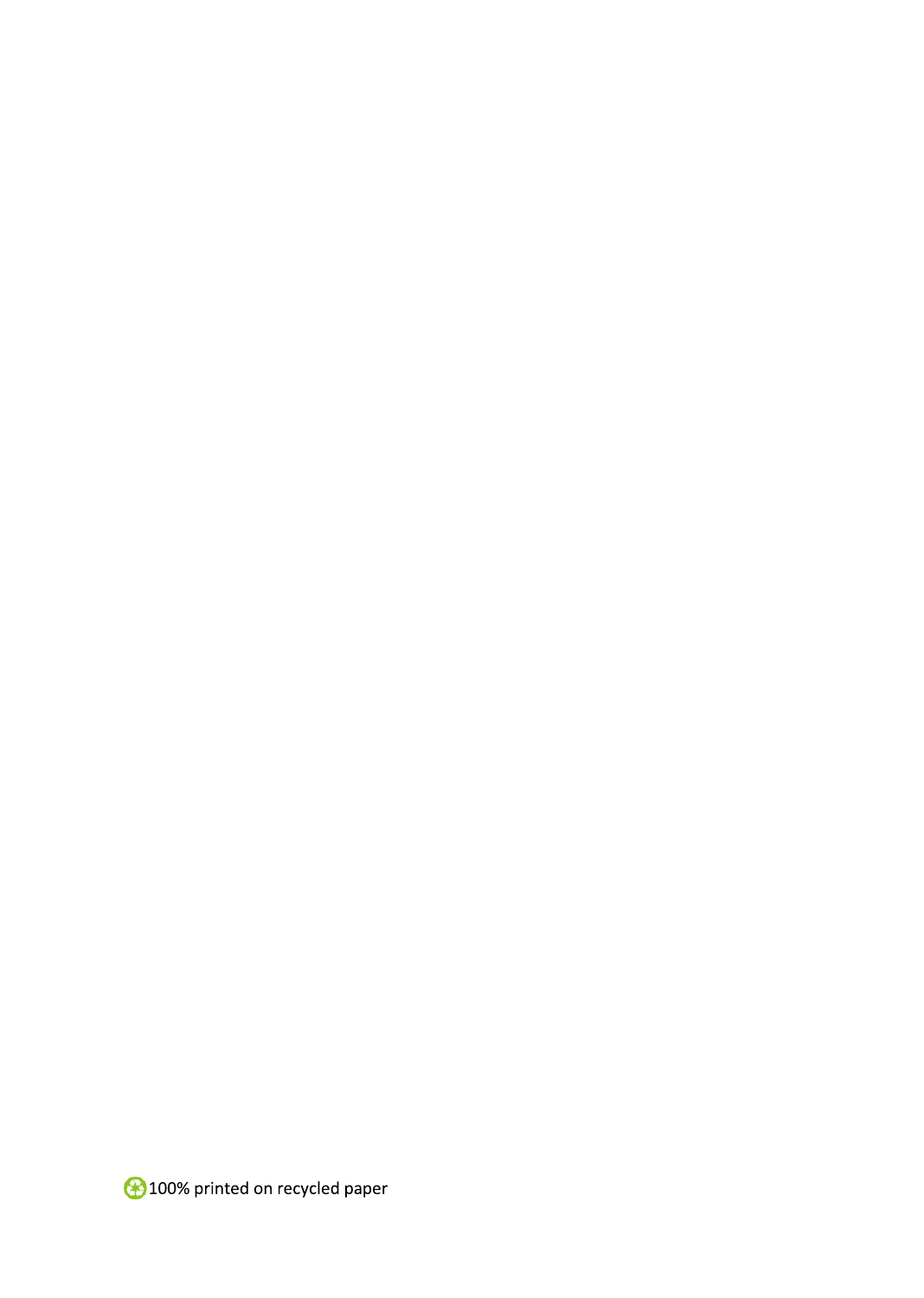100% printed on recycled paper